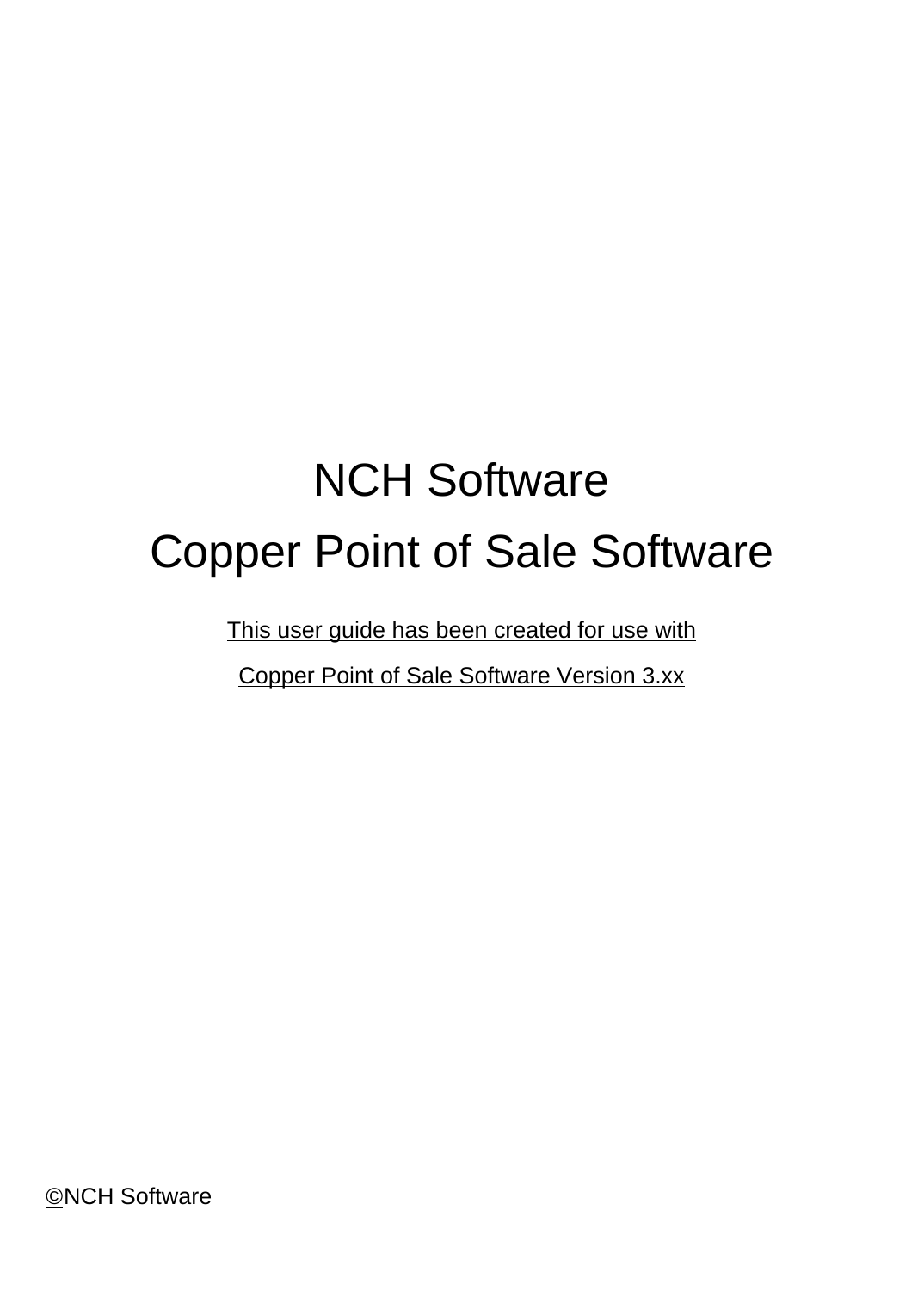# NCH Software

# Copper Point of Sale Software

This user guide has been created for use with

Copper Point of Sale Software Version 3.xx

©NCH Software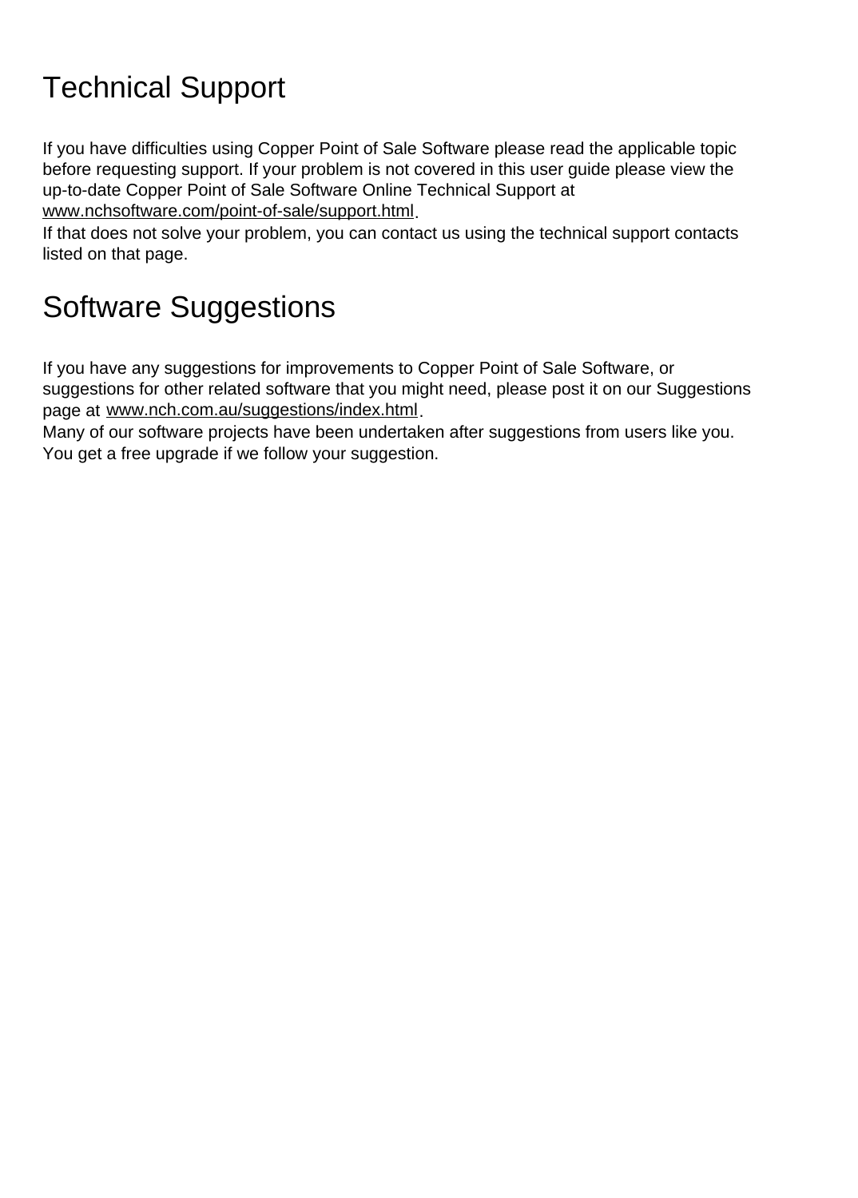# Technical Support

If you have difficulties using Copper Point of Sale Software please read the applicable topic before requesting support. If your problem is not covered in this user guide please view the up-to-date Copper Point of Sale Software Online Technical Support at www.nchsoftware.com/point-of-sale/support.html.
If that does not solve your problem, you can contact us using the technical support contacts listed on that page.

# Software Suggestions

If you have any suggestions for improvements to Copper Point of Sale Software, or suggestions for other related software that you might need, please post it on our Suggestions page at www.nch.com.au/suggestions/index.html.
Many of our software projects have been undertaken after suggestions from users like you. You get a free upgrade if we follow your suggestion.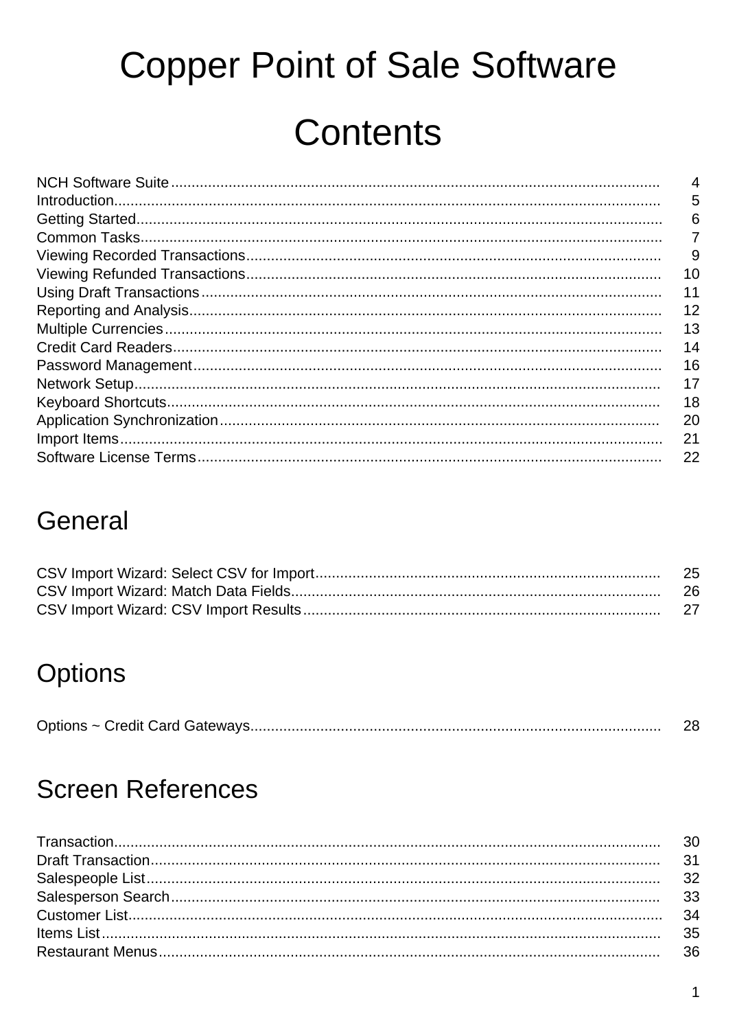# Copper Point of Sale Software

# Contents

| | |
|---|---|
| NCH Software Suite | 4 |
| Introduction | 5 |
| Getting Started | 6 |
| Common Tasks | 7 |
| Viewing Recorded Transactions | 9 |
| Viewing Refunded Transactions | 10 |
| Using Draft Transactions | 11 |
| Reporting and Analysis | 12 |
| Multiple Currencies | 13 |
| Credit Card Readers | 14 |
| Password Management | 16 |
| Network Setup | 17 |
| Keyboard Shortcuts | 18 |
| Application Synchronization | 20 |
| Import Items | 21 |
| Software License Terms | 22 |

## General

| | |
|---|---|
| CSV Import Wizard: Select CSV for Import | 25 |
| CSV Import Wizard: Match Data Fields | 26 |
| CSV Import Wizard: CSV Import Results | 27 |

## Options

| | |
|---|---|
| Options ~ Credit Card Gateways | 28 |

## Screen References

| | |
|---|---|
| Transaction | 30 |
| Draft Transaction | 31 |
| Salespeople List | 32 |
| Salesperson Search | 33 |
| Customer List | 34 |
| Items List | 35 |
| Restaurant Menus | 36 |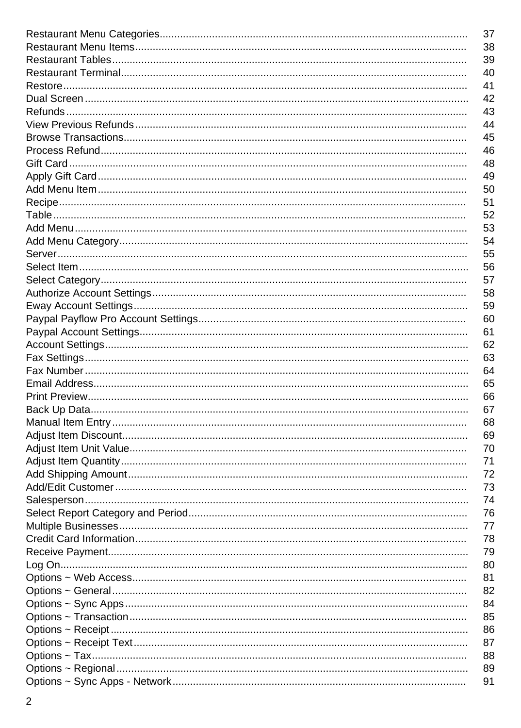| | |
|---|---|
| Restaurant Menu Categories | 37 |
| Restaurant Menu Items | 38 |
| Restaurant Tables | 39 |
| Restaurant Terminal | 40 |
| Restore | 41 |
| Dual Screen | 42 |
| Refunds | 43 |
| View Previous Refunds | 44 |
| Browse Transactions | 45 |
| Process Refund | 46 |
| Gift Card | 48 |
| Apply Gift Card | 49 |
| Add Menu Item | 50 |
| Recipe | 51 |
| Table | 52 |
| Add Menu | 53 |
| Add Menu Category | 54 |
| Server | 55 |
| Select Item | 56 |
| Select Category | 57 |
| Authorize Account Settings | 58 |
| Eway Account Settings | 59 |
| Paypal Payflow Pro Account Settings | 60 |
| Paypal Account Settings | 61 |
| Account Settings | 62 |
| Fax Settings | 63 |
| Fax Number | 64 |
| Email Address | 65 |
| Print Preview | 66 |
| Back Up Data | 67 |
| Manual Item Entry | 68 |
| Adjust Item Discount | 69 |
| Adjust Item Unit Value | 70 |
| Adjust Item Quantity | 71 |
| Add Shipping Amount | 72 |
| Add/Edit Customer | 73 |
| Salesperson | 74 |
| Select Report Category and Period | 76 |
| Multiple Businesses | 77 |
| Credit Card Information | 78 |
| Receive Payment | 79 |
| Log On | 80 |
| Options ~ Web Access | 81 |
| Options ~ General | 82 |
| Options ~ Sync Apps | 84 |
| Options ~ Transaction | 85 |
| Options ~ Receipt | 86 |
| Options ~ Receipt Text | 87 |
| Options ~ Tax | 88 |
| Options ~ Regional | 89 |
| Options ~ Sync Apps - Network | 91 |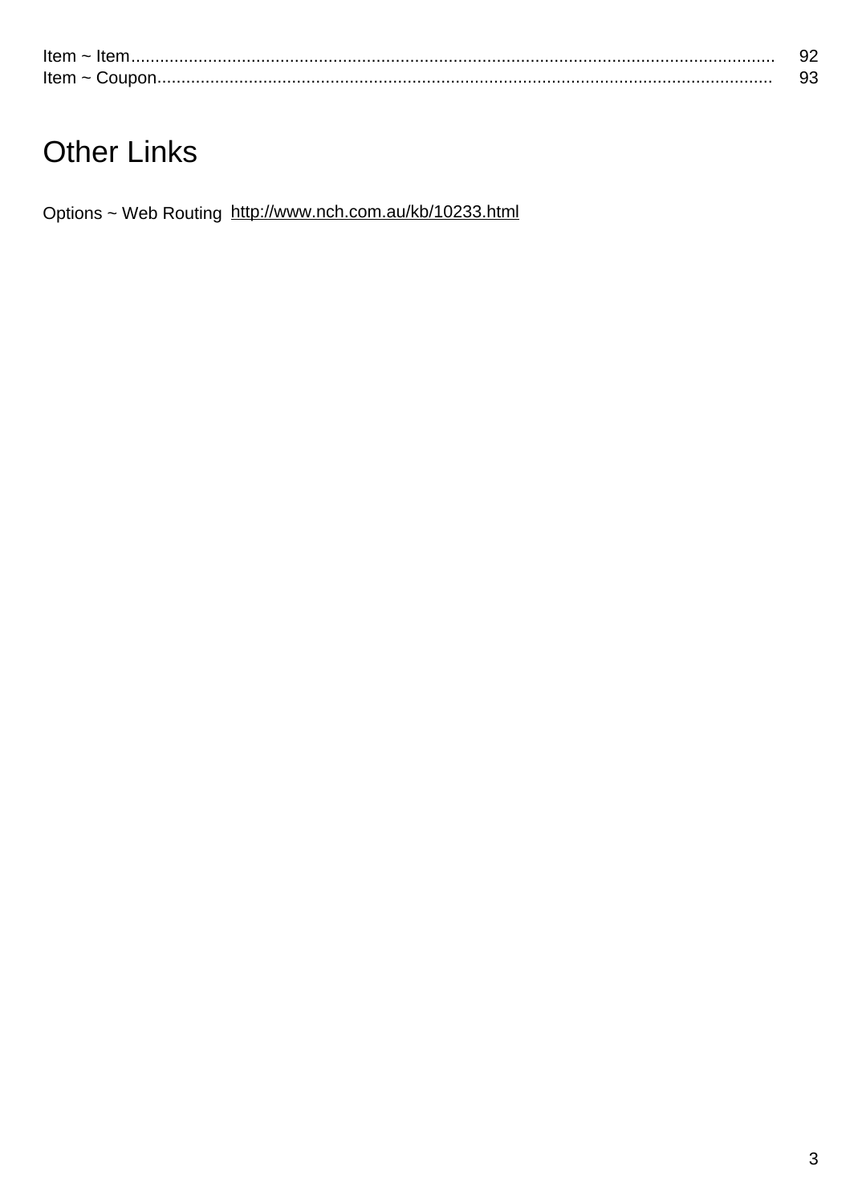Item ~ Item...................................................................................................................................... 92
Item ~ Coupon.................................................................................................................................. 93

# Other Links

Options ~ Web Routing http://www.nch.com.au/kb/10233.html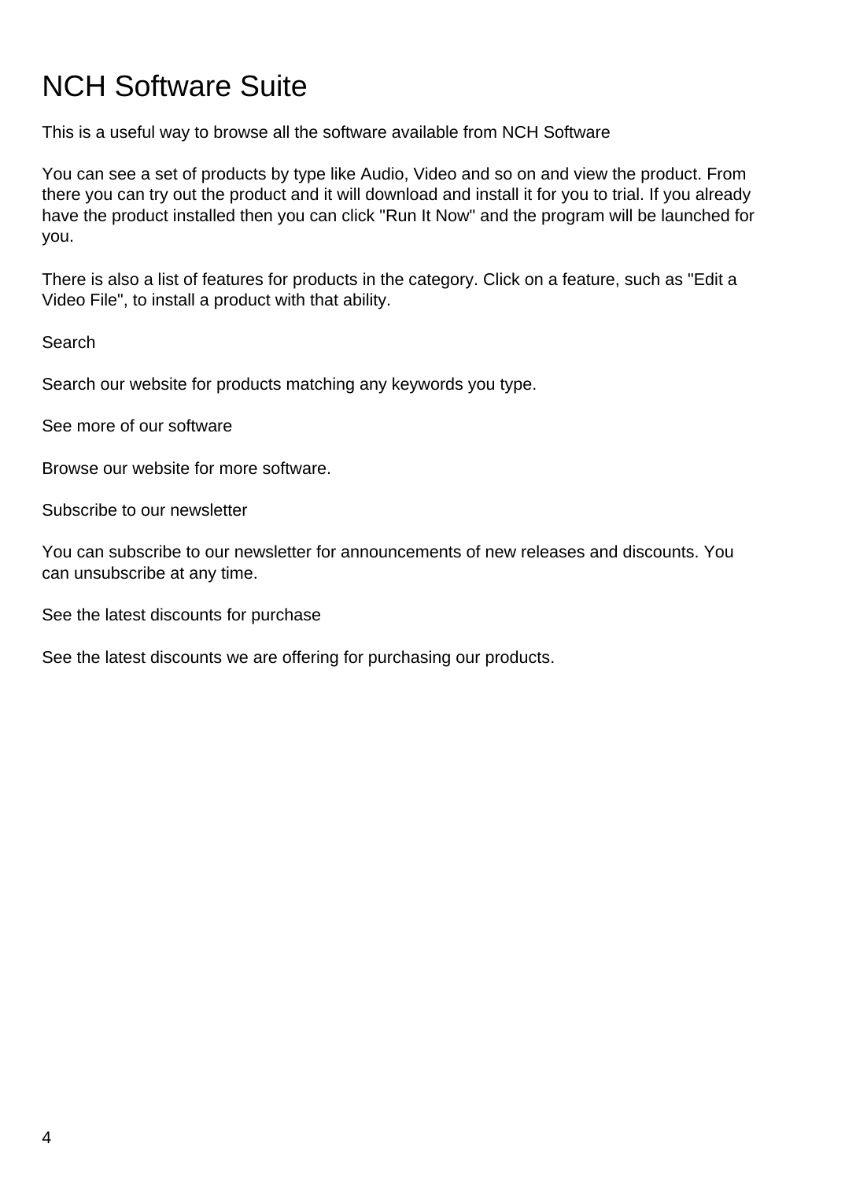# NCH Software Suite

This is a useful way to browse all the software available from NCH Software

You can see a set of products by type like Audio, Video and so on and view the product. From there you can try out the product and it will download and install it for you to trial. If you already have the product installed then you can click "Run It Now" and the program will be launched for you.

There is also a list of features for products in the category. Click on a feature, such as "Edit a Video File", to install a product with that ability.

Search

Search our website for products matching any keywords you type.

See more of our software

Browse our website for more software.

Subscribe to our newsletter

You can subscribe to our newsletter for announcements of new releases and discounts. You can unsubscribe at any time.

See the latest discounts for purchase

See the latest discounts we are offering for purchasing our products.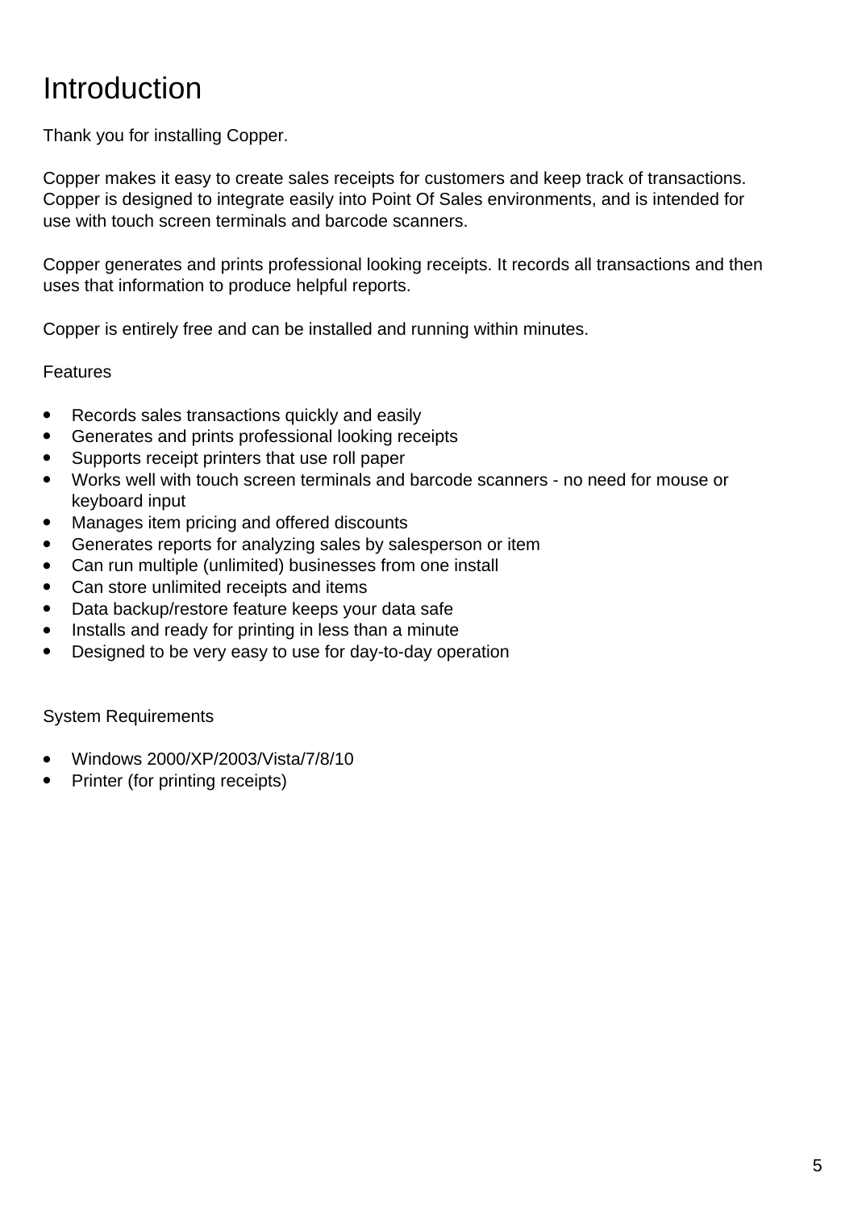# Introduction

Thank you for installing Copper.

Copper makes it easy to create sales receipts for customers and keep track of transactions. Copper is designed to integrate easily into Point Of Sales environments, and is intended for use with touch screen terminals and barcode scanners.

Copper generates and prints professional looking receipts. It records all transactions and then uses that information to produce helpful reports.

Copper is entirely free and can be installed and running within minutes.

Features

- Records sales transactions quickly and easily
- Generates and prints professional looking receipts
- Supports receipt printers that use roll paper
- Works well with touch screen terminals and barcode scanners - no need for mouse or keyboard input
- Manages item pricing and offered discounts
- Generates reports for analyzing sales by salesperson or item
- Can run multiple (unlimited) businesses from one install
- Can store unlimited receipts and items
- Data backup/restore feature keeps your data safe
- Installs and ready for printing in less than a minute
- Designed to be very easy to use for day-to-day operation

System Requirements

- Windows 2000/XP/2003/Vista/7/8/10
- Printer (for printing receipts)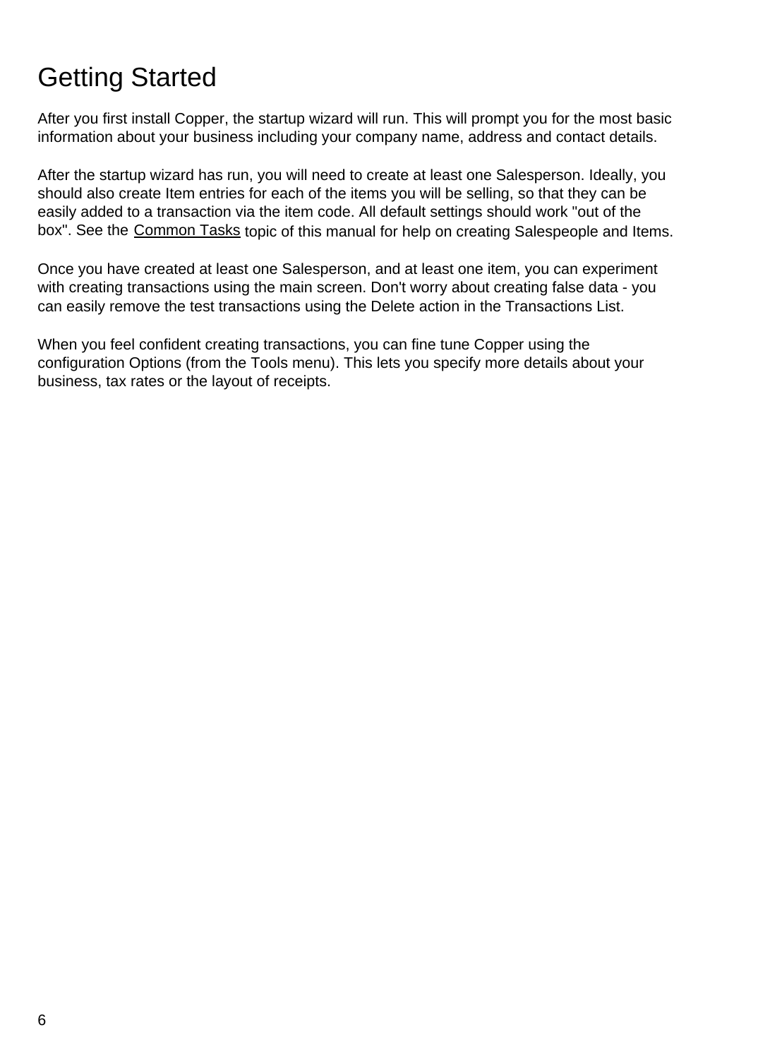# Getting Started

After you first install Copper, the startup wizard will run. This will prompt you for the most basic information about your business including your company name, address and contact details.

After the startup wizard has run, you will need to create at least one Salesperson. Ideally, you should also create Item entries for each of the items you will be selling, so that they can be easily added to a transaction via the item code. All default settings should work "out of the box". See the Common Tasks topic of this manual for help on creating Salespeople and Items.

Once you have created at least one Salesperson, and at least one item, you can experiment with creating transactions using the main screen. Don't worry about creating false data - you can easily remove the test transactions using the Delete action in the Transactions List.

When you feel confident creating transactions, you can fine tune Copper using the configuration Options (from the Tools menu). This lets you specify more details about your business, tax rates or the layout of receipts.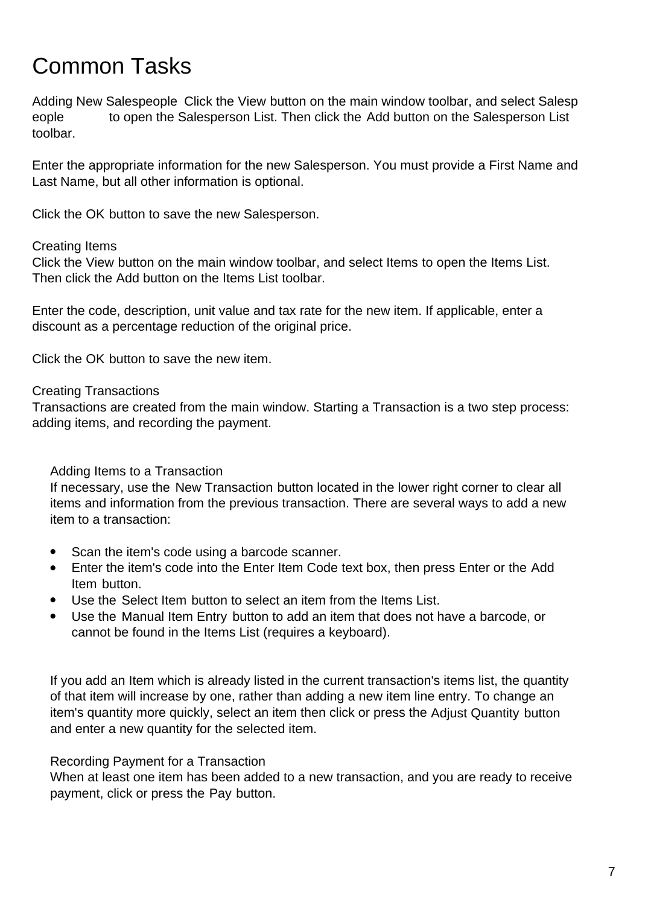# Common Tasks

Adding New Salespeople Click the View button on the main window toolbar, and select Salespeople to open the Salesperson List. Then click the Add button on the Salesperson List toolbar.

Enter the appropriate information for the new Salesperson. You must provide a First Name and Last Name, but all other information is optional.

Click the OK button to save the new Salesperson.

Creating Items
Click the View button on the main window toolbar, and select Items to open the Items List. Then click the Add button on the Items List toolbar.

Enter the code, description, unit value and tax rate for the new item. If applicable, enter a discount as a percentage reduction of the original price.

Click the OK button to save the new item.

Creating Transactions
Transactions are created from the main window. Starting a Transaction is a two step process: adding items, and recording the payment.

Adding Items to a Transaction
If necessary, use the New Transaction button located in the lower right corner to clear all items and information from the previous transaction. There are several ways to add a new item to a transaction:

- Scan the item's code using a barcode scanner.
- Enter the item's code into the Enter Item Code text box, then press Enter or the Add Item button.
- Use the Select Item button to select an item from the Items List.
- Use the Manual Item Entry button to add an item that does not have a barcode, or cannot be found in the Items List (requires a keyboard).

If you add an Item which is already listed in the current transaction's items list, the quantity of that item will increase by one, rather than adding a new item line entry. To change an item's quantity more quickly, select an item then click or press the Adjust Quantity button and enter a new quantity for the selected item.

Recording Payment for a Transaction
When at least one item has been added to a new transaction, and you are ready to receive payment, click or press the Pay button.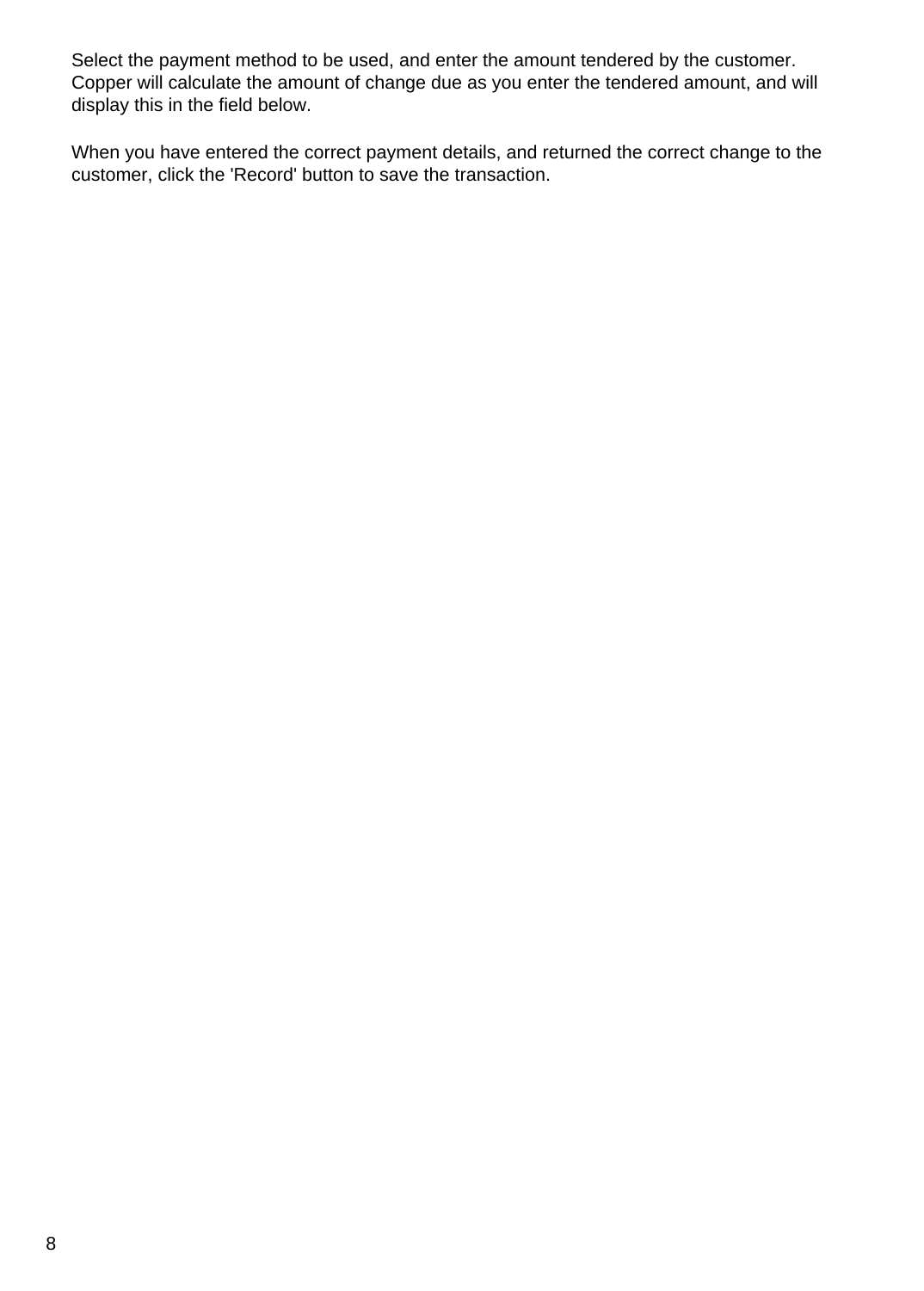Select the payment method to be used, and enter the amount tendered by the customer. Copper will calculate the amount of change due as you enter the tendered amount, and will display this in the field below.

When you have entered the correct payment details, and returned the correct change to the customer, click the 'Record' button to save the transaction.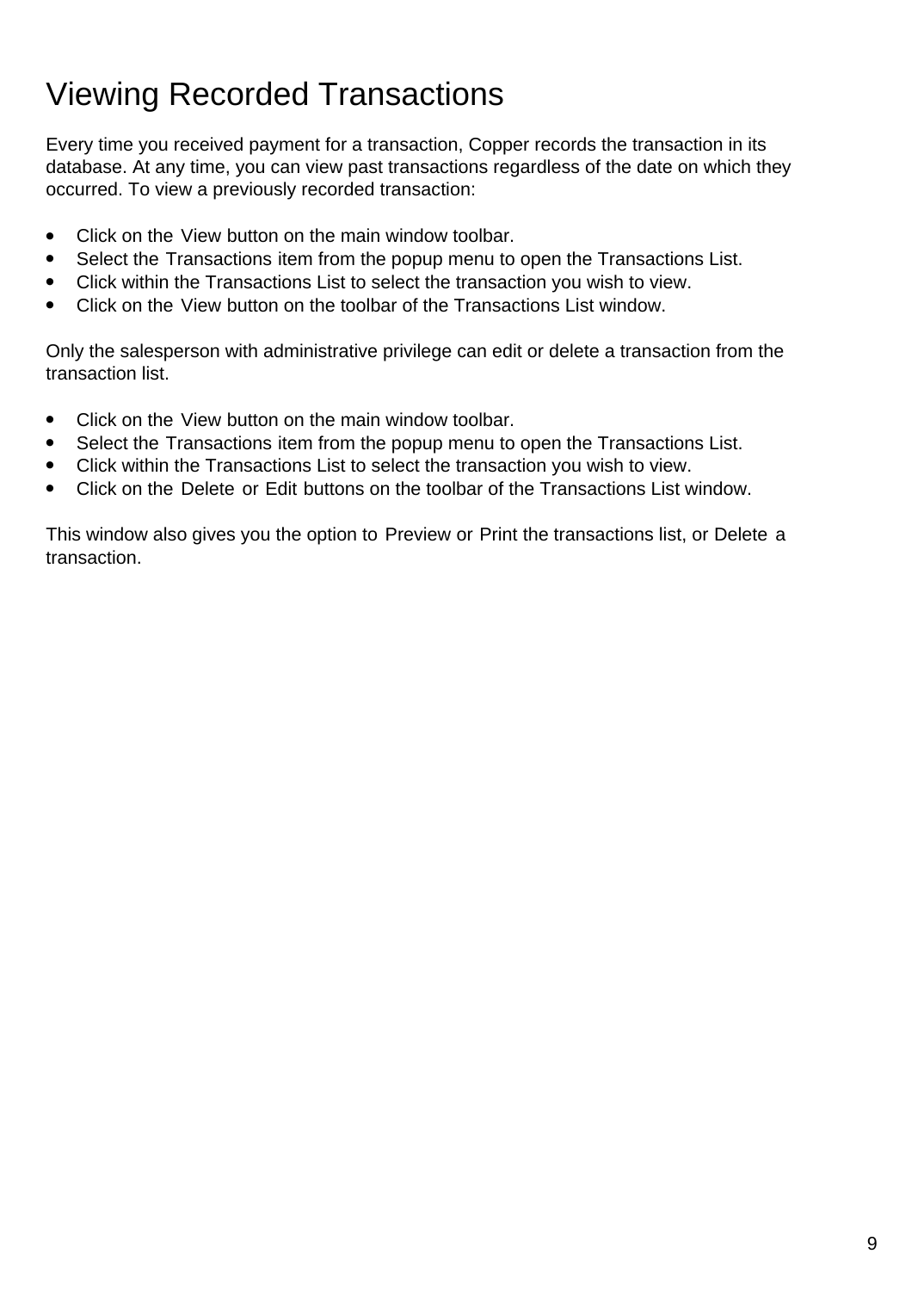# Viewing Recorded Transactions

Every time you received payment for a transaction, Copper records the transaction in its database. At any time, you can view past transactions regardless of the date on which they occurred. To view a previously recorded transaction:

- Click on the View button on the main window toolbar.
- Select the Transactions item from the popup menu to open the Transactions List.
- Click within the Transactions List to select the transaction you wish to view.
- Click on the View button on the toolbar of the Transactions List window.

Only the salesperson with administrative privilege can edit or delete a transaction from the transaction list.

- Click on the View button on the main window toolbar.
- Select the Transactions item from the popup menu to open the Transactions List.
- Click within the Transactions List to select the transaction you wish to view.
- Click on the Delete or Edit buttons on the toolbar of the Transactions List window.

This window also gives you the option to Preview or Print the transactions list, or Delete a transaction.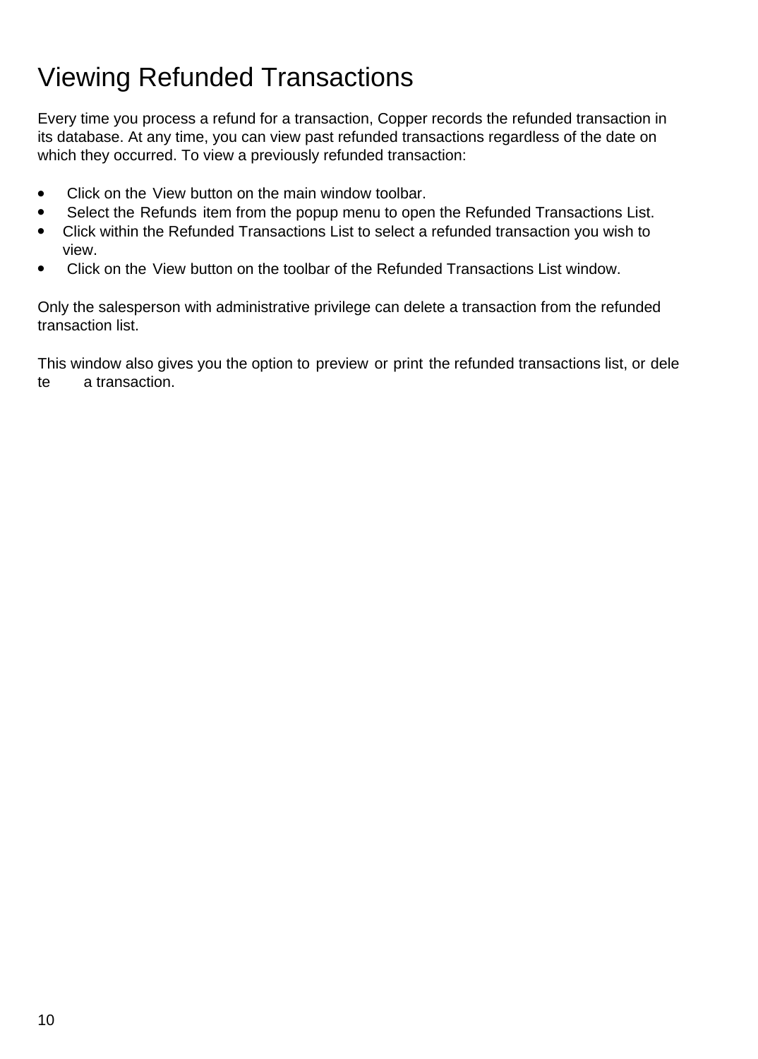# Viewing Refunded Transactions

Every time you process a refund for a transaction, Copper records the refunded transaction in its database. At any time, you can view past refunded transactions regardless of the date on which they occurred. To view a previously refunded transaction:

- Click on the View button on the main window toolbar.
- Select the Refunds item from the popup menu to open the Refunded Transactions List.
- Click within the Refunded Transactions List to select a refunded transaction you wish to view.
- Click on the View button on the toolbar of the Refunded Transactions List window.

Only the salesperson with administrative privilege can delete a transaction from the refunded transaction list.

This window also gives you the option to preview or print the refunded transactions list, or delete a transaction.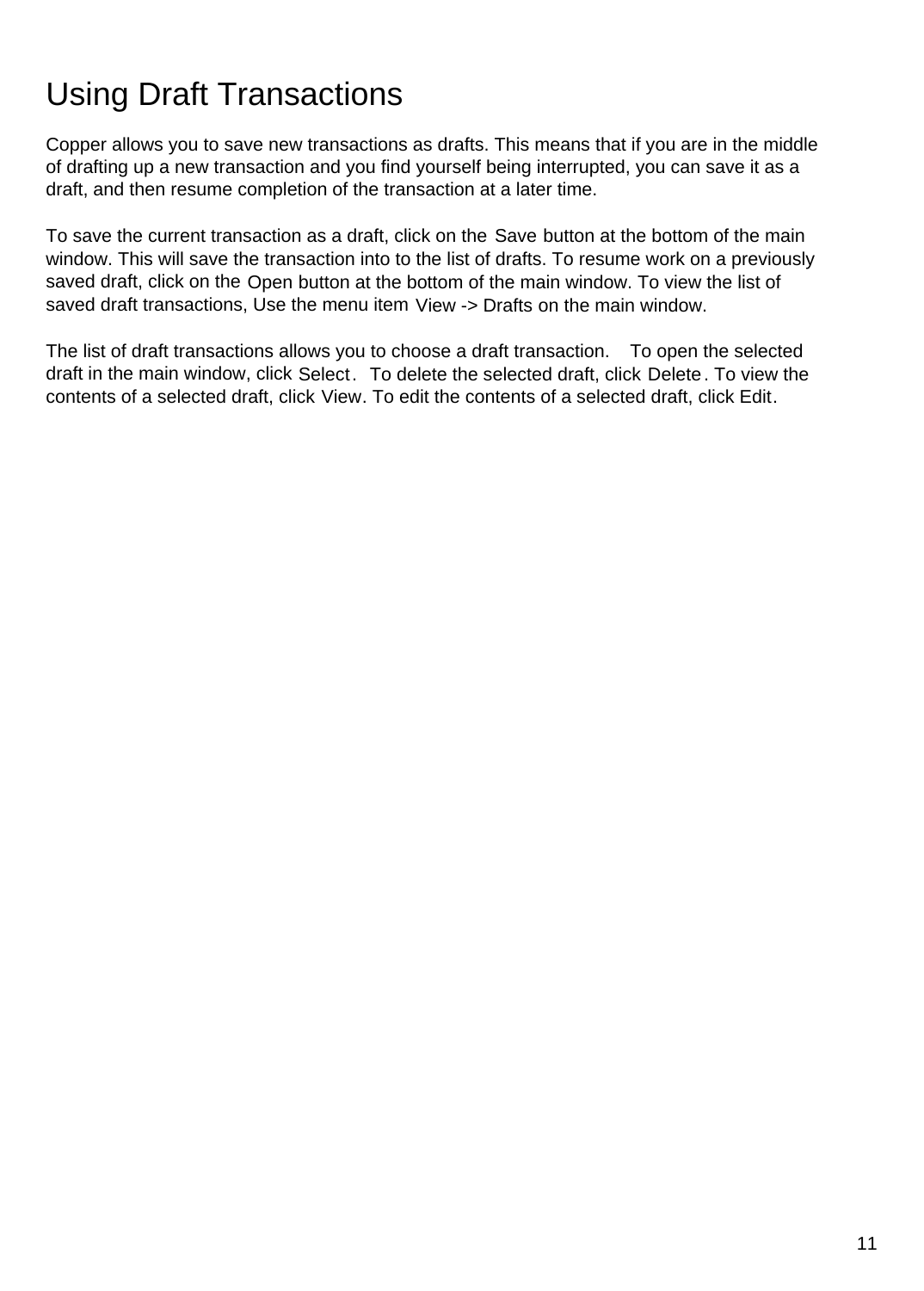# Using Draft Transactions

Copper allows you to save new transactions as drafts. This means that if you are in the middle of drafting up a new transaction and you find yourself being interrupted, you can save it as a draft, and then resume completion of the transaction at a later time.

To save the current transaction as a draft, click on the Save button at the bottom of the main window. This will save the transaction into to the list of drafts. To resume work on a previously saved draft, click on the Open button at the bottom of the main window. To view the list of saved draft transactions, Use the menu item View -> Drafts on the main window.

The list of draft transactions allows you to choose a draft transaction. To open the selected draft in the main window, click Select. To delete the selected draft, click Delete. To view the contents of a selected draft, click View. To edit the contents of a selected draft, click Edit.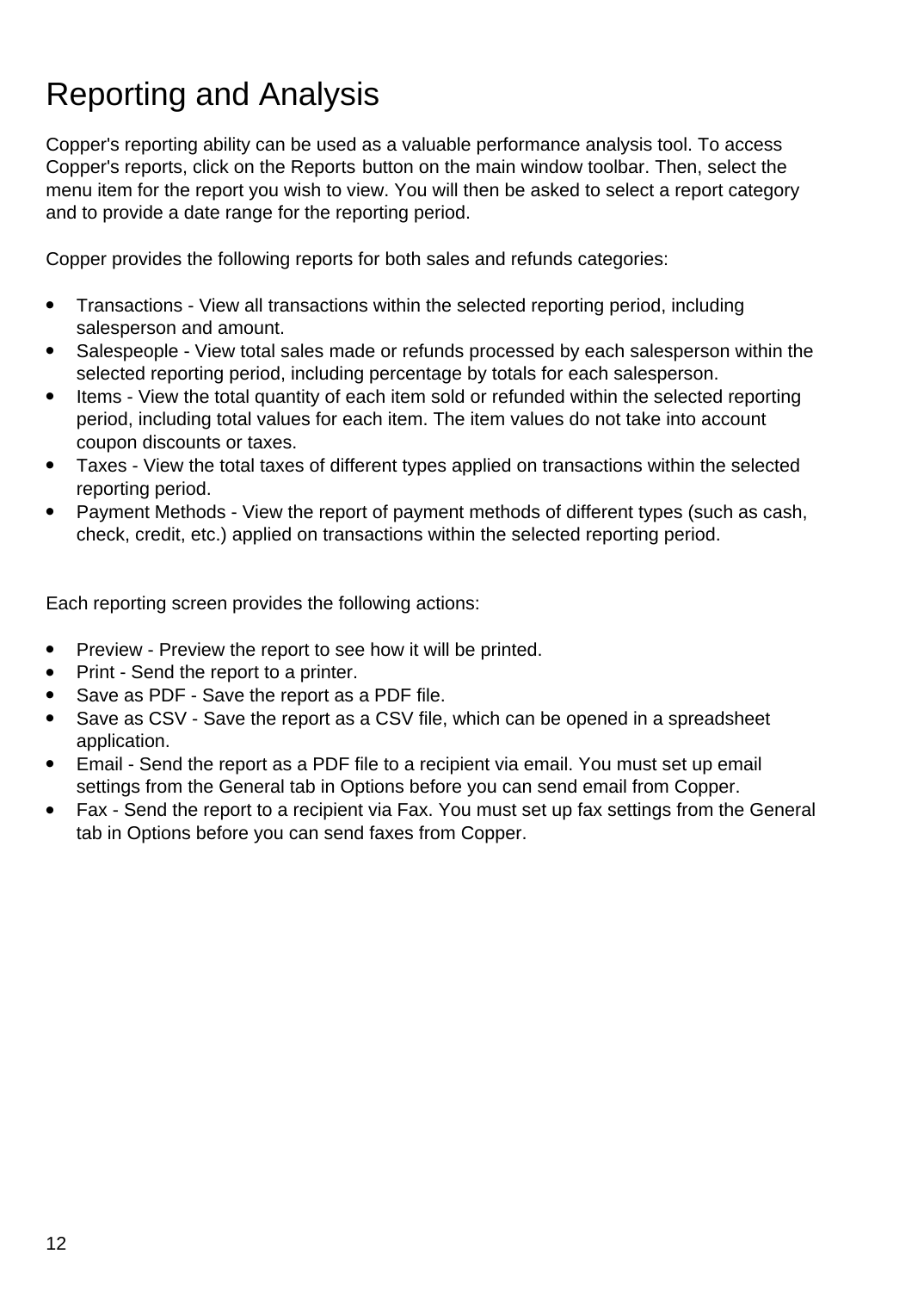# Reporting and Analysis

Copper's reporting ability can be used as a valuable performance analysis tool. To access Copper's reports, click on the Reports button on the main window toolbar. Then, select the menu item for the report you wish to view. You will then be asked to select a report category and to provide a date range for the reporting period.

Copper provides the following reports for both sales and refunds categories:

- Transactions - View all transactions within the selected reporting period, including salesperson and amount.
- Salespeople - View total sales made or refunds processed by each salesperson within the selected reporting period, including percentage by totals for each salesperson.
- Items - View the total quantity of each item sold or refunded within the selected reporting period, including total values for each item. The item values do not take into account coupon discounts or taxes.
- Taxes - View the total taxes of different types applied on transactions within the selected reporting period.
- Payment Methods - View the report of payment methods of different types (such as cash, check, credit, etc.) applied on transactions within the selected reporting period.

Each reporting screen provides the following actions:

- Preview - Preview the report to see how it will be printed.
- Print - Send the report to a printer.
- Save as PDF - Save the report as a PDF file.
- Save as CSV - Save the report as a CSV file, which can be opened in a spreadsheet application.
- Email - Send the report as a PDF file to a recipient via email. You must set up email settings from the General tab in Options before you can send email from Copper.
- Fax - Send the report to a recipient via Fax. You must set up fax settings from the General tab in Options before you can send faxes from Copper.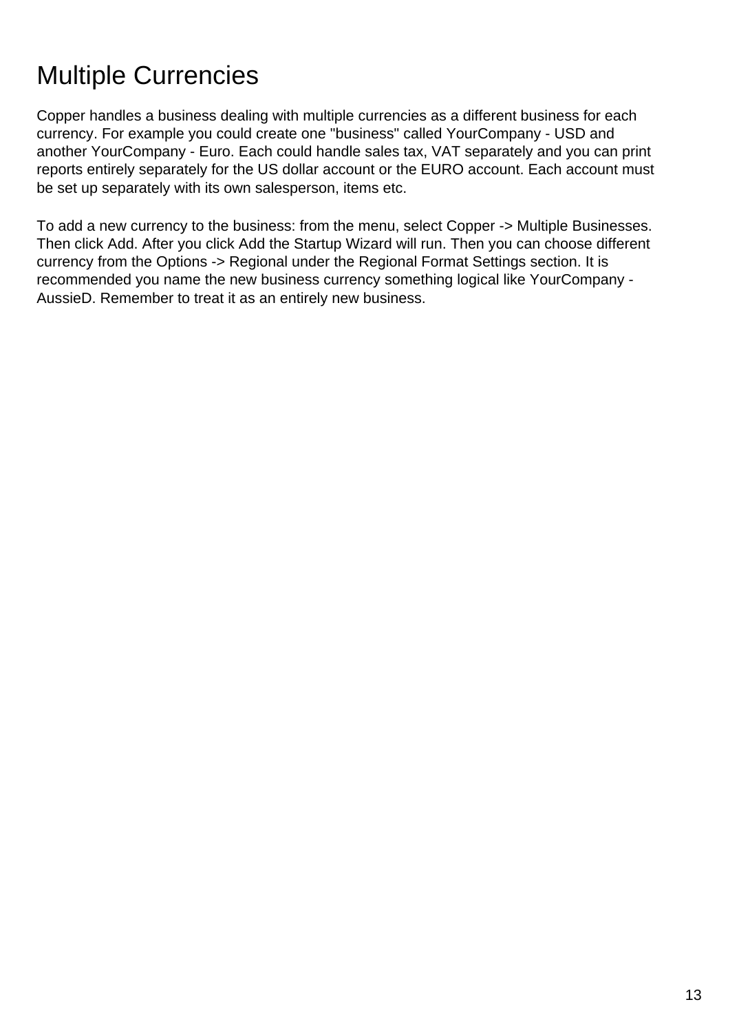# Multiple Currencies

Copper handles a business dealing with multiple currencies as a different business for each currency. For example you could create one "business" called YourCompany - USD and another YourCompany - Euro. Each could handle sales tax, VAT separately and you can print reports entirely separately for the US dollar account or the EURO account. Each account must be set up separately with its own salesperson, items etc.

To add a new currency to the business: from the menu, select Copper -> Multiple Businesses. Then click Add. After you click Add the Startup Wizard will run. Then you can choose different currency from the Options -> Regional under the Regional Format Settings section. It is recommended you name the new business currency something logical like YourCompany - AussieD. Remember to treat it as an entirely new business.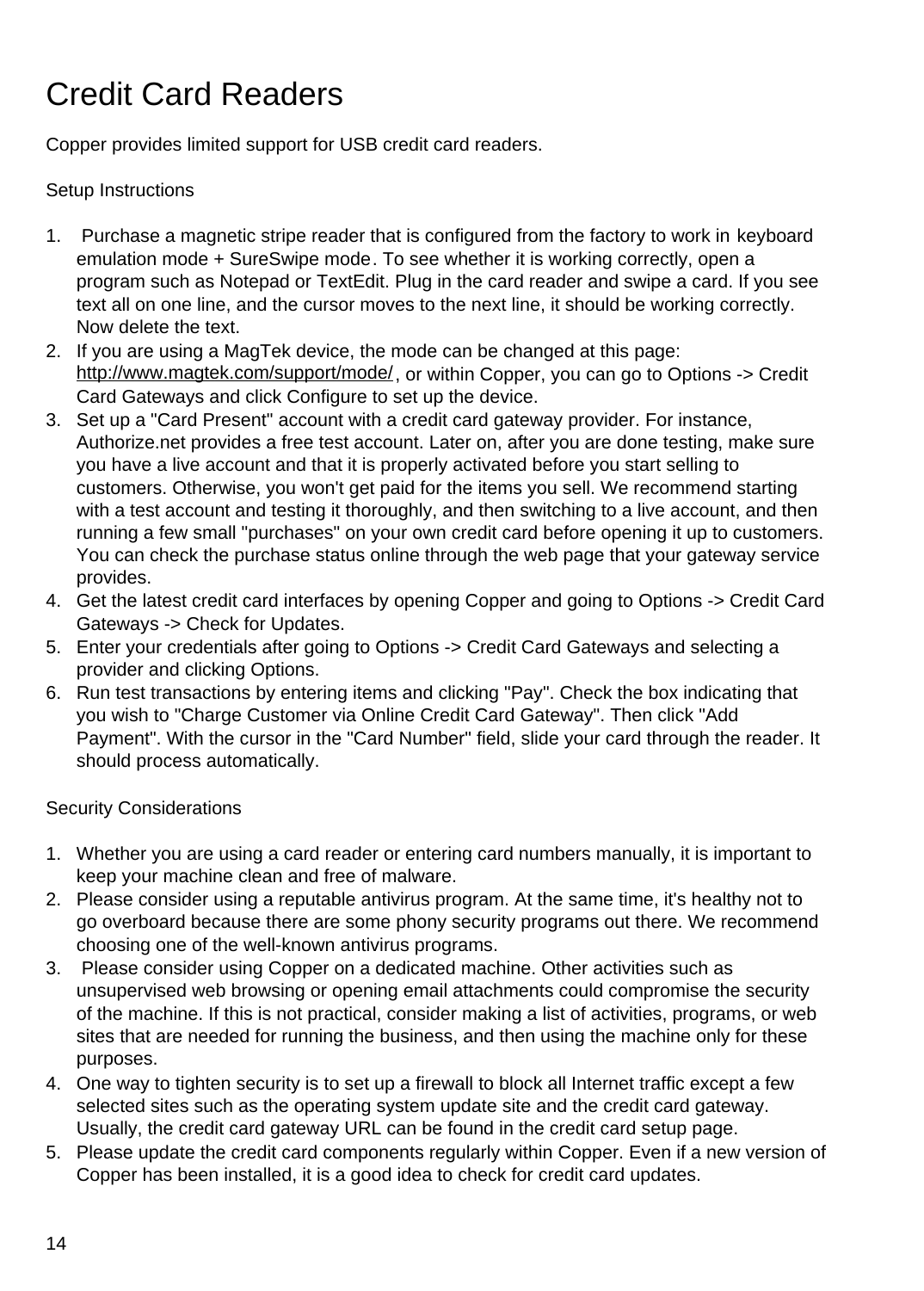# Credit Card Readers

Copper provides limited support for USB credit card readers.

Setup Instructions

1. Purchase a magnetic stripe reader that is configured from the factory to work in keyboard emulation mode + SureSwipe mode. To see whether it is working correctly, open a program such as Notepad or TextEdit. Plug in the card reader and swipe a card. If you see text all on one line, and the cursor moves to the next line, it should be working correctly. Now delete the text.
2. If you are using a MagTek device, the mode can be changed at this page: http://www.magtek.com/support/mode/, or within Copper, you can go to Options -> Credit Card Gateways and click Configure to set up the device.
3. Set up a "Card Present" account with a credit card gateway provider. For instance, Authorize.net provides a free test account. Later on, after you are done testing, make sure you have a live account and that it is properly activated before you start selling to customers. Otherwise, you won't get paid for the items you sell. We recommend starting with a test account and testing it thoroughly, and then switching to a live account, and then running a few small "purchases" on your own credit card before opening it up to customers. You can check the purchase status online through the web page that your gateway service provides.
4. Get the latest credit card interfaces by opening Copper and going to Options -> Credit Card Gateways -> Check for Updates.
5. Enter your credentials after going to Options -> Credit Card Gateways and selecting a provider and clicking Options.
6. Run test transactions by entering items and clicking "Pay". Check the box indicating that you wish to "Charge Customer via Online Credit Card Gateway". Then click "Add Payment". With the cursor in the "Card Number" field, slide your card through the reader. It should process automatically.

Security Considerations

1. Whether you are using a card reader or entering card numbers manually, it is important to keep your machine clean and free of malware.
2. Please consider using a reputable antivirus program. At the same time, it's healthy not to go overboard because there are some phony security programs out there. We recommend choosing one of the well-known antivirus programs.
3. Please consider using Copper on a dedicated machine. Other activities such as unsupervised web browsing or opening email attachments could compromise the security of the machine. If this is not practical, consider making a list of activities, programs, or web sites that are needed for running the business, and then using the machine only for these purposes.
4. One way to tighten security is to set up a firewall to block all Internet traffic except a few selected sites such as the operating system update site and the credit card gateway. Usually, the credit card gateway URL can be found in the credit card setup page.
5. Please update the credit card components regularly within Copper. Even if a new version of Copper has been installed, it is a good idea to check for credit card updates.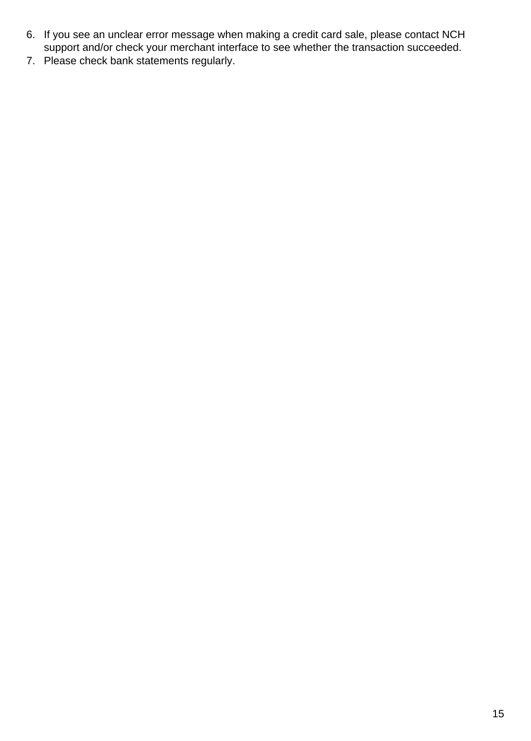6. If you see an unclear error message when making a credit card sale, please contact NCH support and/or check your merchant interface to see whether the transaction succeeded.
7. Please check bank statements regularly.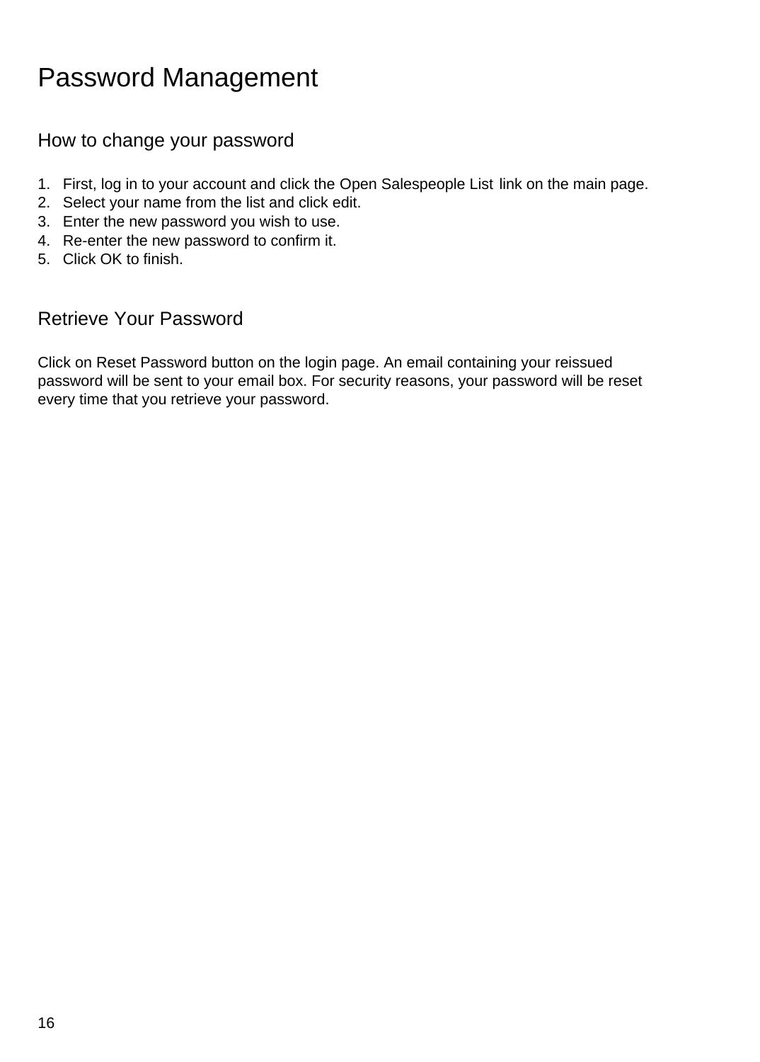# Password Management

## How to change your password

1. First, log in to your account and click the Open Salespeople List link on the main page.
2. Select your name from the list and click edit.
3. Enter the new password you wish to use.
4. Re-enter the new password to confirm it.
5. Click OK to finish.

## Retrieve Your Password

Click on Reset Password button on the login page. An email containing your reissued password will be sent to your email box. For security reasons, your password will be reset every time that you retrieve your password.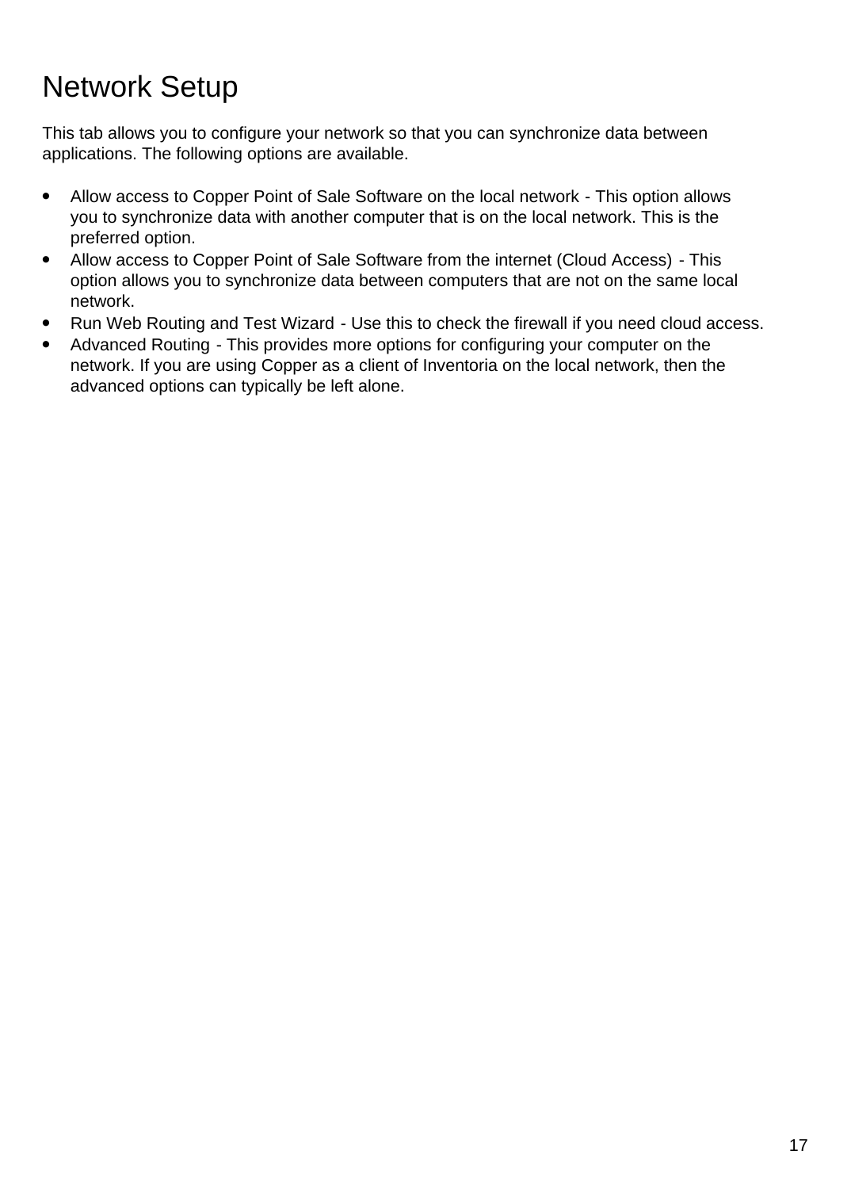# Network Setup

This tab allows you to configure your network so that you can synchronize data between applications. The following options are available.

- Allow access to Copper Point of Sale Software on the local network - This option allows you to synchronize data with another computer that is on the local network. This is the preferred option.
- Allow access to Copper Point of Sale Software from the internet (Cloud Access) - This option allows you to synchronize data between computers that are not on the same local network.
- Run Web Routing and Test Wizard - Use this to check the firewall if you need cloud access.
- Advanced Routing - This provides more options for configuring your computer on the network. If you are using Copper as a client of Inventoria on the local network, then the advanced options can typically be left alone.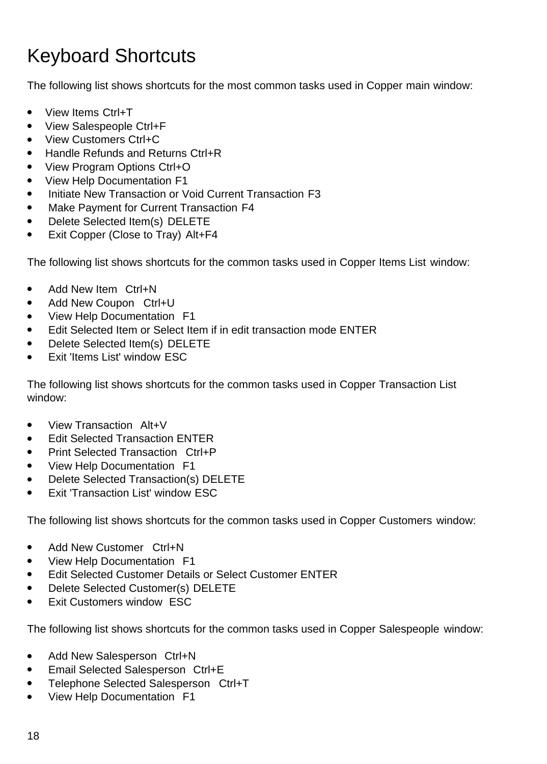# Keyboard Shortcuts

The following list shows shortcuts for the most common tasks used in Copper main window:

- View Items Ctrl+T
- View Salespeople Ctrl+F
- View Customers Ctrl+C
- Handle Refunds and Returns Ctrl+R
- View Program Options Ctrl+O
- View Help Documentation F1
- Initiate New Transaction or Void Current Transaction F3
- Make Payment for Current Transaction F4
- Delete Selected Item(s) DELETE
- Exit Copper (Close to Tray) Alt+F4

The following list shows shortcuts for the common tasks used in Copper Items List window:

- Add New Item Ctrl+N
- Add New Coupon Ctrl+U
- View Help Documentation F1
- Edit Selected Item or Select Item if in edit transaction mode ENTER
- Delete Selected Item(s) DELETE
- Exit 'Items List' window ESC

The following list shows shortcuts for the common tasks used in Copper Transaction List window:

- View Transaction Alt+V
- Edit Selected Transaction ENTER
- Print Selected Transaction Ctrl+P
- View Help Documentation F1
- Delete Selected Transaction(s) DELETE
- Exit 'Transaction List' window ESC

The following list shows shortcuts for the common tasks used in Copper Customers window:

- Add New Customer Ctrl+N
- View Help Documentation F1
- Edit Selected Customer Details or Select Customer ENTER
- Delete Selected Customer(s) DELETE
- Exit Customers window ESC

The following list shows shortcuts for the common tasks used in Copper Salespeople window:

- Add New Salesperson Ctrl+N
- Email Selected Salesperson Ctrl+E
- Telephone Selected Salesperson Ctrl+T
- View Help Documentation F1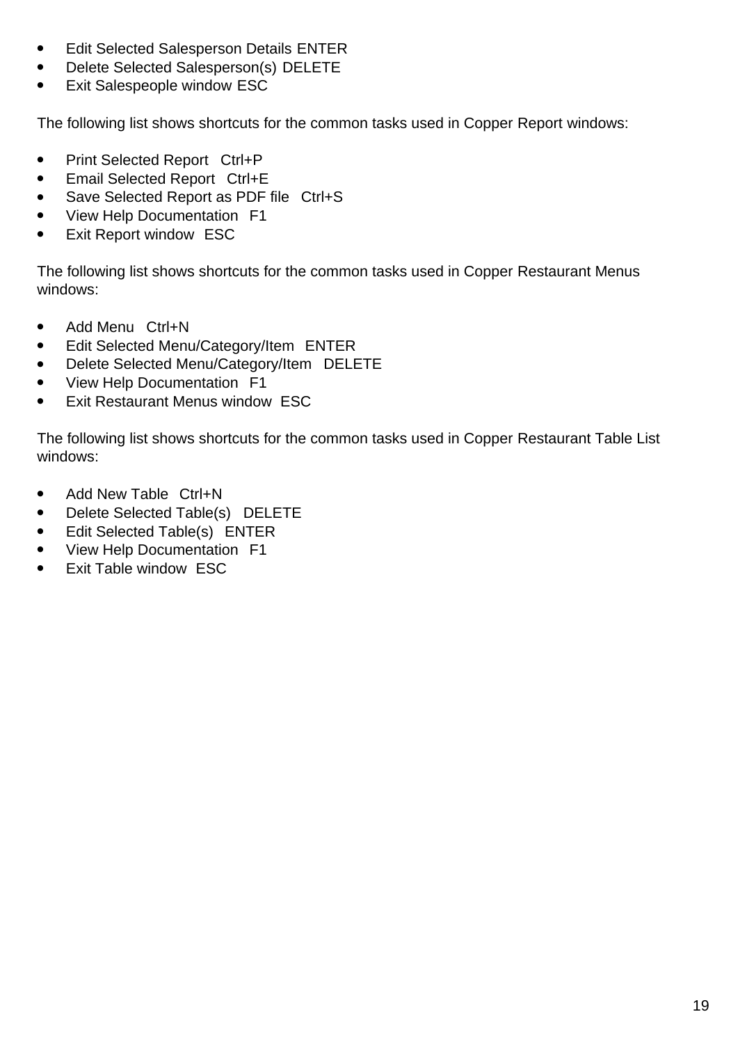- Edit Selected Salesperson Details ENTER
- Delete Selected Salesperson(s) DELETE
- Exit Salespeople window ESC

The following list shows shortcuts for the common tasks used in Copper Report windows:

- Print Selected Report Ctrl+P
- Email Selected Report Ctrl+E
- Save Selected Report as PDF file Ctrl+S
- View Help Documentation F1
- Exit Report window ESC

The following list shows shortcuts for the common tasks used in Copper Restaurant Menus windows:

- Add Menu Ctrl+N
- Edit Selected Menu/Category/Item ENTER
- Delete Selected Menu/Category/Item DELETE
- View Help Documentation F1
- Exit Restaurant Menus window ESC

The following list shows shortcuts for the common tasks used in Copper Restaurant Table List windows:

- Add New Table Ctrl+N
- Delete Selected Table(s) DELETE
- Edit Selected Table(s) ENTER
- View Help Documentation F1
- Exit Table window ESC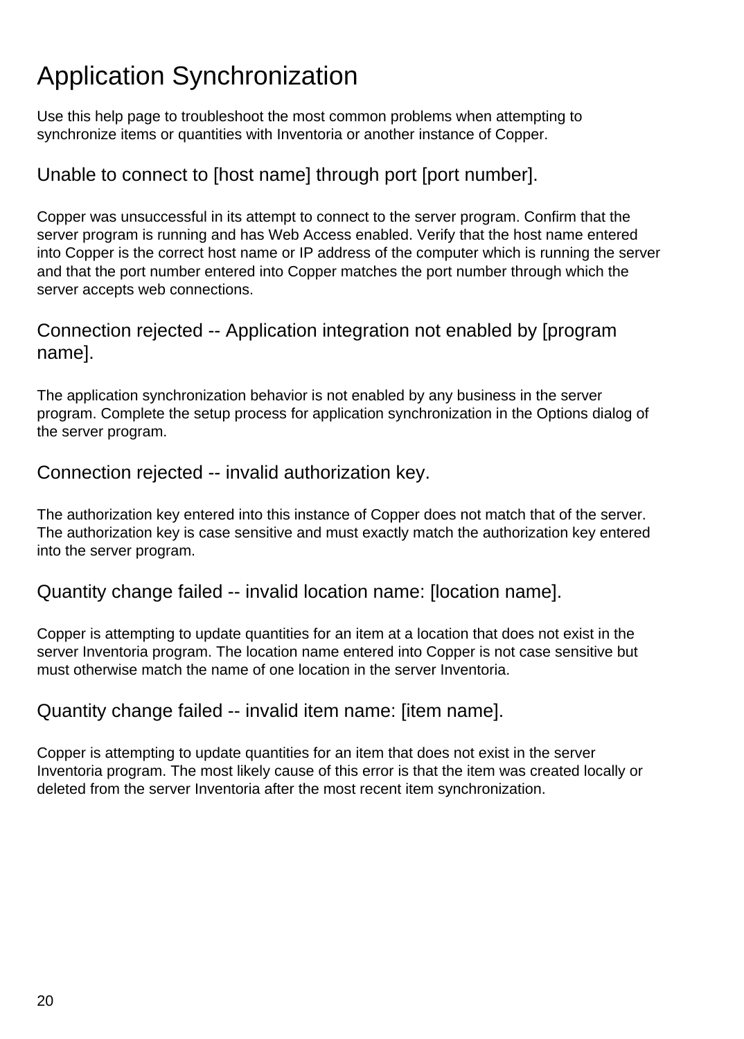# Application Synchronization

Use this help page to troubleshoot the most common problems when attempting to synchronize items or quantities with Inventoria or another instance of Copper.

## Unable to connect to [host name] through port [port number].

Copper was unsuccessful in its attempt to connect to the server program. Confirm that the server program is running and has Web Access enabled. Verify that the host name entered into Copper is the correct host name or IP address of the computer which is running the server and that the port number entered into Copper matches the port number through which the server accepts web connections.

## Connection rejected -- Application integration not enabled by [program name].

The application synchronization behavior is not enabled by any business in the server program. Complete the setup process for application synchronization in the Options dialog of the server program.

## Connection rejected -- invalid authorization key.

The authorization key entered into this instance of Copper does not match that of the server. The authorization key is case sensitive and must exactly match the authorization key entered into the server program.

## Quantity change failed -- invalid location name: [location name].

Copper is attempting to update quantities for an item at a location that does not exist in the server Inventoria program. The location name entered into Copper is not case sensitive but must otherwise match the name of one location in the server Inventoria.

## Quantity change failed -- invalid item name: [item name].

Copper is attempting to update quantities for an item that does not exist in the server Inventoria program. The most likely cause of this error is that the item was created locally or deleted from the server Inventoria after the most recent item synchronization.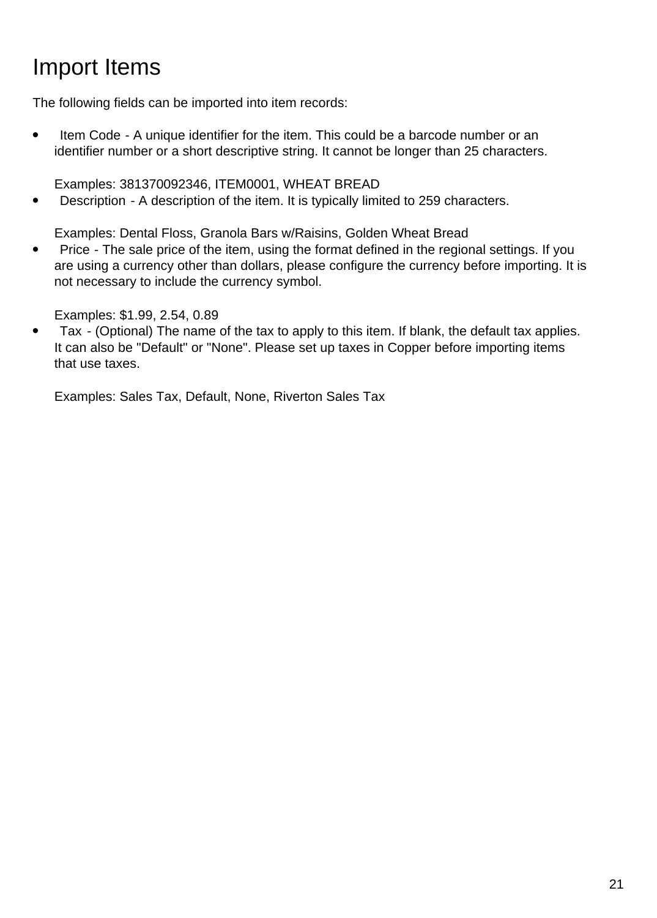# Import Items

The following fields can be imported into item records:

- Item Code - A unique identifier for the item. This could be a barcode number or an identifier number or a short descriptive string. It cannot be longer than 25 characters.

  Examples: 381370092346, ITEM0001, WHEAT BREAD
- Description - A description of the item. It is typically limited to 259 characters.

  Examples: Dental Floss, Granola Bars w/Raisins, Golden Wheat Bread
- Price - The sale price of the item, using the format defined in the regional settings. If you are using a currency other than dollars, please configure the currency before importing. It is not necessary to include the currency symbol.

  Examples: $1.99, 2.54, 0.89
- Tax - (Optional) The name of the tax to apply to this item. If blank, the default tax applies. It can also be "Default" or "None". Please set up taxes in Copper before importing items that use taxes.

  Examples: Sales Tax, Default, None, Riverton Sales Tax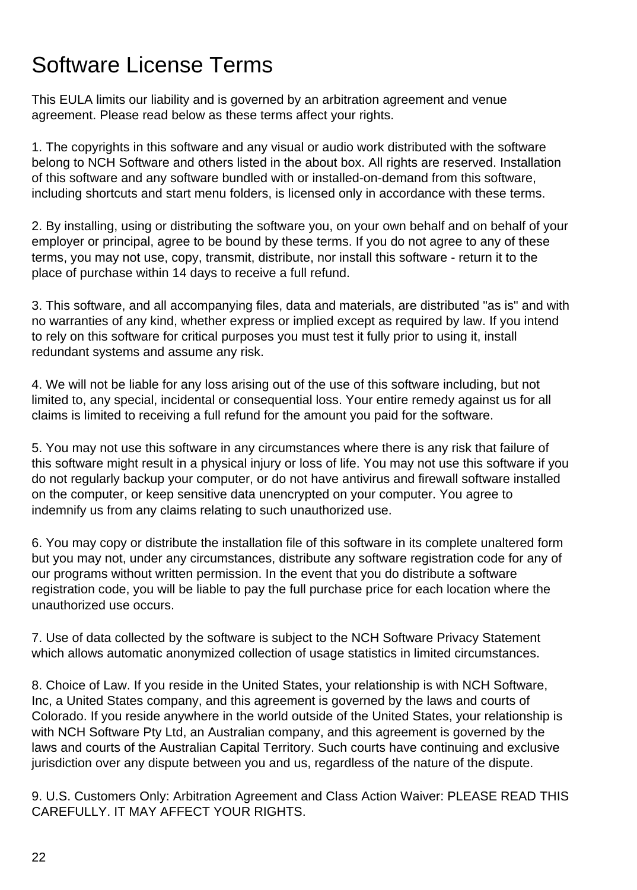# Software License Terms

This EULA limits our liability and is governed by an arbitration agreement and venue agreement. Please read below as these terms affect your rights.

1. The copyrights in this software and any visual or audio work distributed with the software belong to NCH Software and others listed in the about box. All rights are reserved. Installation of this software and any software bundled with or installed-on-demand from this software, including shortcuts and start menu folders, is licensed only in accordance with these terms.

2. By installing, using or distributing the software you, on your own behalf and on behalf of your employer or principal, agree to be bound by these terms. If you do not agree to any of these terms, you may not use, copy, transmit, distribute, nor install this software - return it to the place of purchase within 14 days to receive a full refund.

3. This software, and all accompanying files, data and materials, are distributed "as is" and with no warranties of any kind, whether express or implied except as required by law. If you intend to rely on this software for critical purposes you must test it fully prior to using it, install redundant systems and assume any risk.

4. We will not be liable for any loss arising out of the use of this software including, but not limited to, any special, incidental or consequential loss. Your entire remedy against us for all claims is limited to receiving a full refund for the amount you paid for the software.

5. You may not use this software in any circumstances where there is any risk that failure of this software might result in a physical injury or loss of life. You may not use this software if you do not regularly backup your computer, or do not have antivirus and firewall software installed on the computer, or keep sensitive data unencrypted on your computer. You agree to indemnify us from any claims relating to such unauthorized use.

6. You may copy or distribute the installation file of this software in its complete unaltered form but you may not, under any circumstances, distribute any software registration code for any of our programs without written permission. In the event that you do distribute a software registration code, you will be liable to pay the full purchase price for each location where the unauthorized use occurs.

7. Use of data collected by the software is subject to the NCH Software Privacy Statement which allows automatic anonymized collection of usage statistics in limited circumstances.

8. Choice of Law. If you reside in the United States, your relationship is with NCH Software, Inc, a United States company, and this agreement is governed by the laws and courts of Colorado. If you reside anywhere in the world outside of the United States, your relationship is with NCH Software Pty Ltd, an Australian company, and this agreement is governed by the laws and courts of the Australian Capital Territory. Such courts have continuing and exclusive jurisdiction over any dispute between you and us, regardless of the nature of the dispute.

9. U.S. Customers Only: Arbitration Agreement and Class Action Waiver: PLEASE READ THIS CAREFULLY. IT MAY AFFECT YOUR RIGHTS.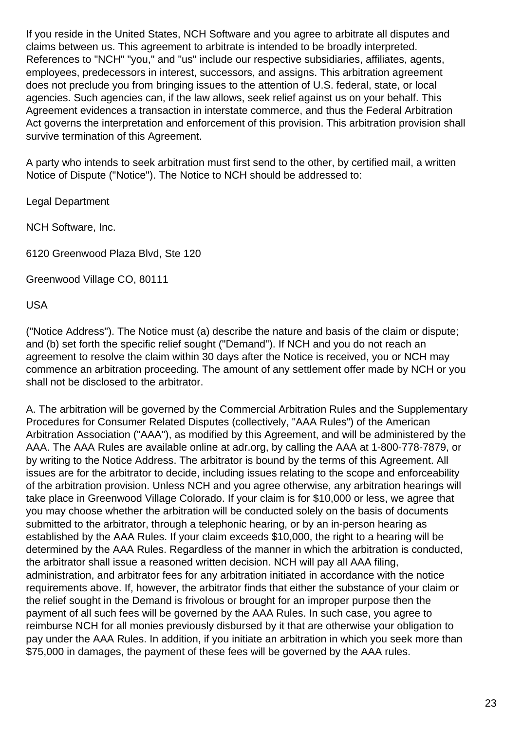If you reside in the United States, NCH Software and you agree to arbitrate all disputes and claims between us. This agreement to arbitrate is intended to be broadly interpreted. References to "NCH" "you," and "us" include our respective subsidiaries, affiliates, agents, employees, predecessors in interest, successors, and assigns. This arbitration agreement does not preclude you from bringing issues to the attention of U.S. federal, state, or local agencies. Such agencies can, if the law allows, seek relief against us on your behalf. This Agreement evidences a transaction in interstate commerce, and thus the Federal Arbitration Act governs the interpretation and enforcement of this provision. This arbitration provision shall survive termination of this Agreement.

A party who intends to seek arbitration must first send to the other, by certified mail, a written Notice of Dispute ("Notice"). The Notice to NCH should be addressed to:

Legal Department

NCH Software, Inc.

6120 Greenwood Plaza Blvd, Ste 120

Greenwood Village CO, 80111

USA

("Notice Address"). The Notice must (a) describe the nature and basis of the claim or dispute; and (b) set forth the specific relief sought ("Demand"). If NCH and you do not reach an agreement to resolve the claim within 30 days after the Notice is received, you or NCH may commence an arbitration proceeding. The amount of any settlement offer made by NCH or you shall not be disclosed to the arbitrator.

A. The arbitration will be governed by the Commercial Arbitration Rules and the Supplementary Procedures for Consumer Related Disputes (collectively, "AAA Rules") of the American Arbitration Association ("AAA"), as modified by this Agreement, and will be administered by the AAA. The AAA Rules are available online at adr.org, by calling the AAA at 1-800-778-7879, or by writing to the Notice Address. The arbitrator is bound by the terms of this Agreement. All issues are for the arbitrator to decide, including issues relating to the scope and enforceability of the arbitration provision. Unless NCH and you agree otherwise, any arbitration hearings will take place in Greenwood Village Colorado. If your claim is for $10,000 or less, we agree that you may choose whether the arbitration will be conducted solely on the basis of documents submitted to the arbitrator, through a telephonic hearing, or by an in-person hearing as established by the AAA Rules. If your claim exceeds $10,000, the right to a hearing will be determined by the AAA Rules. Regardless of the manner in which the arbitration is conducted, the arbitrator shall issue a reasoned written decision. NCH will pay all AAA filing, administration, and arbitrator fees for any arbitration initiated in accordance with the notice requirements above. If, however, the arbitrator finds that either the substance of your claim or the relief sought in the Demand is frivolous or brought for an improper purpose then the payment of all such fees will be governed by the AAA Rules. In such case, you agree to reimburse NCH for all monies previously disbursed by it that are otherwise your obligation to pay under the AAA Rules. In addition, if you initiate an arbitration in which you seek more than $75,000 in damages, the payment of these fees will be governed by the AAA rules.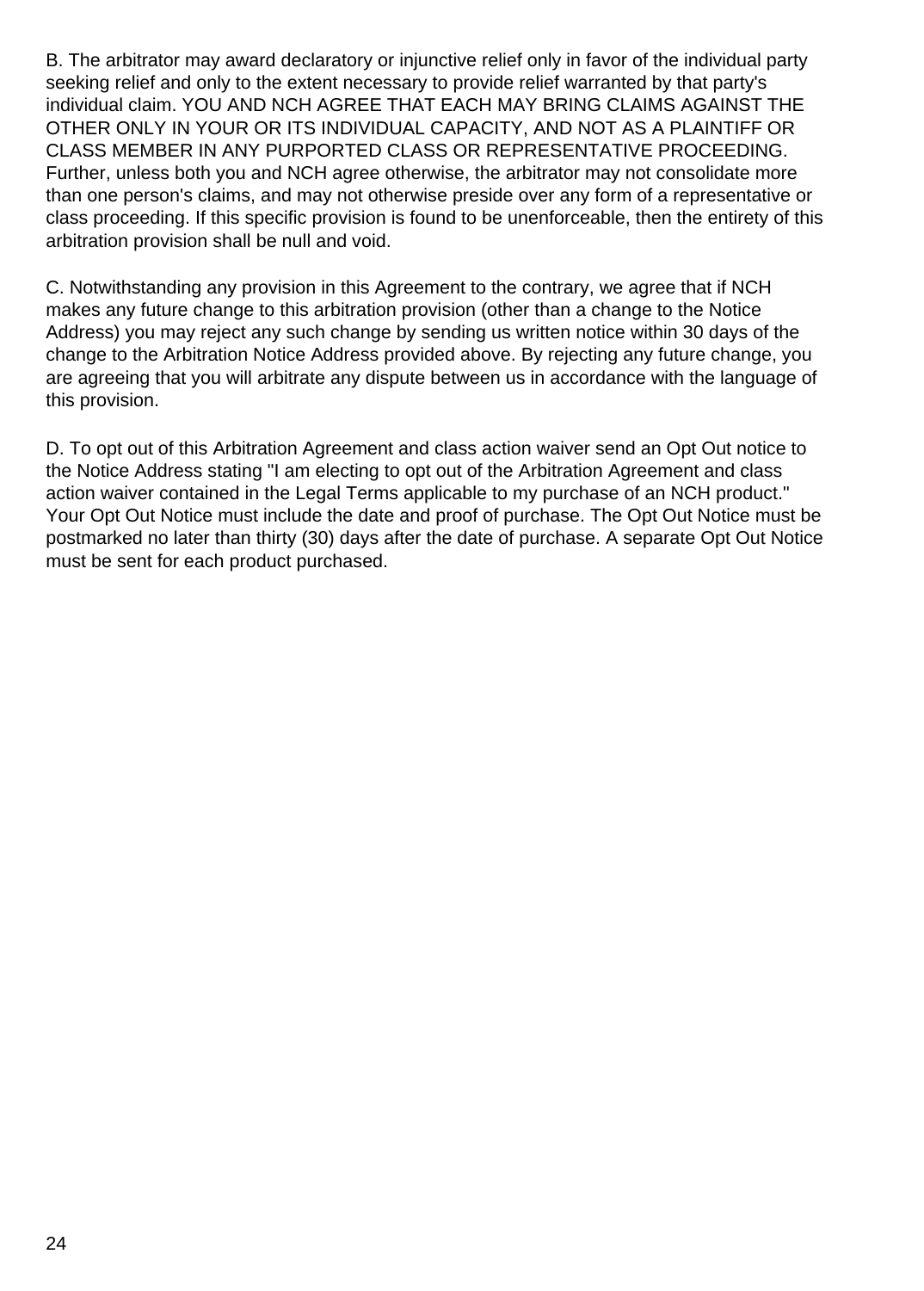B. The arbitrator may award declaratory or injunctive relief only in favor of the individual party seeking relief and only to the extent necessary to provide relief warranted by that party's individual claim. YOU AND NCH AGREE THAT EACH MAY BRING CLAIMS AGAINST THE OTHER ONLY IN YOUR OR ITS INDIVIDUAL CAPACITY, AND NOT AS A PLAINTIFF OR CLASS MEMBER IN ANY PURPORTED CLASS OR REPRESENTATIVE PROCEEDING. Further, unless both you and NCH agree otherwise, the arbitrator may not consolidate more than one person's claims, and may not otherwise preside over any form of a representative or class proceeding. If this specific provision is found to be unenforceable, then the entirety of this arbitration provision shall be null and void.

C. Notwithstanding any provision in this Agreement to the contrary, we agree that if NCH makes any future change to this arbitration provision (other than a change to the Notice Address) you may reject any such change by sending us written notice within 30 days of the change to the Arbitration Notice Address provided above. By rejecting any future change, you are agreeing that you will arbitrate any dispute between us in accordance with the language of this provision.

D. To opt out of this Arbitration Agreement and class action waiver send an Opt Out notice to the Notice Address stating "I am electing to opt out of the Arbitration Agreement and class action waiver contained in the Legal Terms applicable to my purchase of an NCH product." Your Opt Out Notice must include the date and proof of purchase. The Opt Out Notice must be postmarked no later than thirty (30) days after the date of purchase. A separate Opt Out Notice must be sent for each product purchased.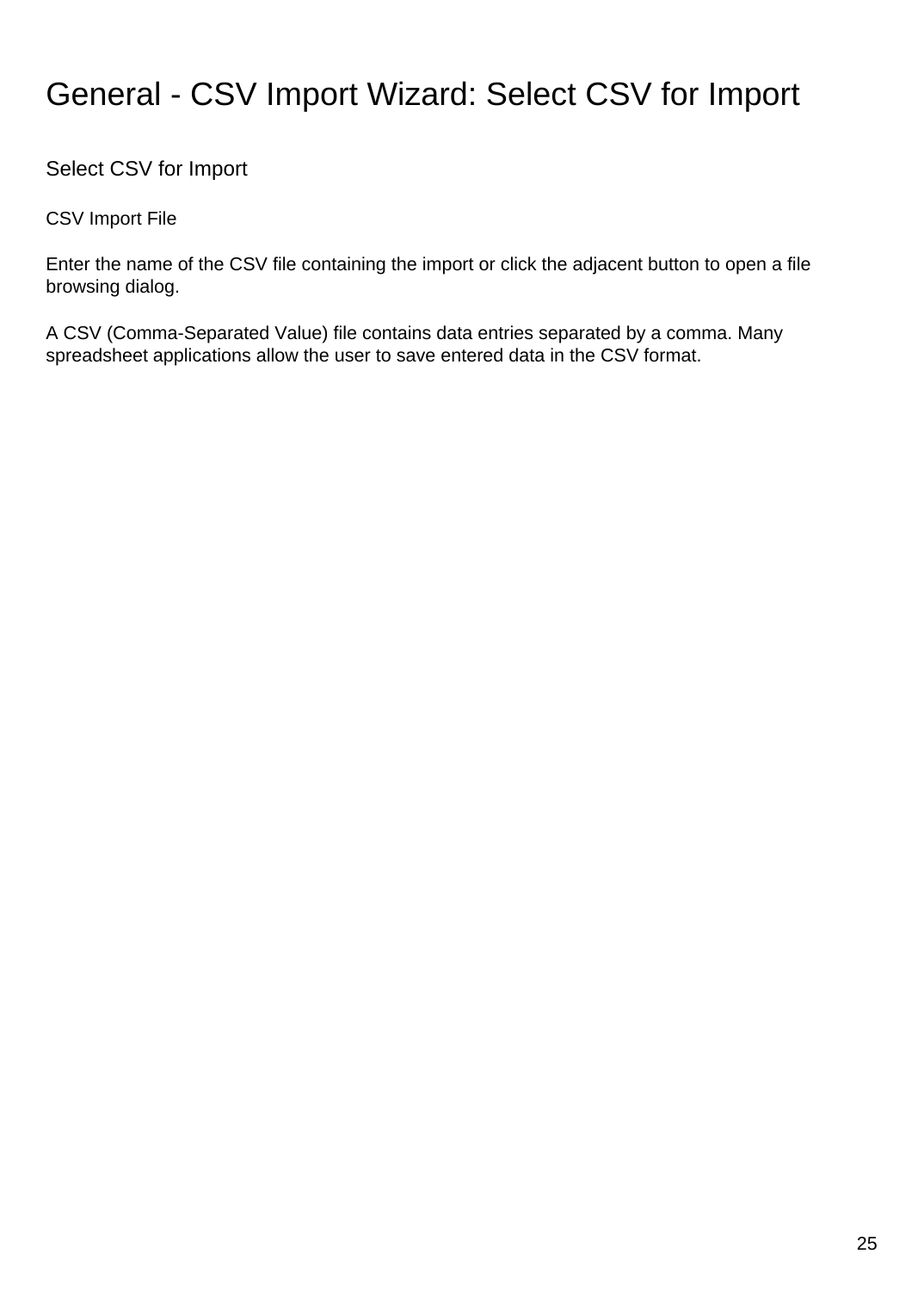# General - CSV Import Wizard: Select CSV for Import

## Select CSV for Import

### CSV Import File

Enter the name of the CSV file containing the import or click the adjacent button to open a file browsing dialog.

A CSV (Comma-Separated Value) file contains data entries separated by a comma. Many spreadsheet applications allow the user to save entered data in the CSV format.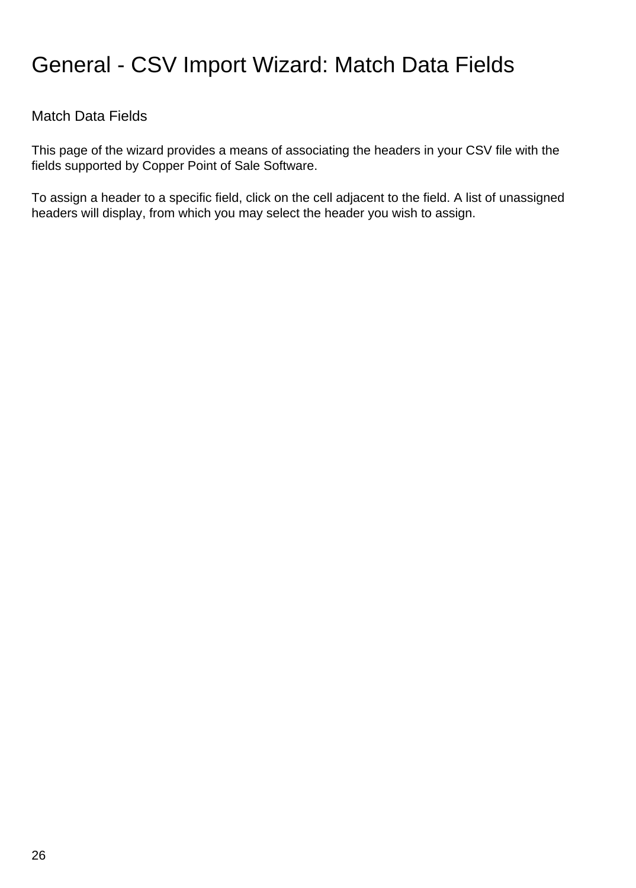# General - CSV Import Wizard: Match Data Fields

## Match Data Fields

This page of the wizard provides a means of associating the headers in your CSV file with the fields supported by Copper Point of Sale Software.

To assign a header to a specific field, click on the cell adjacent to the field. A list of unassigned headers will display, from which you may select the header you wish to assign.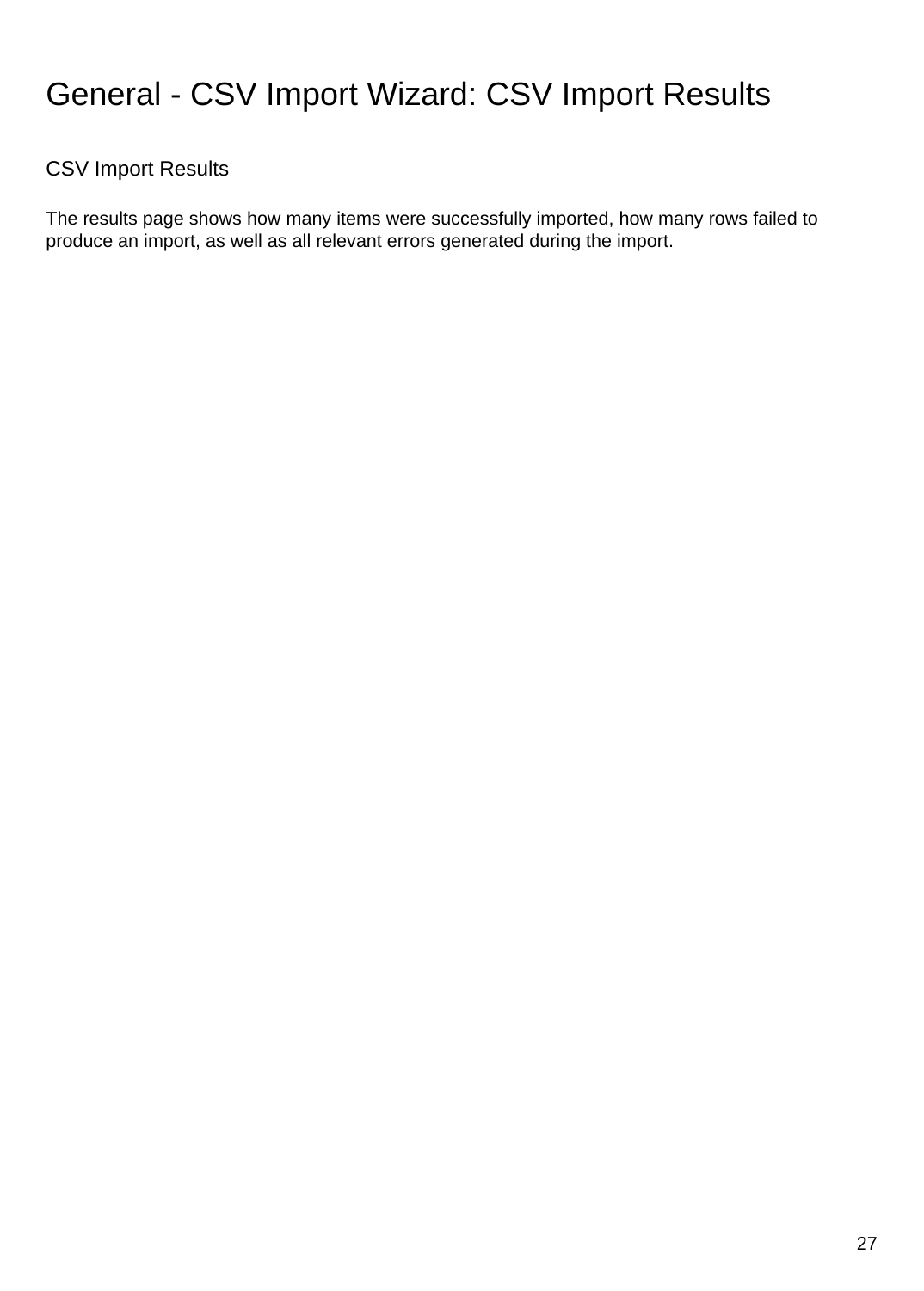# General - CSV Import Wizard: CSV Import Results

## CSV Import Results

The results page shows how many items were successfully imported, how many rows failed to produce an import, as well as all relevant errors generated during the import.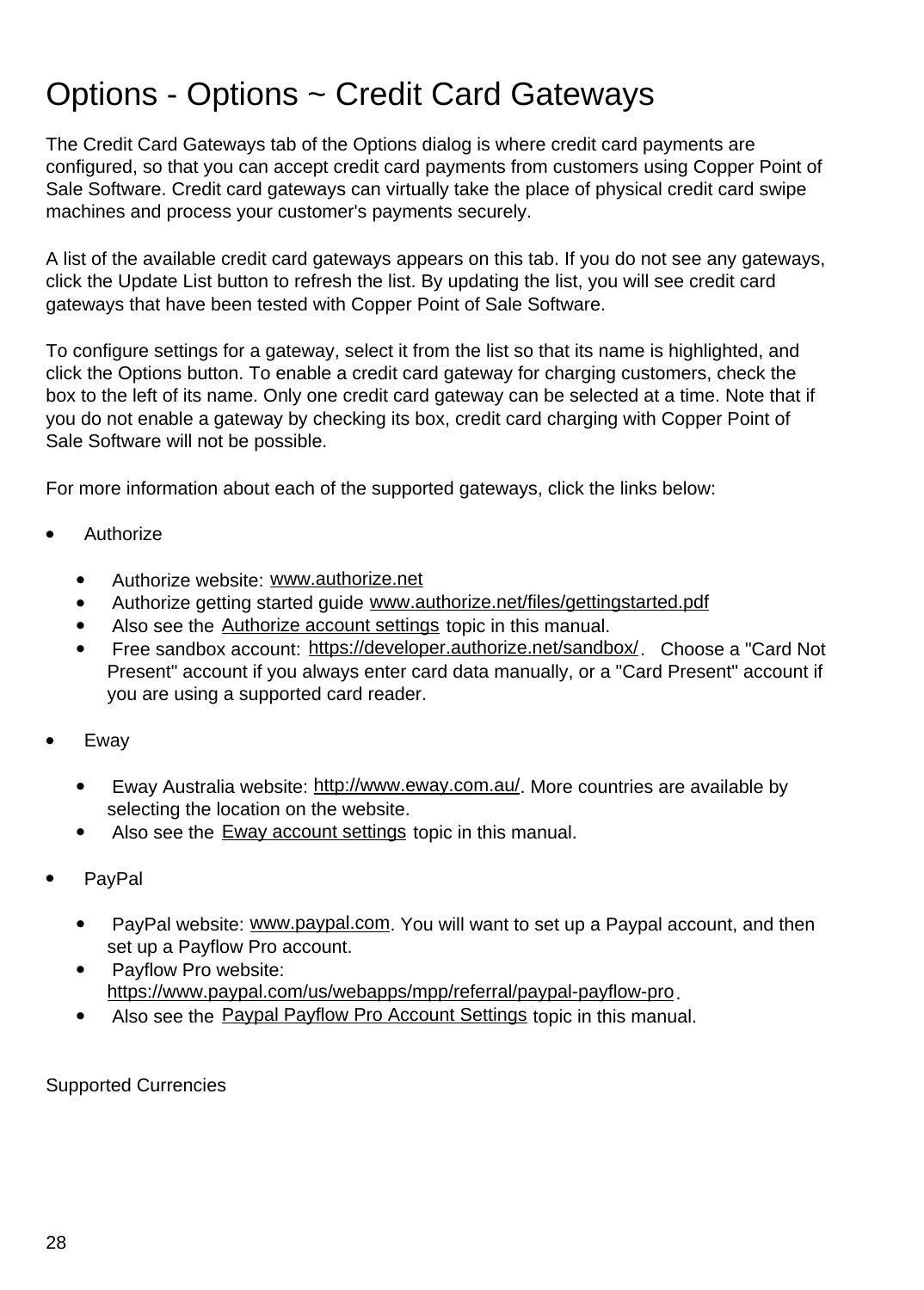# Options - Options ~ Credit Card Gateways

The Credit Card Gateways tab of the Options dialog is where credit card payments are configured, so that you can accept credit card payments from customers using Copper Point of Sale Software. Credit card gateways can virtually take the place of physical credit card swipe machines and process your customer's payments securely.

A list of the available credit card gateways appears on this tab. If you do not see any gateways, click the Update List button to refresh the list. By updating the list, you will see credit card gateways that have been tested with Copper Point of Sale Software.

To configure settings for a gateway, select it from the list so that its name is highlighted, and click the Options button. To enable a credit card gateway for charging customers, check the box to the left of its name. Only one credit card gateway can be selected at a time. Note that if you do not enable a gateway by checking its box, credit card charging with Copper Point of Sale Software will not be possible.

For more information about each of the supported gateways, click the links below:

- Authorize
  - Authorize website: www.authorize.net
  - Authorize getting started guide www.authorize.net/files/gettingstarted.pdf
  - Also see the Authorize account settings topic in this manual.
  - Free sandbox account: https://developer.authorize.net/sandbox/. Choose a "Card Not Present" account if you always enter card data manually, or a "Card Present" account if you are using a supported card reader.
- Eway
  - Eway Australia website: http://www.eway.com.au/. More countries are available by selecting the location on the website.
  - Also see the Eway account settings topic in this manual.
- PayPal
  - PayPal website: www.paypal.com. You will want to set up a Paypal account, and then set up a Payflow Pro account.
  - Payflow Pro website: https://www.paypal.com/us/webapps/mpp/referral/paypal-payflow-pro.
  - Also see the Paypal Payflow Pro Account Settings topic in this manual.

Supported Currencies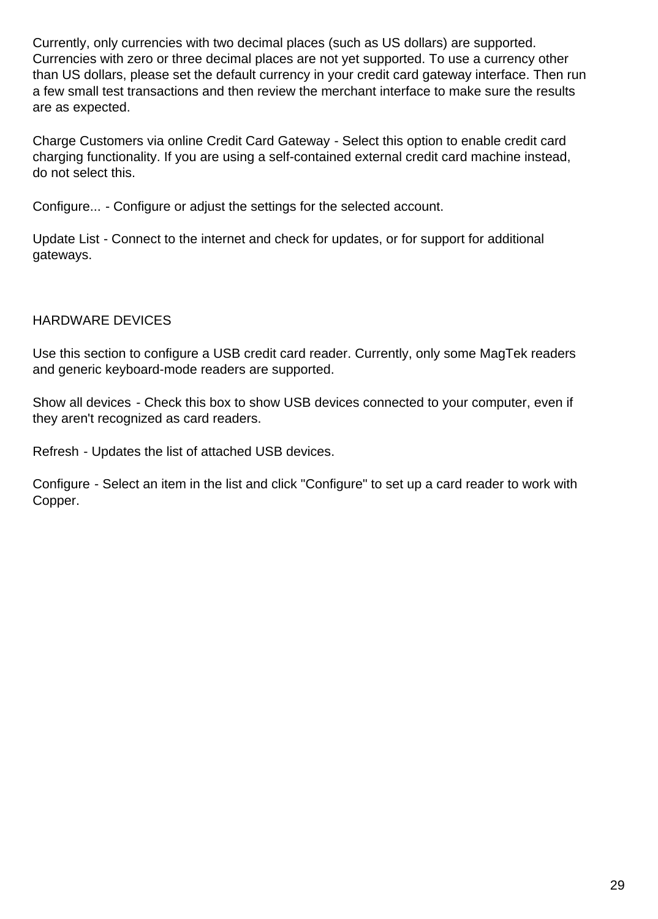Currently, only currencies with two decimal places (such as US dollars) are supported. Currencies with zero or three decimal places are not yet supported. To use a currency other than US dollars, please set the default currency in your credit card gateway interface. Then run a few small test transactions and then review the merchant interface to make sure the results are as expected.

Charge Customers via online Credit Card Gateway - Select this option to enable credit card charging functionality. If you are using a self-contained external credit card machine instead, do not select this.

Configure... - Configure or adjust the settings for the selected account.

Update List - Connect to the internet and check for updates, or for support for additional gateways.

## HARDWARE DEVICES

Use this section to configure a USB credit card reader. Currently, only some MagTek readers and generic keyboard-mode readers are supported.

Show all devices - Check this box to show USB devices connected to your computer, even if they aren't recognized as card readers.

Refresh - Updates the list of attached USB devices.

Configure - Select an item in the list and click "Configure" to set up a card reader to work with Copper.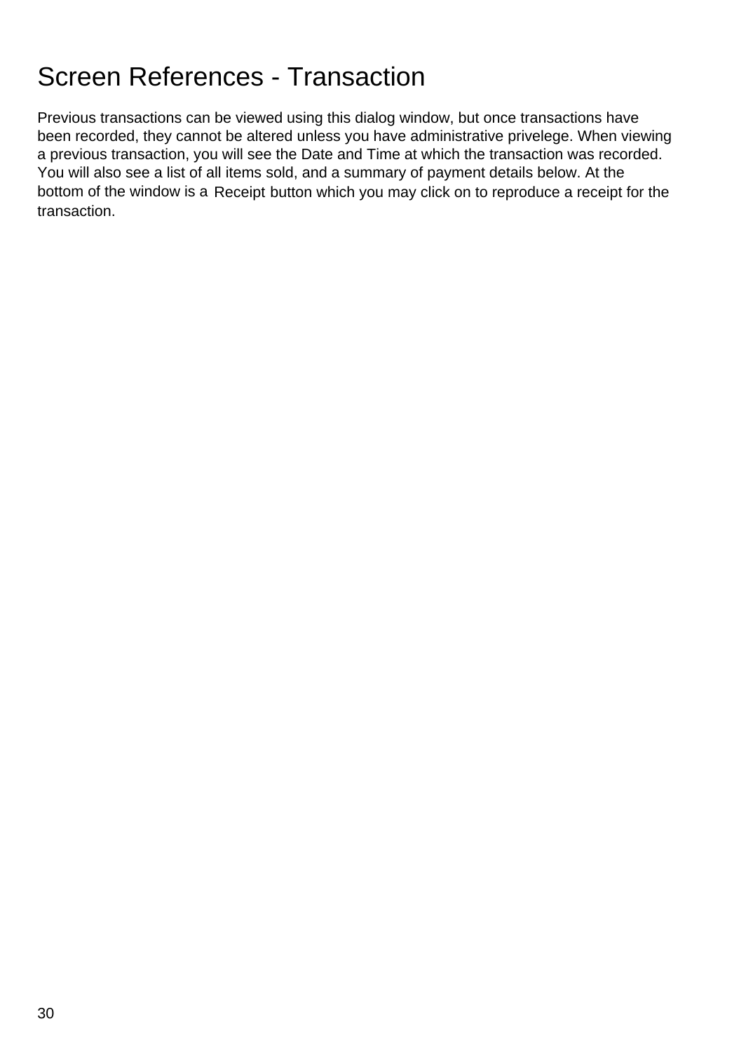# Screen References - Transaction

Previous transactions can be viewed using this dialog window, but once transactions have been recorded, they cannot be altered unless you have administrative privelege. When viewing a previous transaction, you will see the Date and Time at which the transaction was recorded. You will also see a list of all items sold, and a summary of payment details below. At the bottom of the window is a Receipt button which you may click on to reproduce a receipt for the transaction.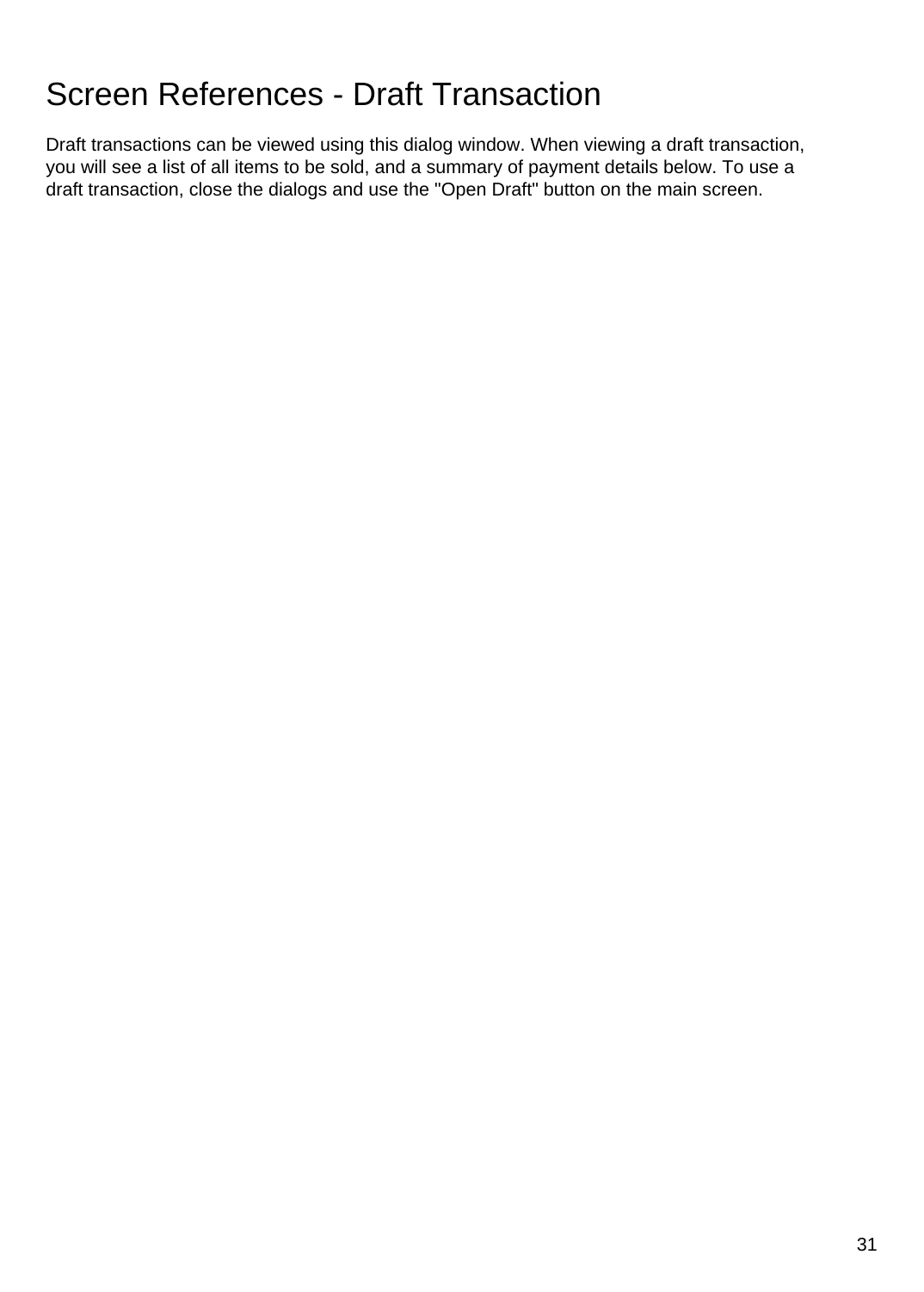# Screen References - Draft Transaction

Draft transactions can be viewed using this dialog window. When viewing a draft transaction, you will see a list of all items to be sold, and a summary of payment details below. To use a draft transaction, close the dialogs and use the "Open Draft" button on the main screen.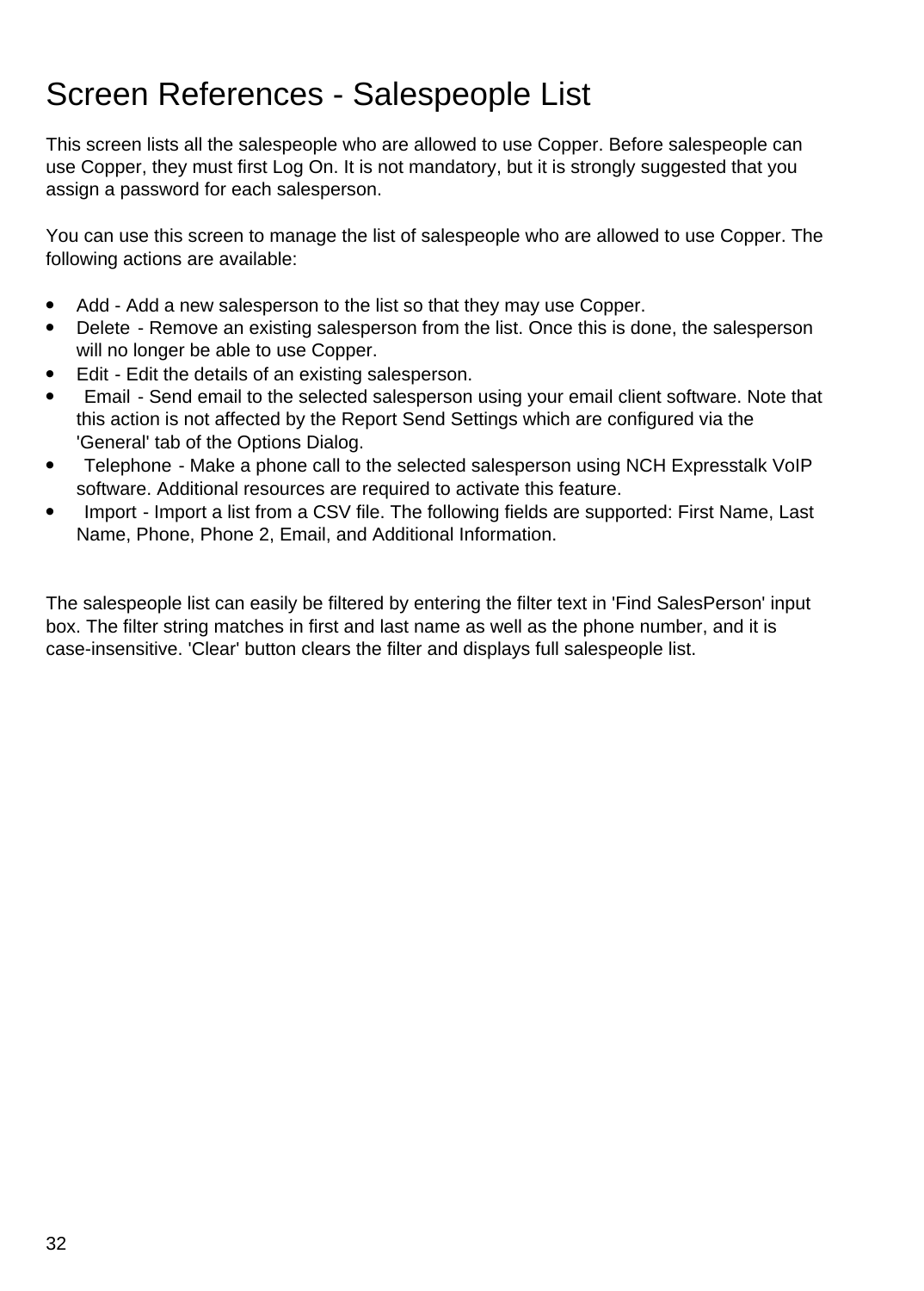# Screen References - Salespeople List

This screen lists all the salespeople who are allowed to use Copper. Before salespeople can use Copper, they must first Log On. It is not mandatory, but it is strongly suggested that you assign a password for each salesperson.

You can use this screen to manage the list of salespeople who are allowed to use Copper. The following actions are available:

- Add - Add a new salesperson to the list so that they may use Copper.
- Delete - Remove an existing salesperson from the list. Once this is done, the salesperson will no longer be able to use Copper.
- Edit - Edit the details of an existing salesperson.
- Email - Send email to the selected salesperson using your email client software. Note that this action is not affected by the Report Send Settings which are configured via the 'General' tab of the Options Dialog.
- Telephone - Make a phone call to the selected salesperson using NCH Expresstalk VoIP software. Additional resources are required to activate this feature.
- Import - Import a list from a CSV file. The following fields are supported: First Name, Last Name, Phone, Phone 2, Email, and Additional Information.

The salespeople list can easily be filtered by entering the filter text in 'Find SalesPerson' input box. The filter string matches in first and last name as well as the phone number, and it is case-insensitive. 'Clear' button clears the filter and displays full salespeople list.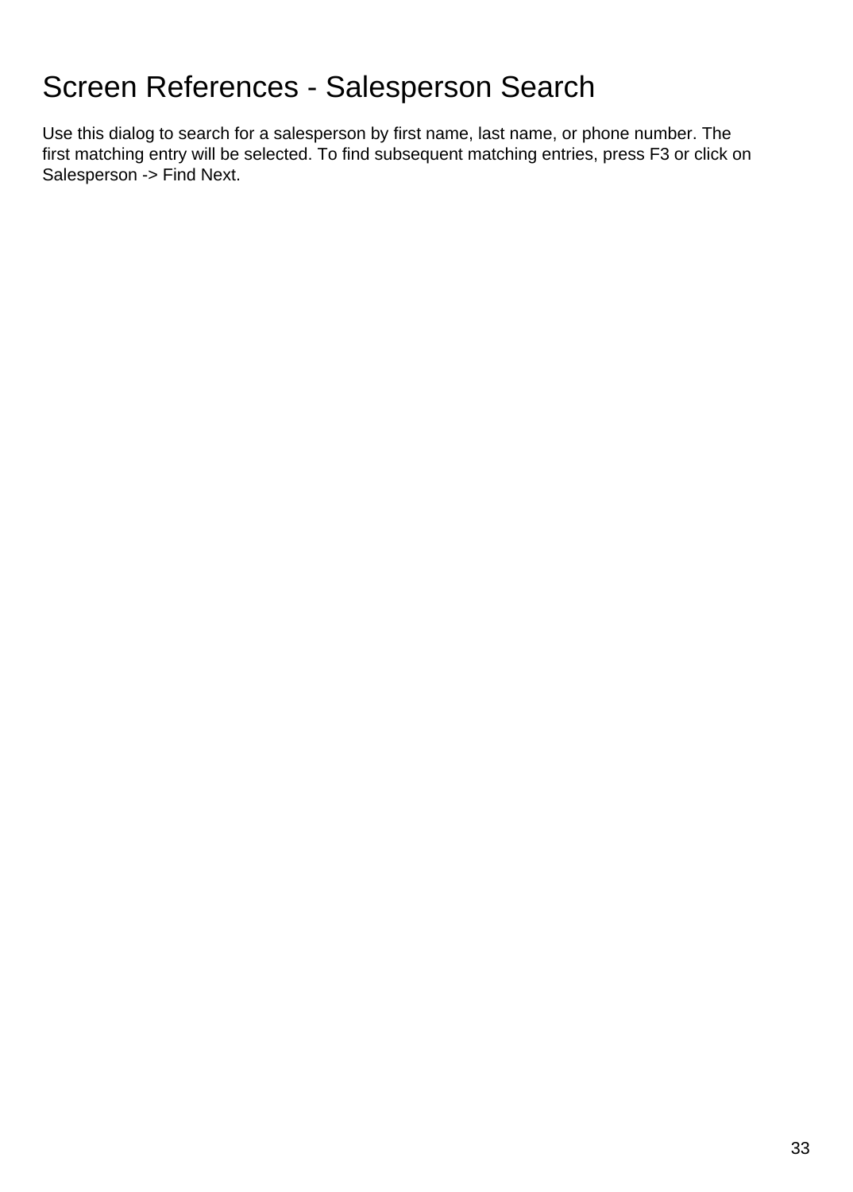# Screen References - Salesperson Search

Use this dialog to search for a salesperson by first name, last name, or phone number. The first matching entry will be selected. To find subsequent matching entries, press F3 or click on Salesperson -> Find Next.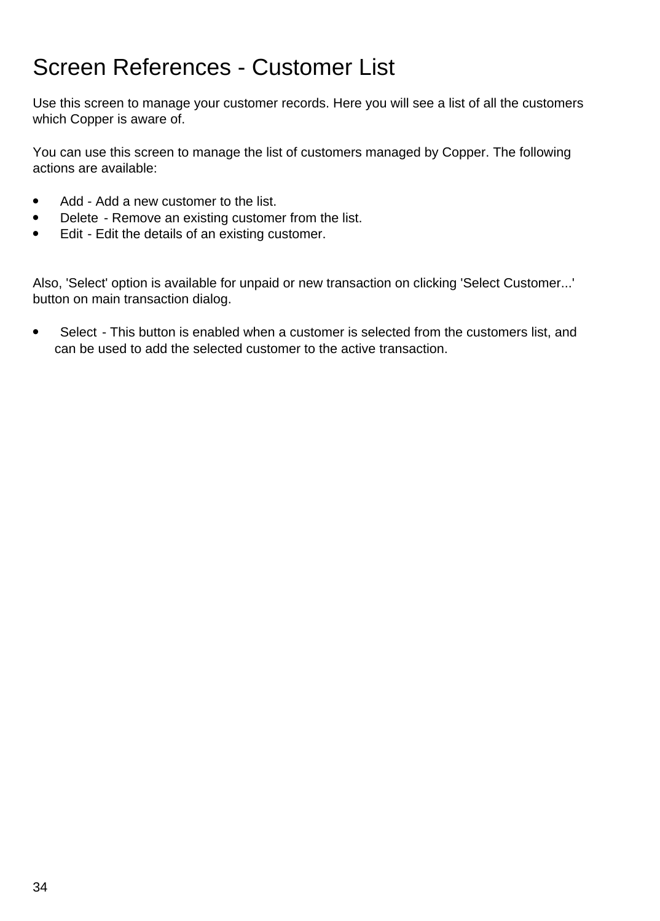# Screen References - Customer List

Use this screen to manage your customer records. Here you will see a list of all the customers which Copper is aware of.

You can use this screen to manage the list of customers managed by Copper. The following actions are available:

- Add - Add a new customer to the list.
- Delete - Remove an existing customer from the list.
- Edit - Edit the details of an existing customer.

Also, 'Select' option is available for unpaid or new transaction on clicking 'Select Customer...' button on main transaction dialog.

- Select - This button is enabled when a customer is selected from the customers list, and can be used to add the selected customer to the active transaction.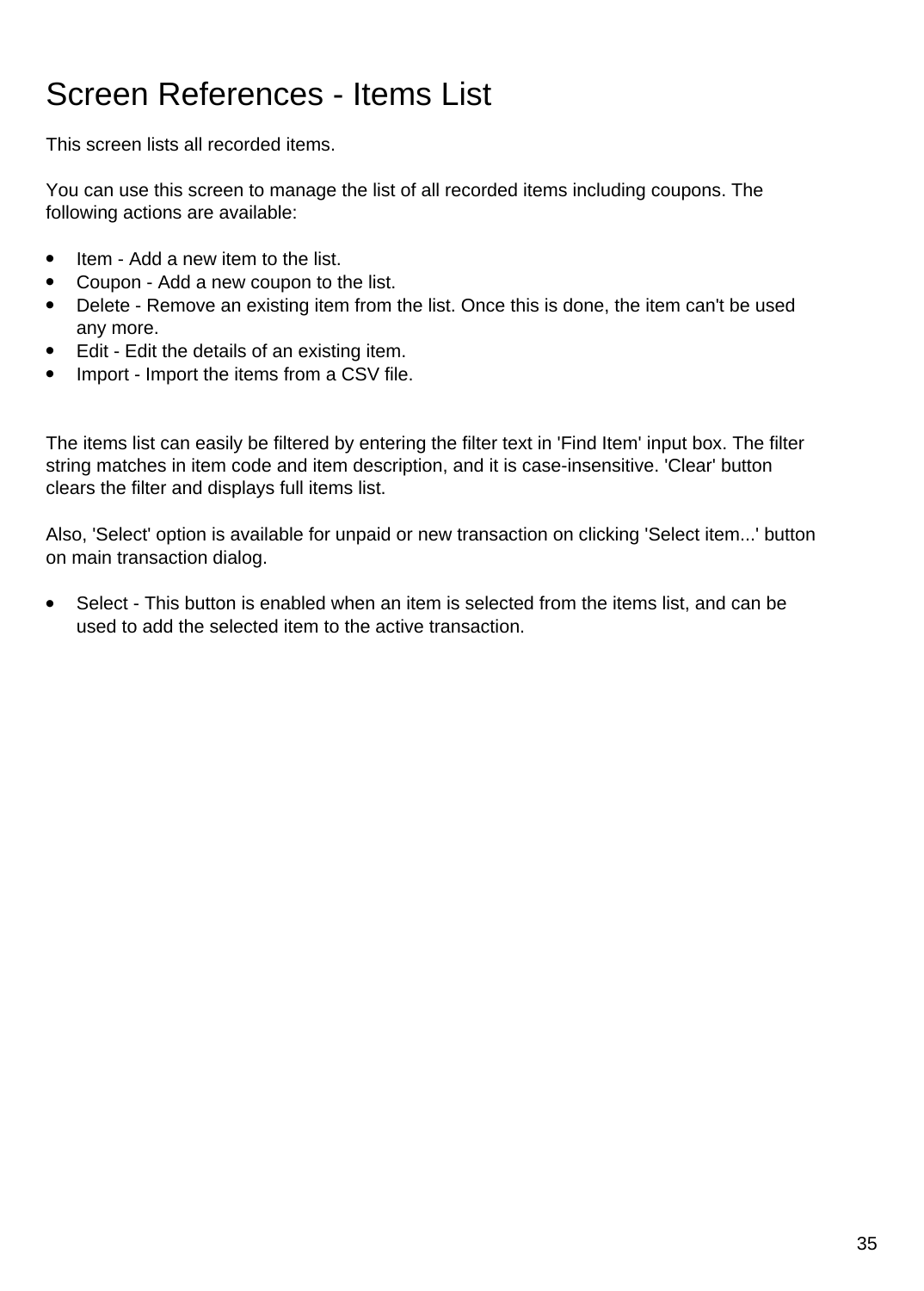# Screen References - Items List

This screen lists all recorded items.

You can use this screen to manage the list of all recorded items including coupons. The following actions are available:

- Item - Add a new item to the list.
- Coupon - Add a new coupon to the list.
- Delete - Remove an existing item from the list. Once this is done, the item can't be used any more.
- Edit - Edit the details of an existing item.
- Import - Import the items from a CSV file.

The items list can easily be filtered by entering the filter text in 'Find Item' input box. The filter string matches in item code and item description, and it is case-insensitive. 'Clear' button clears the filter and displays full items list.

Also, 'Select' option is available for unpaid or new transaction on clicking 'Select item...' button on main transaction dialog.

- Select - This button is enabled when an item is selected from the items list, and can be used to add the selected item to the active transaction.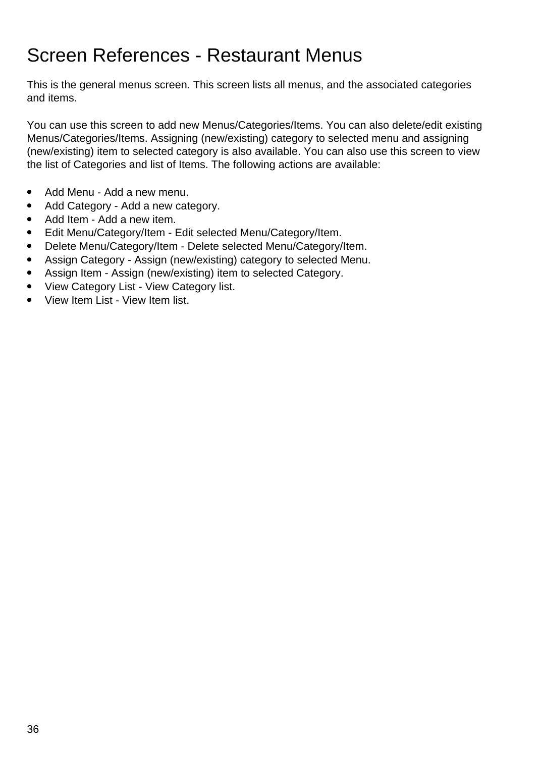# Screen References - Restaurant Menus

This is the general menus screen. This screen lists all menus, and the associated categories and items.

You can use this screen to add new Menus/Categories/Items. You can also delete/edit existing Menus/Categories/Items. Assigning (new/existing) category to selected menu and assigning (new/existing) item to selected category is also available. You can also use this screen to view the list of Categories and list of Items. The following actions are available:

- Add Menu - Add a new menu.
- Add Category - Add a new category.
- Add Item - Add a new item.
- Edit Menu/Category/Item - Edit selected Menu/Category/Item.
- Delete Menu/Category/Item - Delete selected Menu/Category/Item.
- Assign Category - Assign (new/existing) category to selected Menu.
- Assign Item - Assign (new/existing) item to selected Category.
- View Category List - View Category list.
- View Item List - View Item list.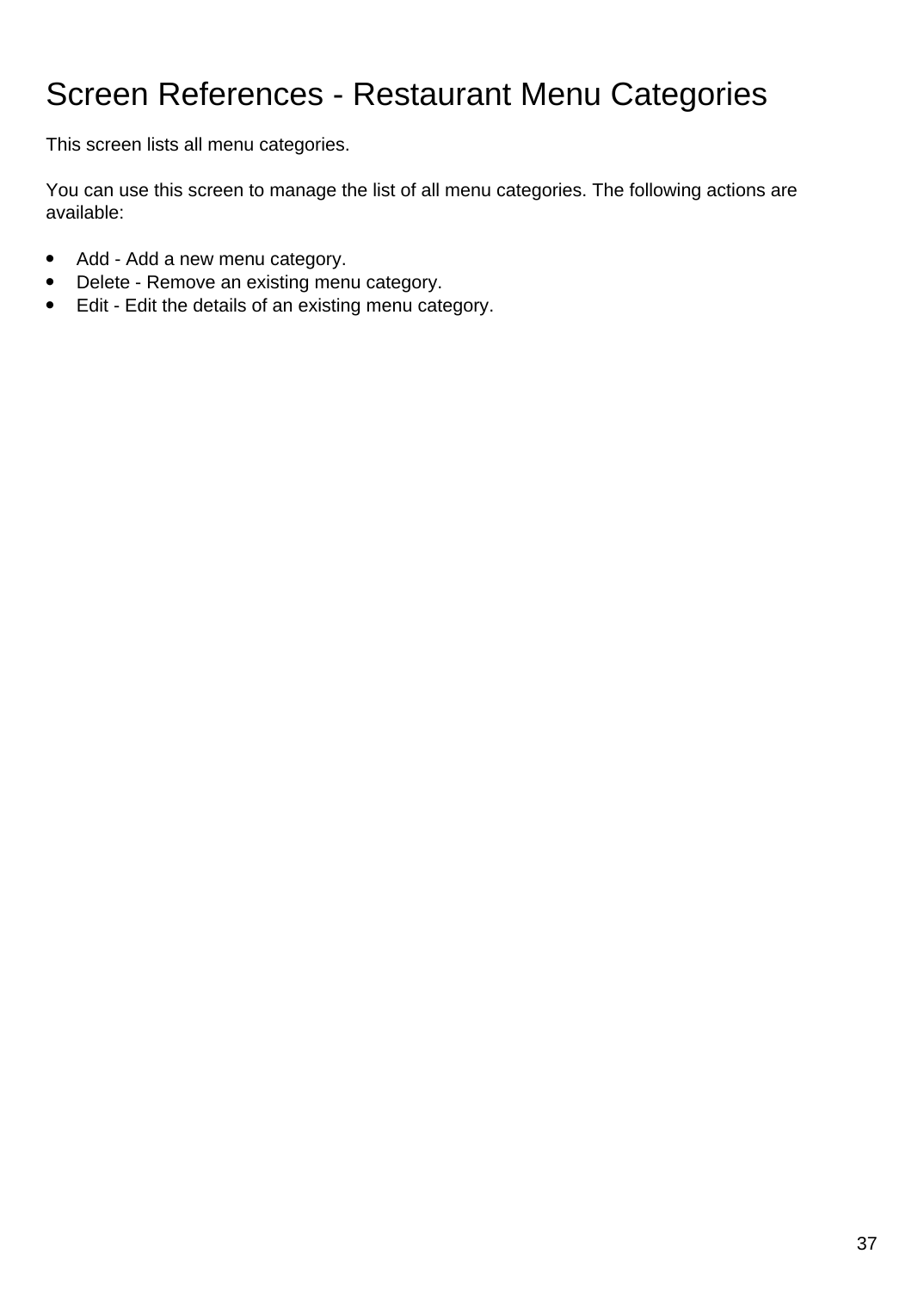# Screen References - Restaurant Menu Categories

This screen lists all menu categories.

You can use this screen to manage the list of all menu categories. The following actions are available:

- Add - Add a new menu category.
- Delete - Remove an existing menu category.
- Edit - Edit the details of an existing menu category.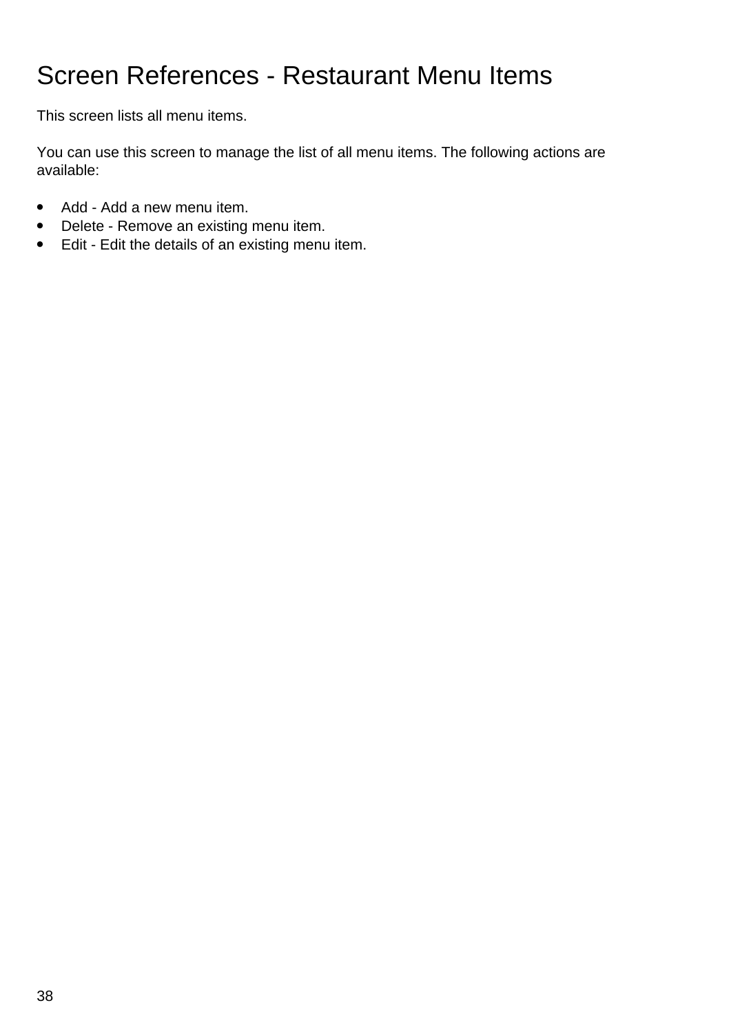# Screen References - Restaurant Menu Items

This screen lists all menu items.

You can use this screen to manage the list of all menu items. The following actions are available:

- Add - Add a new menu item.
- Delete - Remove an existing menu item.
- Edit - Edit the details of an existing menu item.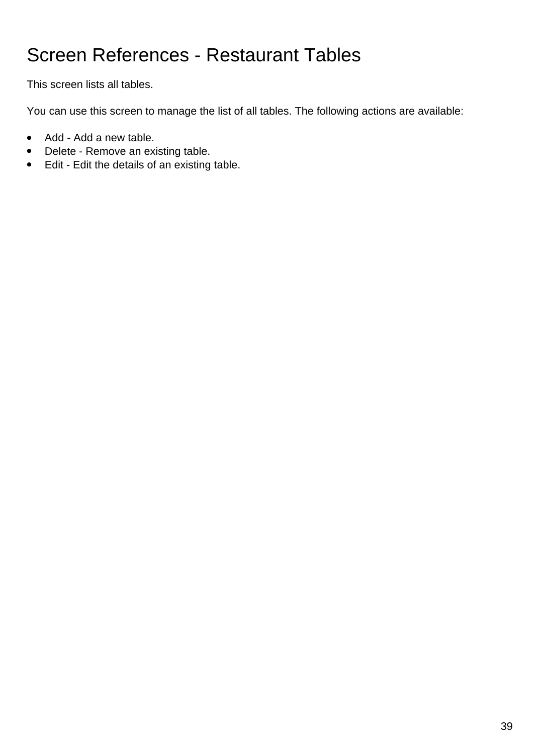# Screen References - Restaurant Tables

This screen lists all tables.

You can use this screen to manage the list of all tables. The following actions are available:

- Add - Add a new table.
- Delete - Remove an existing table.
- Edit - Edit the details of an existing table.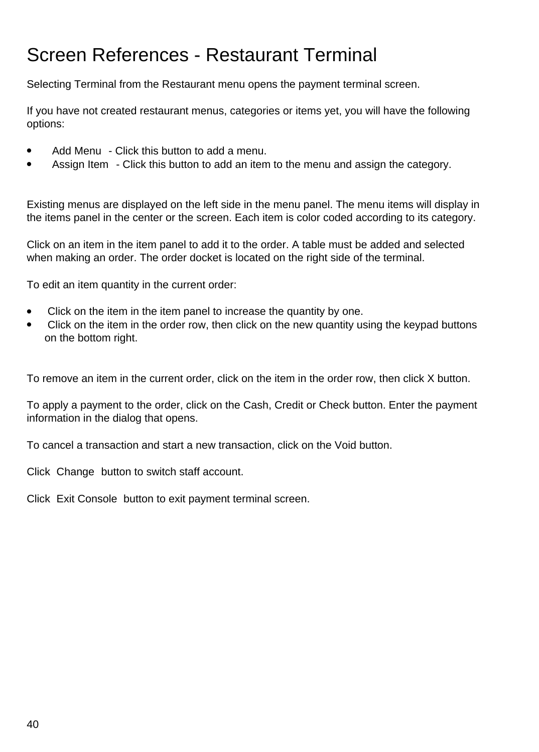# Screen References - Restaurant Terminal

Selecting Terminal from the Restaurant menu opens the payment terminal screen.

If you have not created restaurant menus, categories or items yet, you will have the following options:

- Add Menu - Click this button to add a menu.
- Assign Item - Click this button to add an item to the menu and assign the category.

Existing menus are displayed on the left side in the menu panel. The menu items will display in the items panel in the center or the screen. Each item is color coded according to its category.

Click on an item in the item panel to add it to the order. A table must be added and selected when making an order. The order docket is located on the right side of the terminal.

To edit an item quantity in the current order:

- Click on the item in the item panel to increase the quantity by one.
- Click on the item in the order row, then click on the new quantity using the keypad buttons on the bottom right.

To remove an item in the current order, click on the item in the order row, then click X button.

To apply a payment to the order, click on the Cash, Credit or Check button. Enter the payment information in the dialog that opens.

To cancel a transaction and start a new transaction, click on the Void button.

Click Change button to switch staff account.

Click Exit Console button to exit payment terminal screen.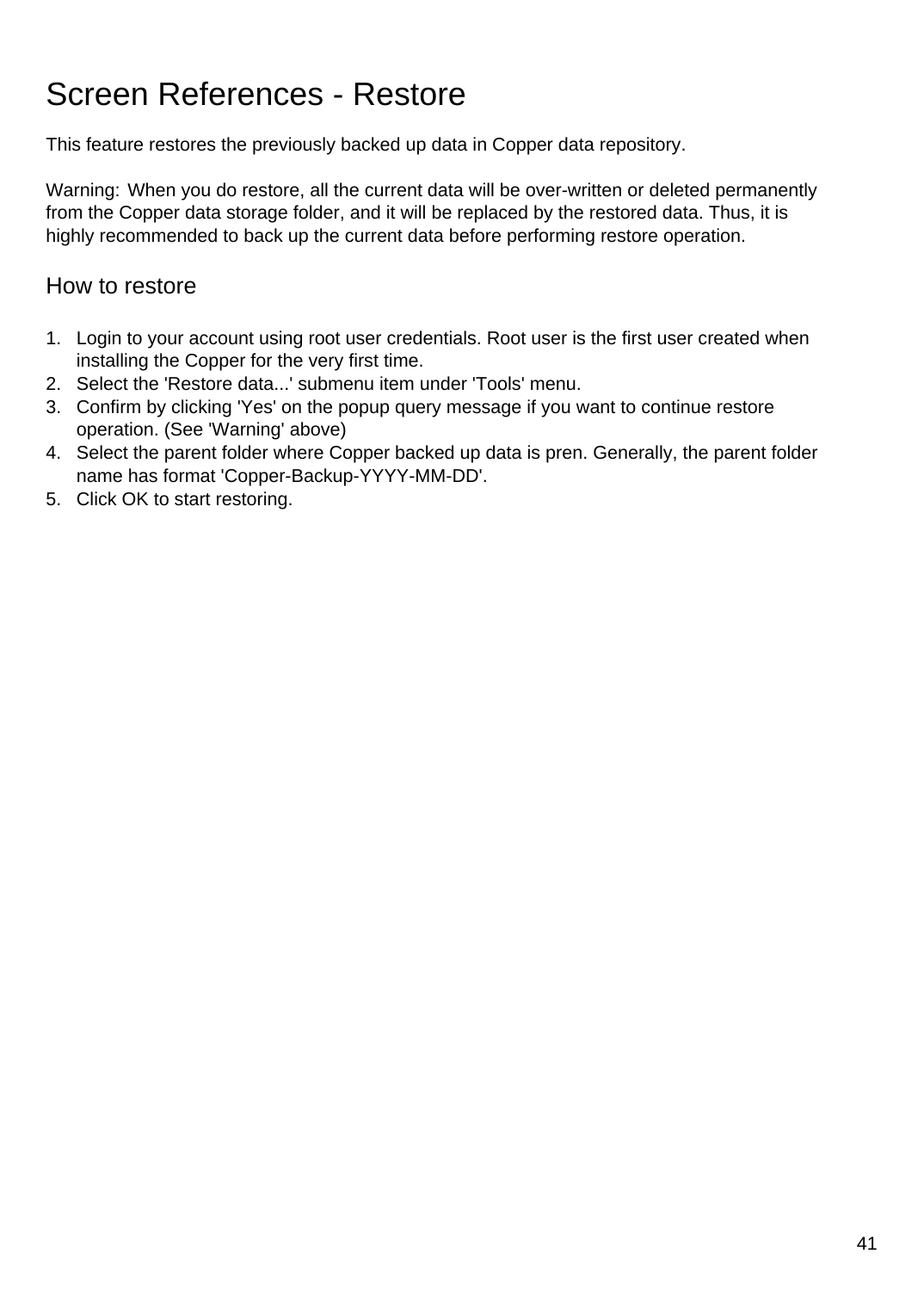# Screen References - Restore

This feature restores the previously backed up data in Copper data repository.

Warning: When you do restore, all the current data will be over-written or deleted permanently from the Copper data storage folder, and it will be replaced by the restored data. Thus, it is highly recommended to back up the current data before performing restore operation.

## How to restore

1. Login to your account using root user credentials. Root user is the first user created when installing the Copper for the very first time.
2. Select the 'Restore data...' submenu item under 'Tools' menu.
3. Confirm by clicking 'Yes' on the popup query message if you want to continue restore operation. (See 'Warning' above)
4. Select the parent folder where Copper backed up data is pren. Generally, the parent folder name has format 'Copper-Backup-YYYY-MM-DD'.
5. Click OK to start restoring.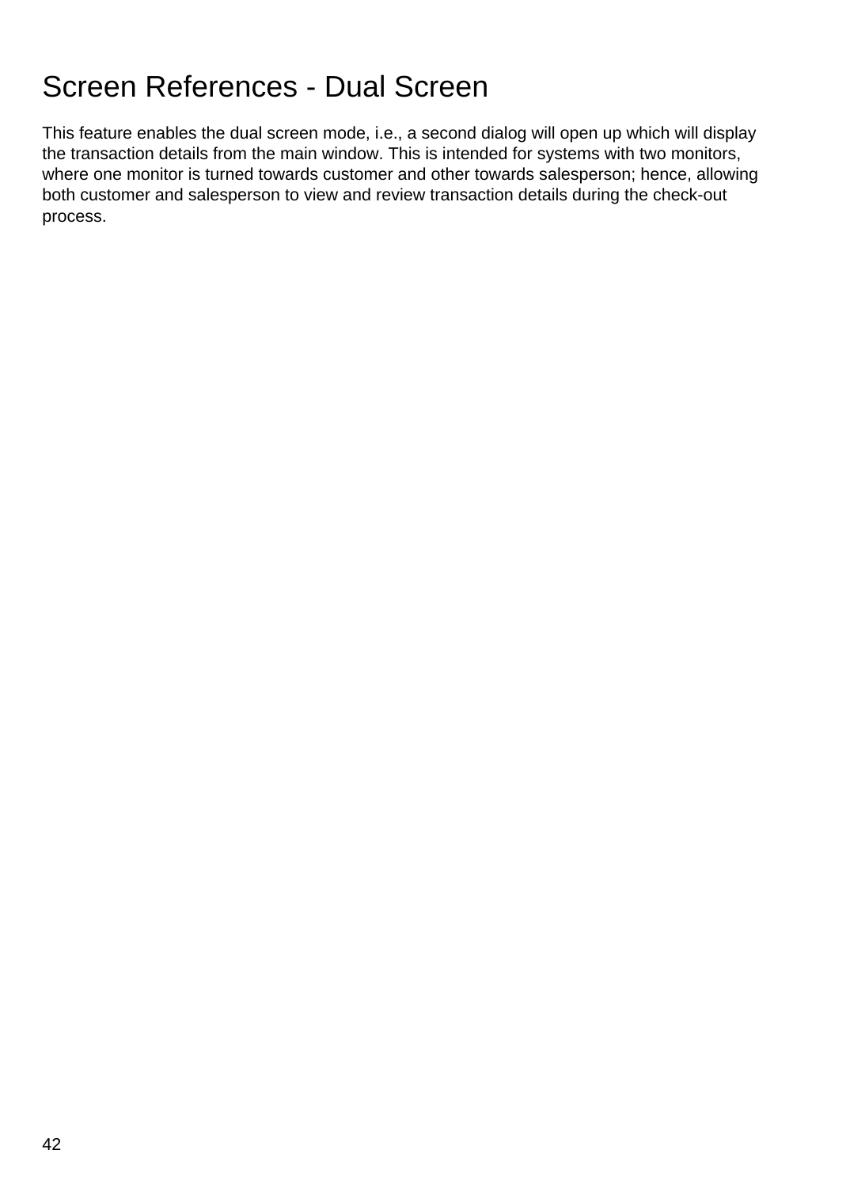# Screen References - Dual Screen

This feature enables the dual screen mode, i.e., a second dialog will open up which will display the transaction details from the main window. This is intended for systems with two monitors, where one monitor is turned towards customer and other towards salesperson; hence, allowing both customer and salesperson to view and review transaction details during the check-out process.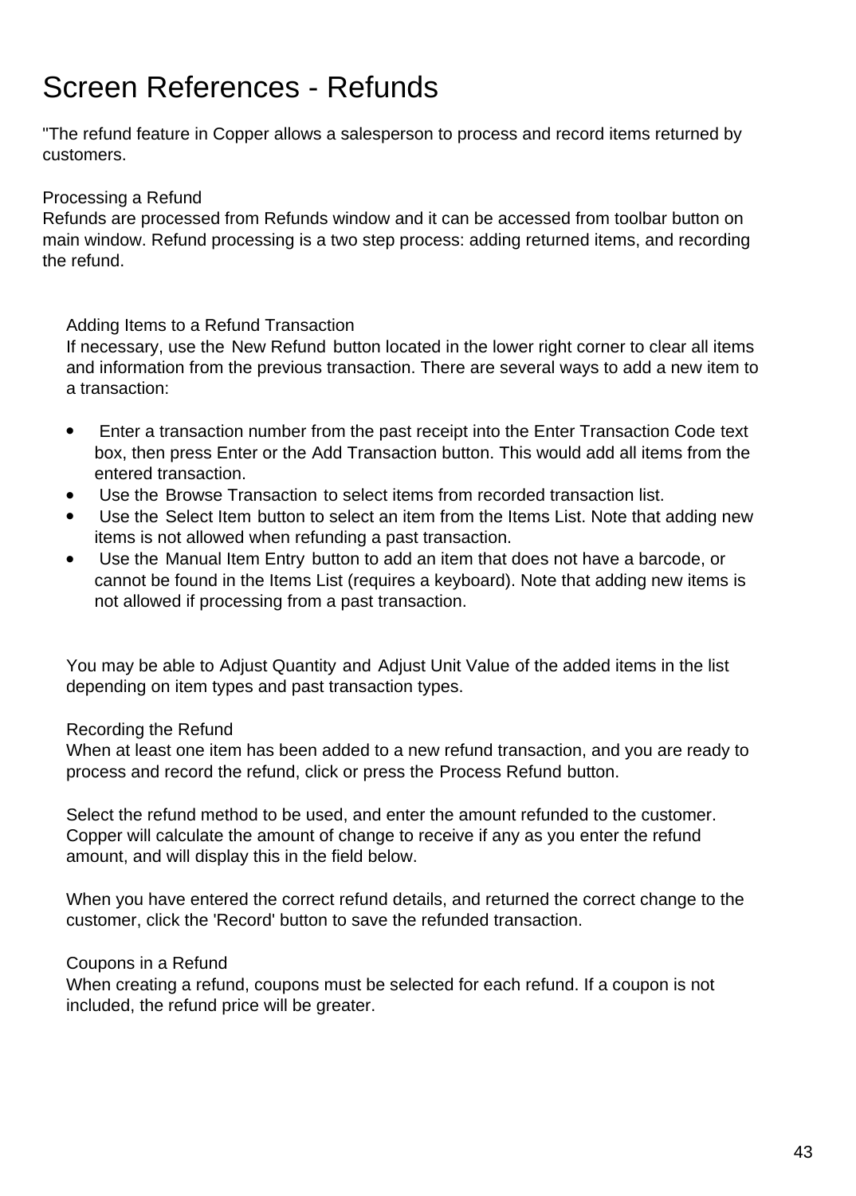# Screen References - Refunds

"The refund feature in Copper allows a salesperson to process and record items returned by customers.

## Processing a Refund

Refunds are processed from Refunds window and it can be accessed from toolbar button on main window. Refund processing is a two step process: adding returned items, and recording the refund.

### Adding Items to a Refund Transaction

If necessary, use the New Refund button located in the lower right corner to clear all items and information from the previous transaction. There are several ways to add a new item to a transaction:

- Enter a transaction number from the past receipt into the Enter Transaction Code text box, then press Enter or the Add Transaction button. This would add all items from the entered transaction.
- Use the Browse Transaction to select items from recorded transaction list.
- Use the Select Item button to select an item from the Items List. Note that adding new items is not allowed when refunding a past transaction.
- Use the Manual Item Entry button to add an item that does not have a barcode, or cannot be found in the Items List (requires a keyboard). Note that adding new items is not allowed if processing from a past transaction.

You may be able to Adjust Quantity and Adjust Unit Value of the added items in the list depending on item types and past transaction types.

### Recording the Refund

When at least one item has been added to a new refund transaction, and you are ready to process and record the refund, click or press the Process Refund button.

Select the refund method to be used, and enter the amount refunded to the customer. Copper will calculate the amount of change to receive if any as you enter the refund amount, and will display this in the field below.

When you have entered the correct refund details, and returned the correct change to the customer, click the 'Record' button to save the refunded transaction.

### Coupons in a Refund

When creating a refund, coupons must be selected for each refund. If a coupon is not included, the refund price will be greater.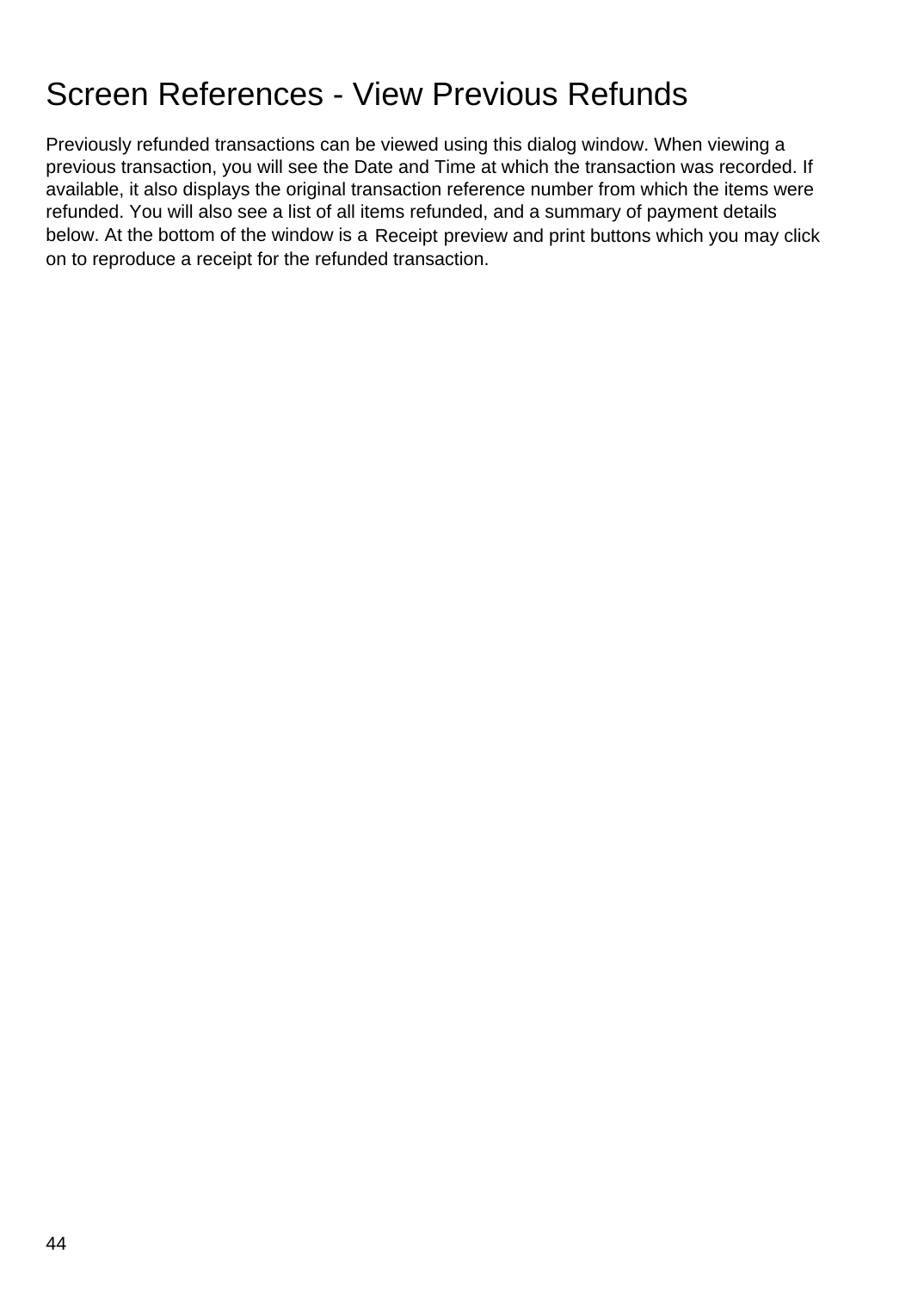# Screen References - View Previous Refunds

Previously refunded transactions can be viewed using this dialog window. When viewing a previous transaction, you will see the Date and Time at which the transaction was recorded. If available, it also displays the original transaction reference number from which the items were refunded. You will also see a list of all items refunded, and a summary of payment details below. At the bottom of the window is a Receipt preview and print buttons which you may click on to reproduce a receipt for the refunded transaction.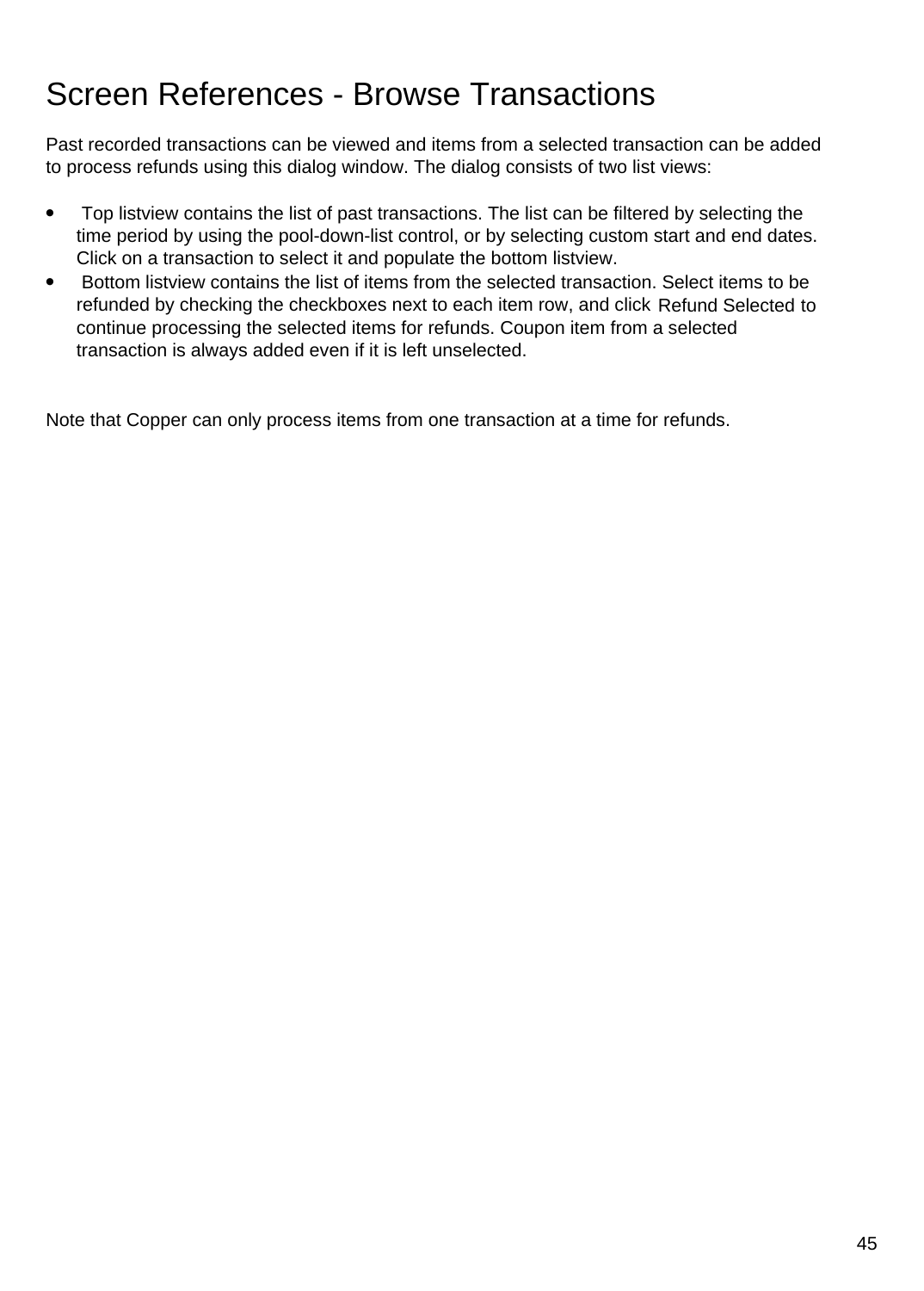# Screen References - Browse Transactions

Past recorded transactions can be viewed and items from a selected transaction can be added to process refunds using this dialog window. The dialog consists of two list views:

- Top listview contains the list of past transactions. The list can be filtered by selecting the time period by using the pool-down-list control, or by selecting custom start and end dates. Click on a transaction to select it and populate the bottom listview.
- Bottom listview contains the list of items from the selected transaction. Select items to be refunded by checking the checkboxes next to each item row, and click Refund Selected to continue processing the selected items for refunds. Coupon item from a selected transaction is always added even if it is left unselected.

Note that Copper can only process items from one transaction at a time for refunds.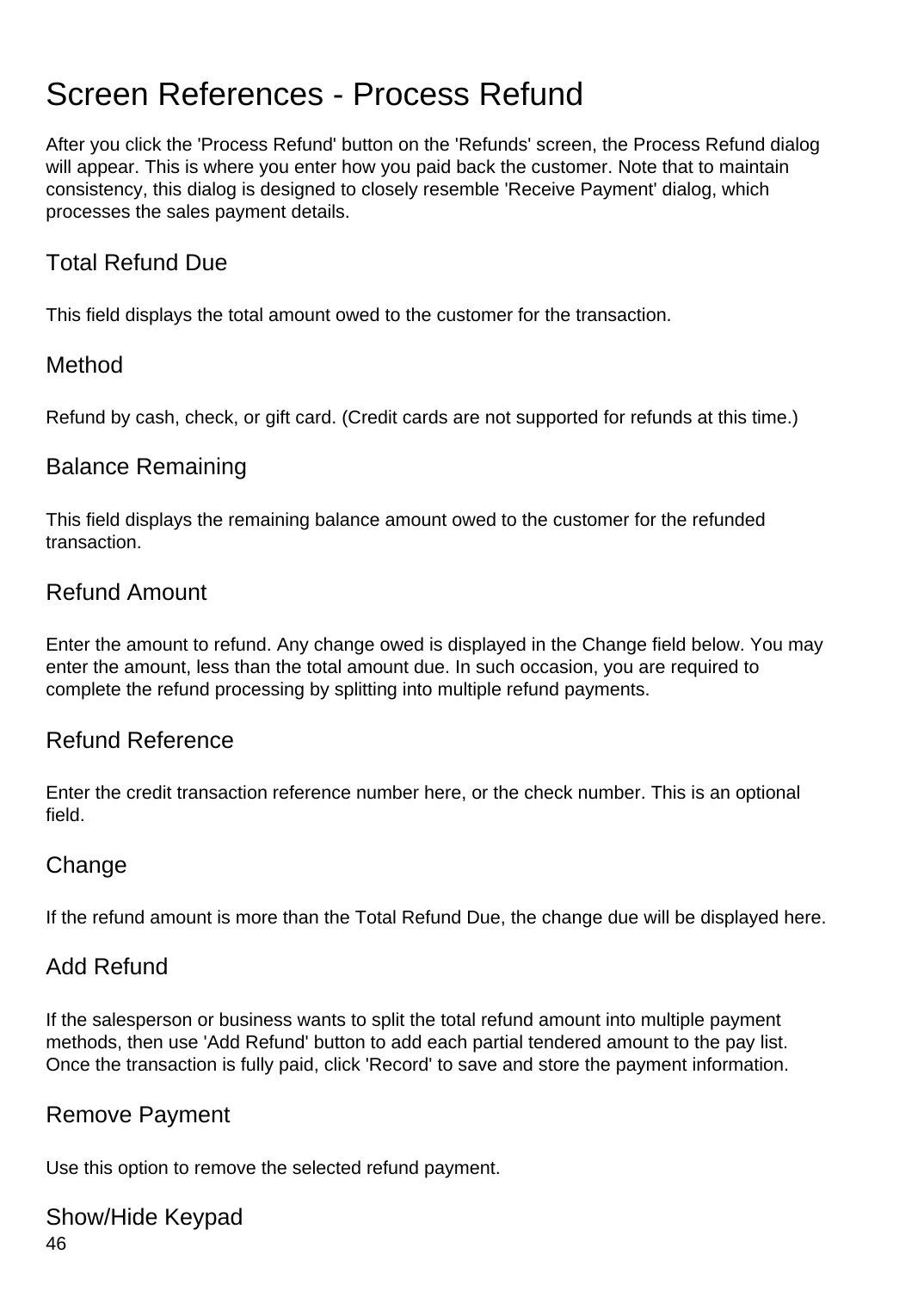# Screen References - Process Refund

After you click the 'Process Refund' button on the 'Refunds' screen, the Process Refund dialog will appear. This is where you enter how you paid back the customer. Note that to maintain consistency, this dialog is designed to closely resemble 'Receive Payment' dialog, which processes the sales payment details.

## Total Refund Due

This field displays the total amount owed to the customer for the transaction.

## Method

Refund by cash, check, or gift card. (Credit cards are not supported for refunds at this time.)

## Balance Remaining

This field displays the remaining balance amount owed to the customer for the refunded transaction.

## Refund Amount

Enter the amount to refund. Any change owed is displayed in the Change field below. You may enter the amount, less than the total amount due. In such occasion, you are required to complete the refund processing by splitting into multiple refund payments.

## Refund Reference

Enter the credit transaction reference number here, or the check number. This is an optional field.

## Change

If the refund amount is more than the Total Refund Due, the change due will be displayed here.

## Add Refund

If the salesperson or business wants to split the total refund amount into multiple payment methods, then use 'Add Refund' button to add each partial tendered amount to the pay list. Once the transaction is fully paid, click 'Record' to save and store the payment information.

## Remove Payment

Use this option to remove the selected refund payment.

## Show/Hide Keypad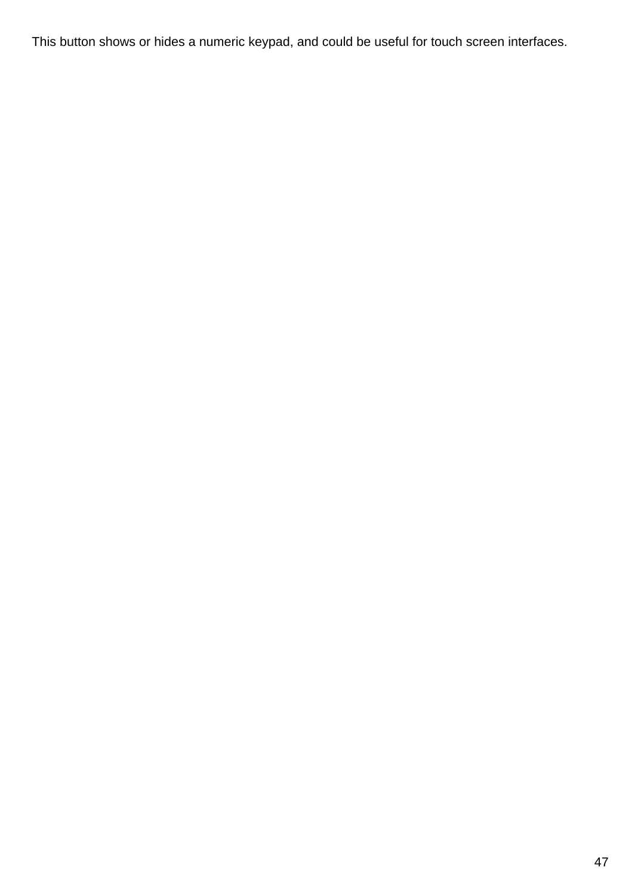This button shows or hides a numeric keypad, and could be useful for touch screen interfaces.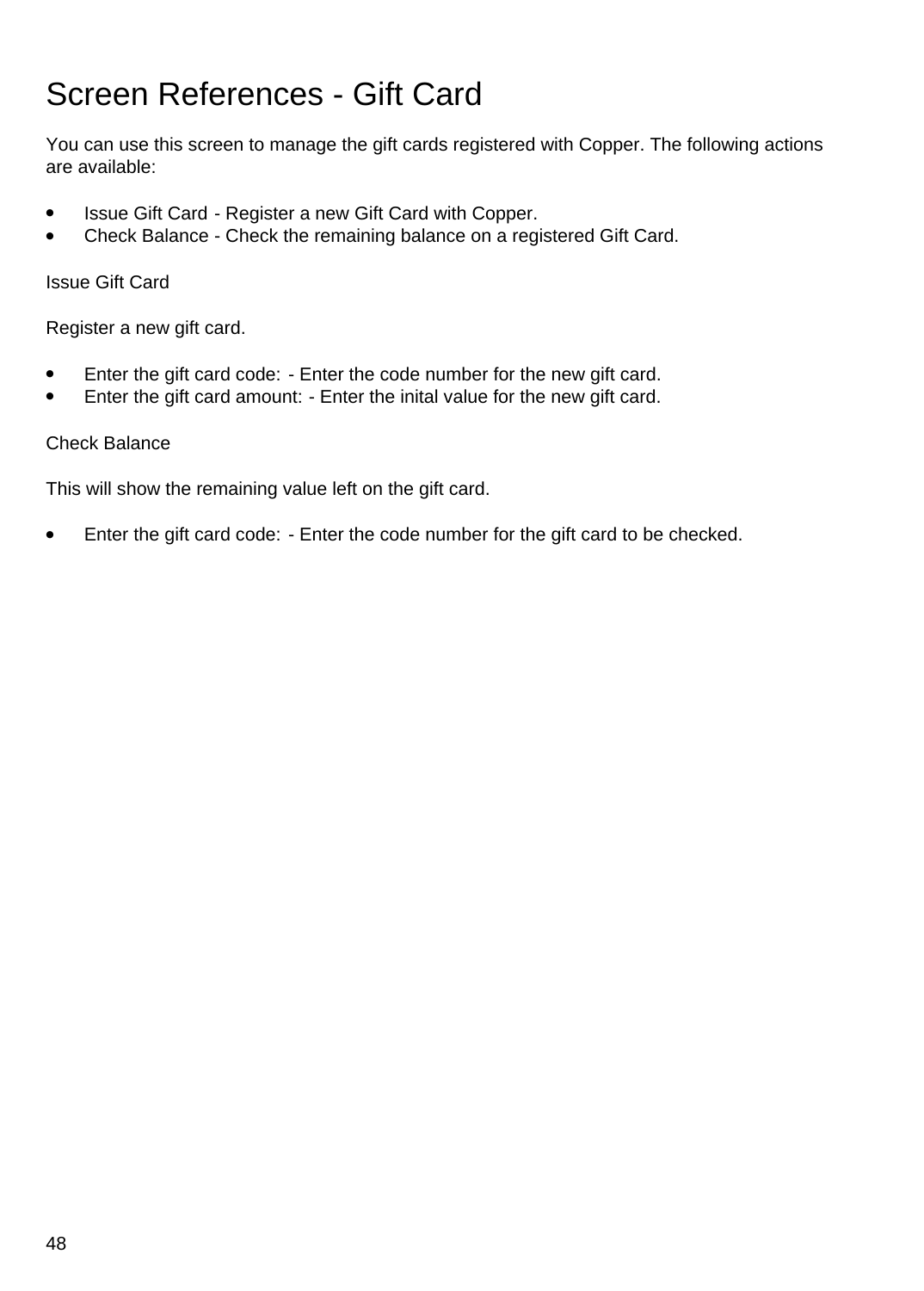# Screen References - Gift Card

You can use this screen to manage the gift cards registered with Copper. The following actions are available:

- Issue Gift Card - Register a new Gift Card with Copper.
- Check Balance - Check the remaining balance on a registered Gift Card.

Issue Gift Card

Register a new gift card.

- Enter the gift card code: - Enter the code number for the new gift card.
- Enter the gift card amount: - Enter the inital value for the new gift card.

Check Balance

This will show the remaining value left on the gift card.

- Enter the gift card code: - Enter the code number for the gift card to be checked.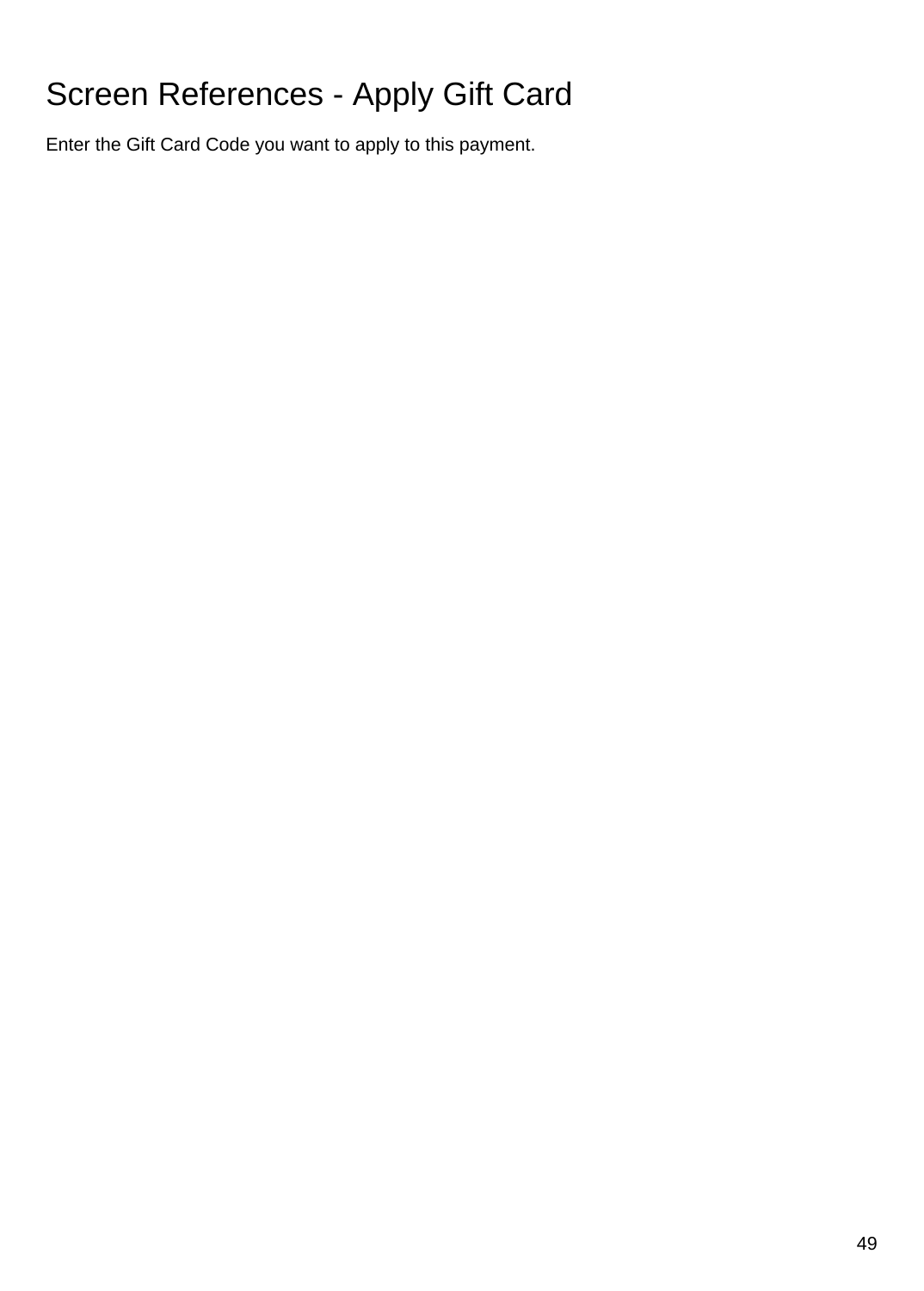# Screen References - Apply Gift Card

Enter the Gift Card Code you want to apply to this payment.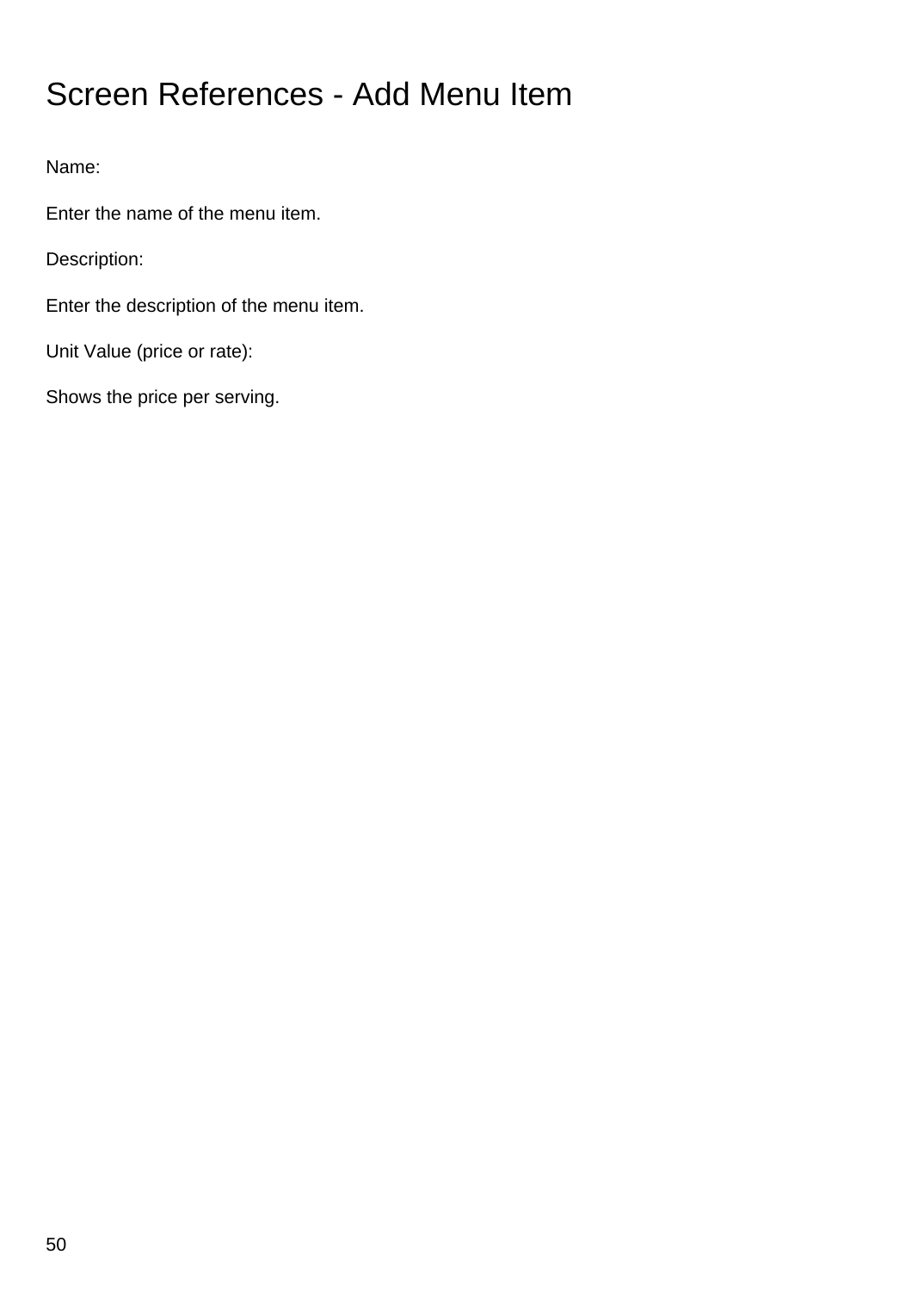# Screen References - Add Menu Item

Name:

Enter the name of the menu item.

Description:

Enter the description of the menu item.

Unit Value (price or rate):

Shows the price per serving.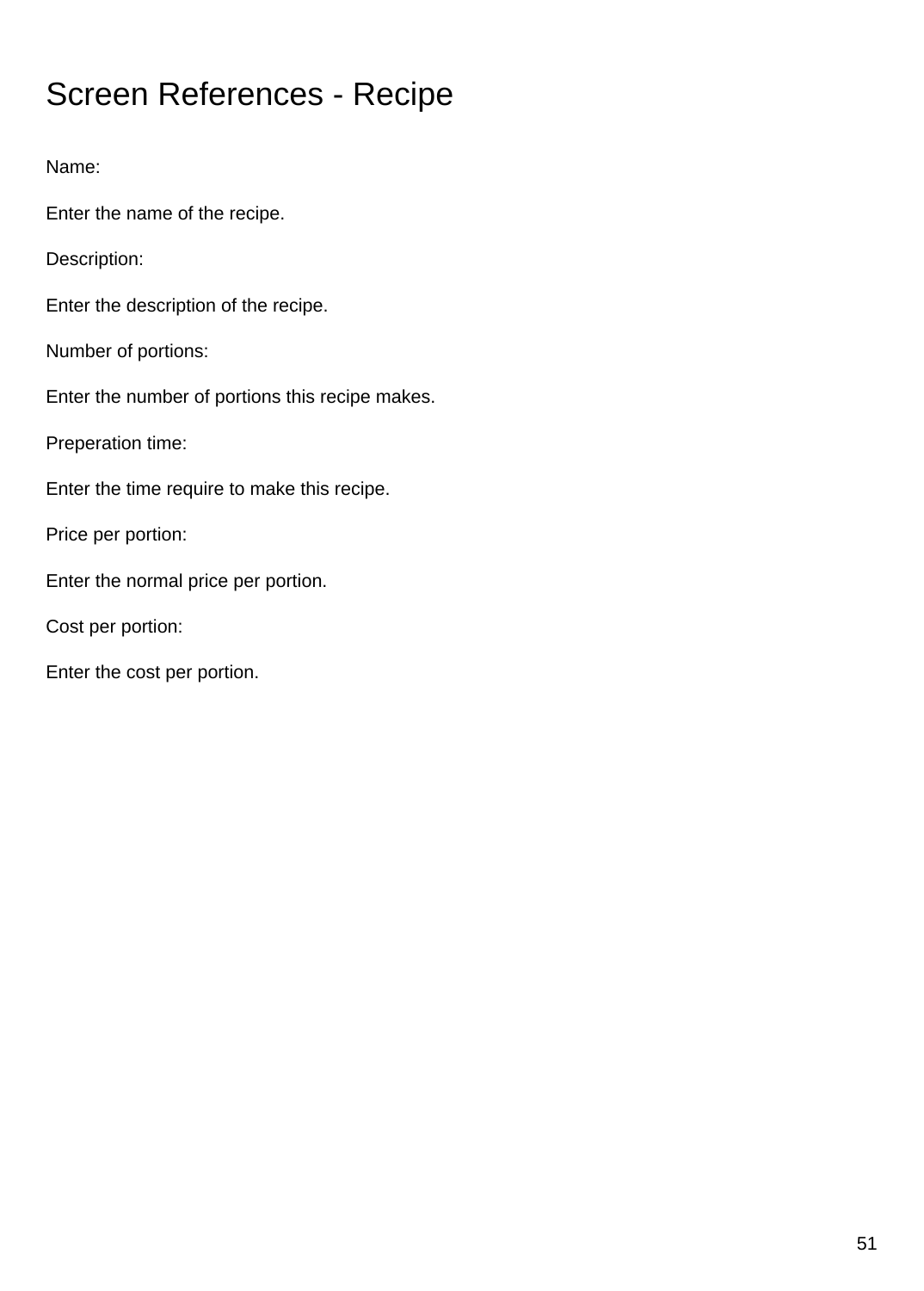# Screen References - Recipe

Name:

Enter the name of the recipe.

Description:

Enter the description of the recipe.

Number of portions:

Enter the number of portions this recipe makes.

Preperation time:

Enter the time require to make this recipe.

Price per portion:

Enter the normal price per portion.

Cost per portion:

Enter the cost per portion.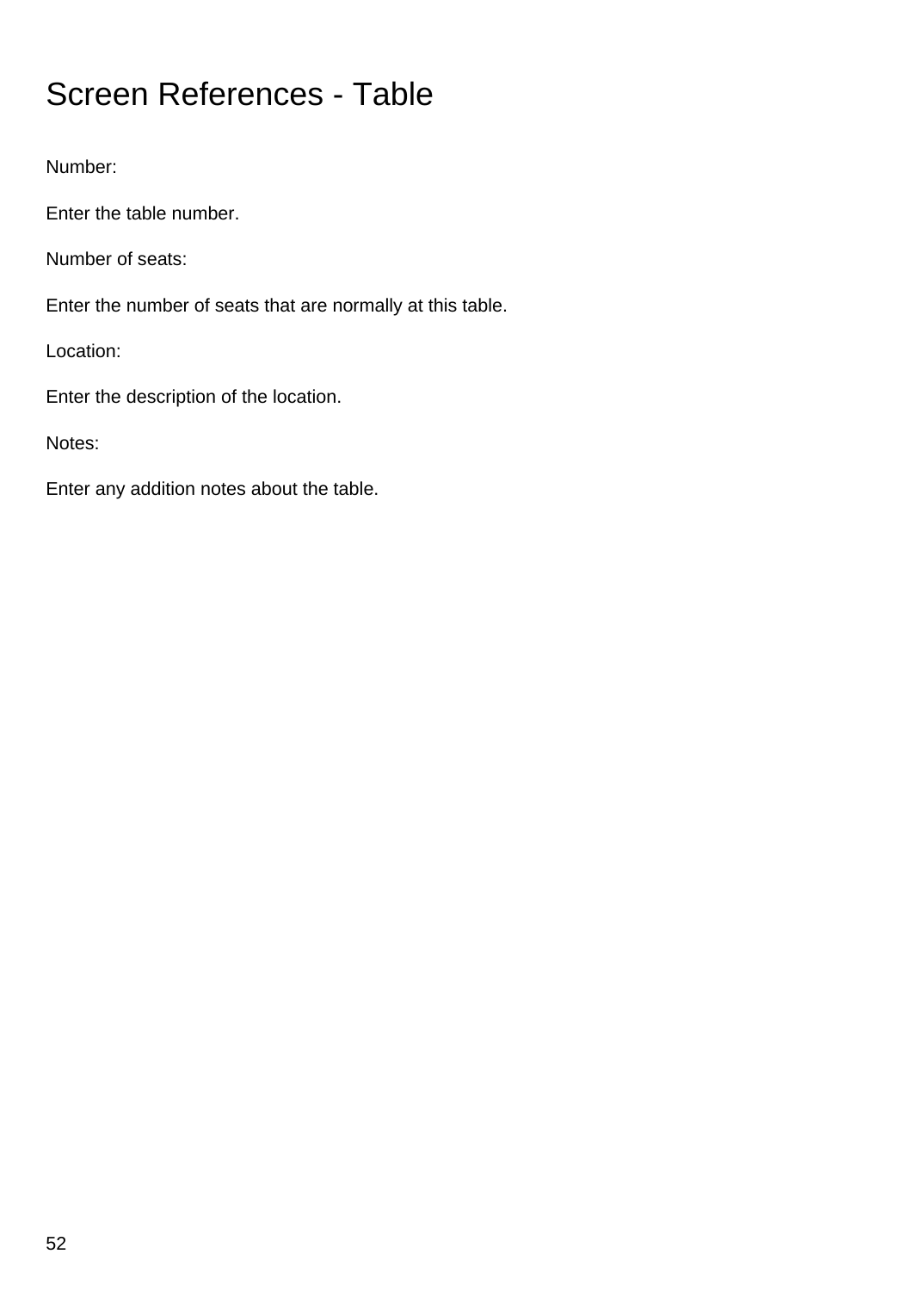# Screen References - Table

Number:

Enter the table number.

Number of seats:

Enter the number of seats that are normally at this table.

Location:

Enter the description of the location.

Notes:

Enter any addition notes about the table.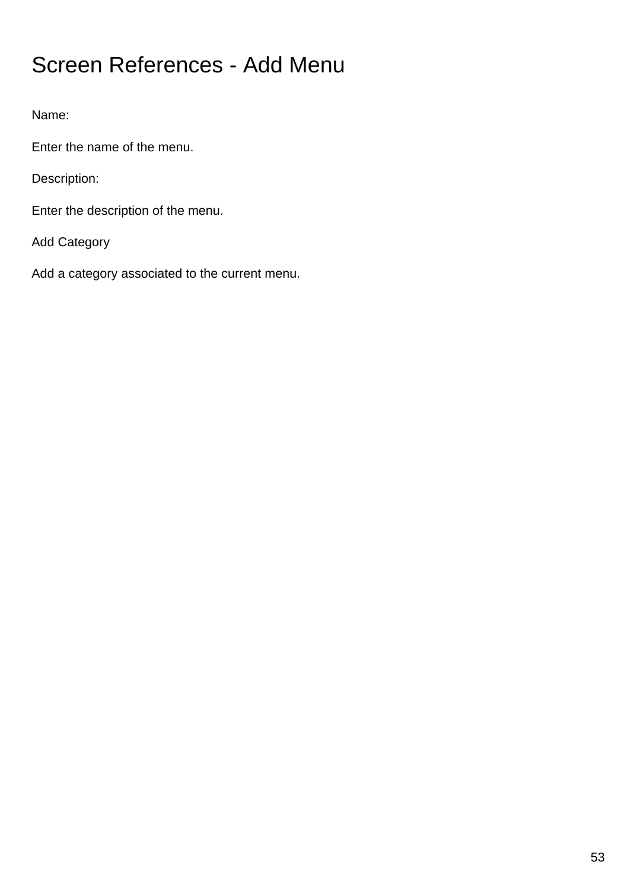# Screen References - Add Menu

Name:

Enter the name of the menu.

Description:

Enter the description of the menu.

Add Category

Add a category associated to the current menu.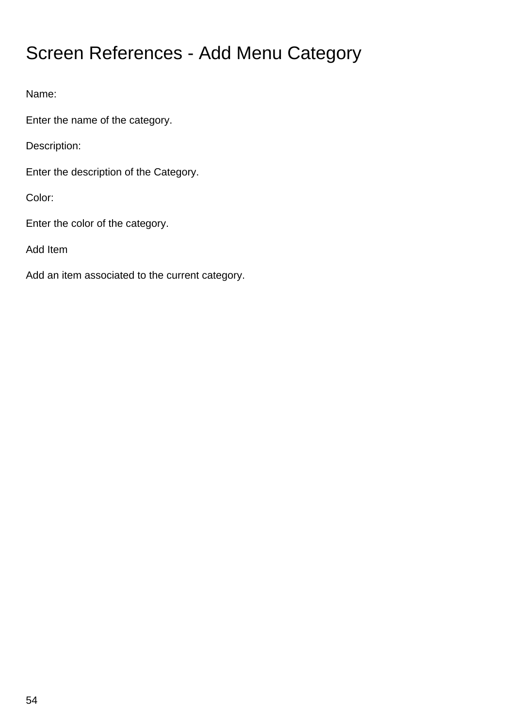# Screen References - Add Menu Category

Name:

Enter the name of the category.

Description:

Enter the description of the Category.

Color:

Enter the color of the category.

Add Item

Add an item associated to the current category.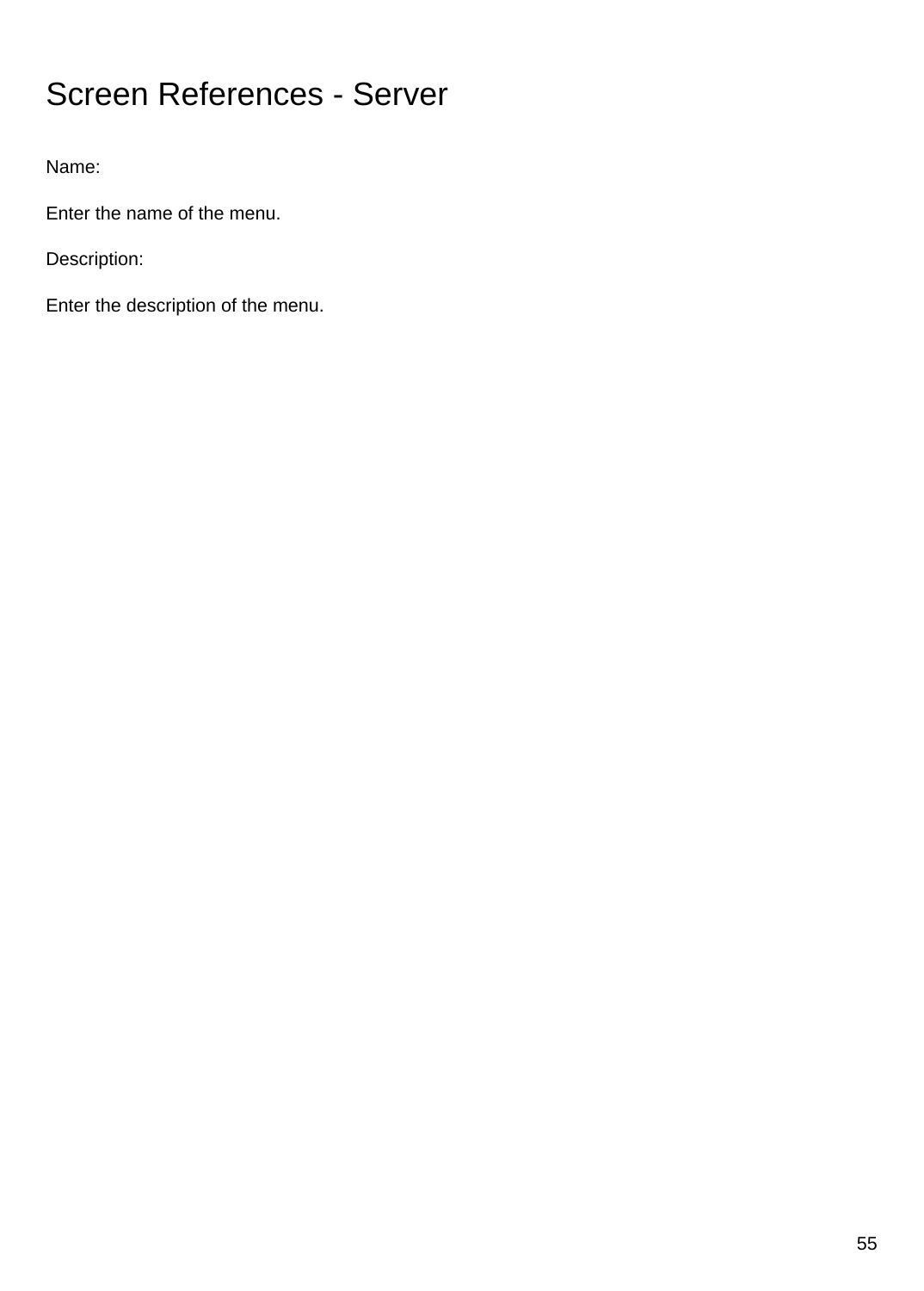# Screen References - Server

Name:

Enter the name of the menu.

Description:

Enter the description of the menu.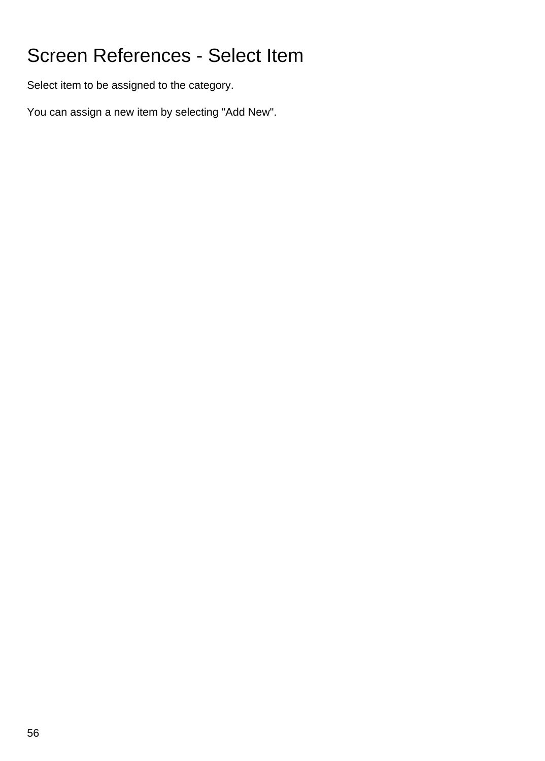# Screen References - Select Item

Select item to be assigned to the category.

You can assign a new item by selecting "Add New".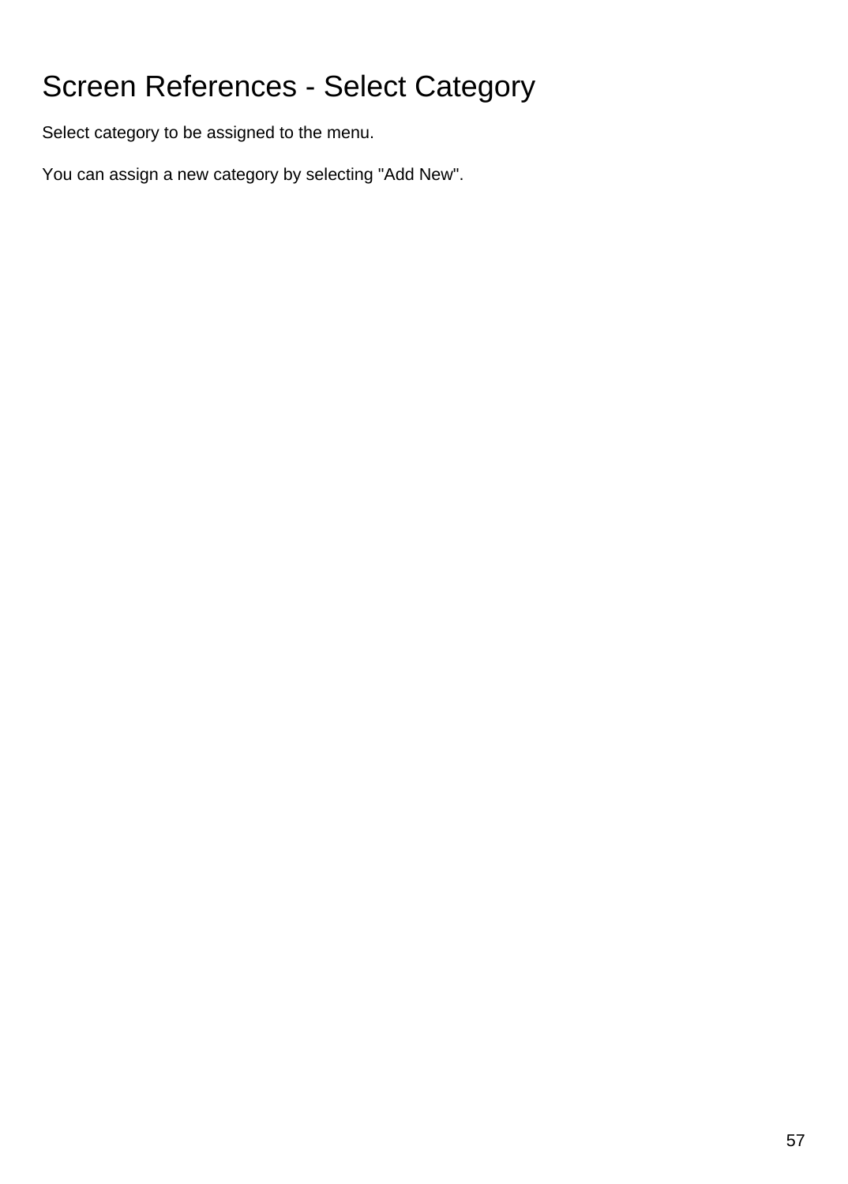# Screen References - Select Category

Select category to be assigned to the menu.

You can assign a new category by selecting "Add New".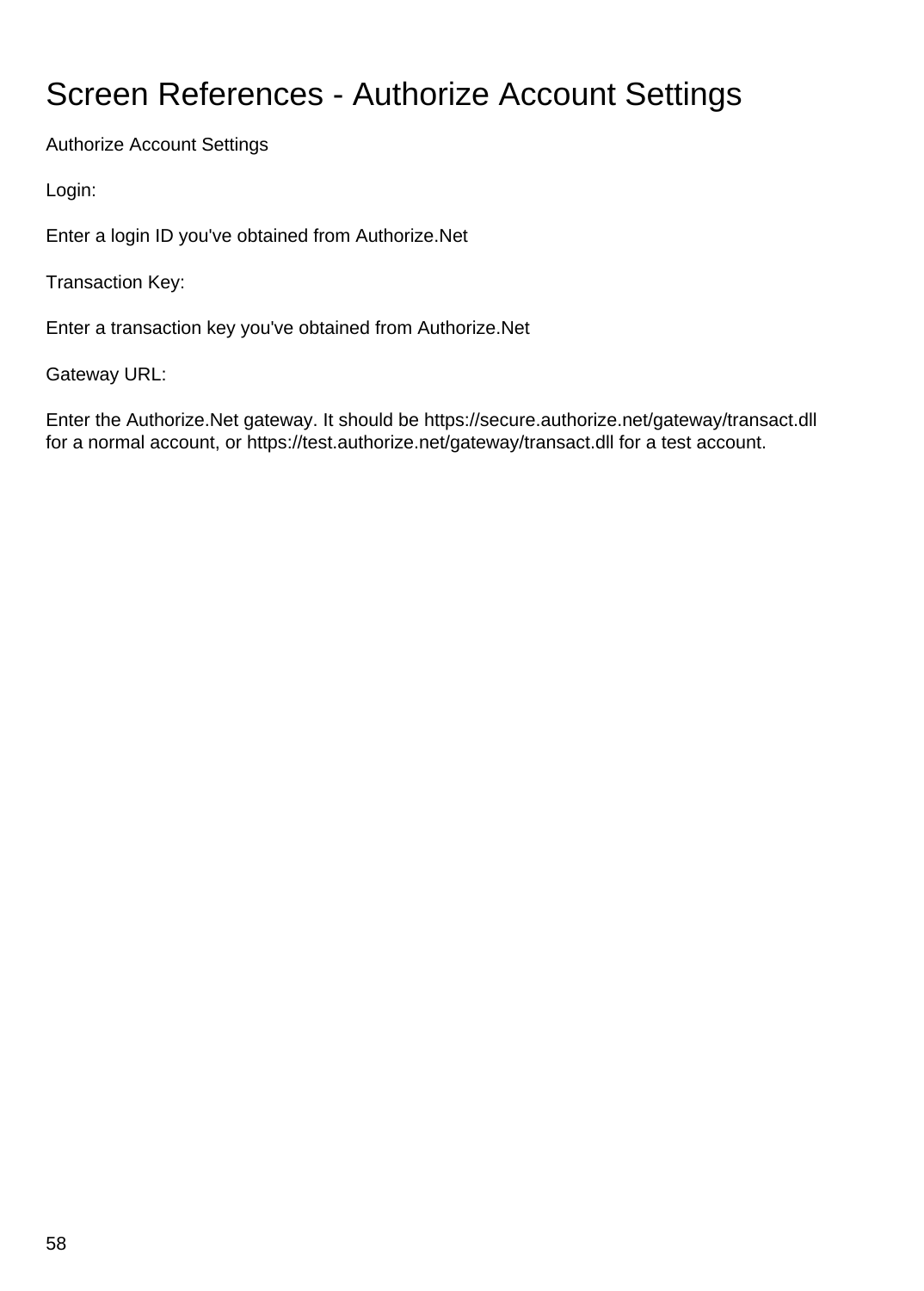# Screen References - Authorize Account Settings

Authorize Account Settings

Login:

Enter a login ID you've obtained from Authorize.Net

Transaction Key:

Enter a transaction key you've obtained from Authorize.Net

Gateway URL:

Enter the Authorize.Net gateway. It should be https://secure.authorize.net/gateway/transact.dll for a normal account, or https://test.authorize.net/gateway/transact.dll for a test account.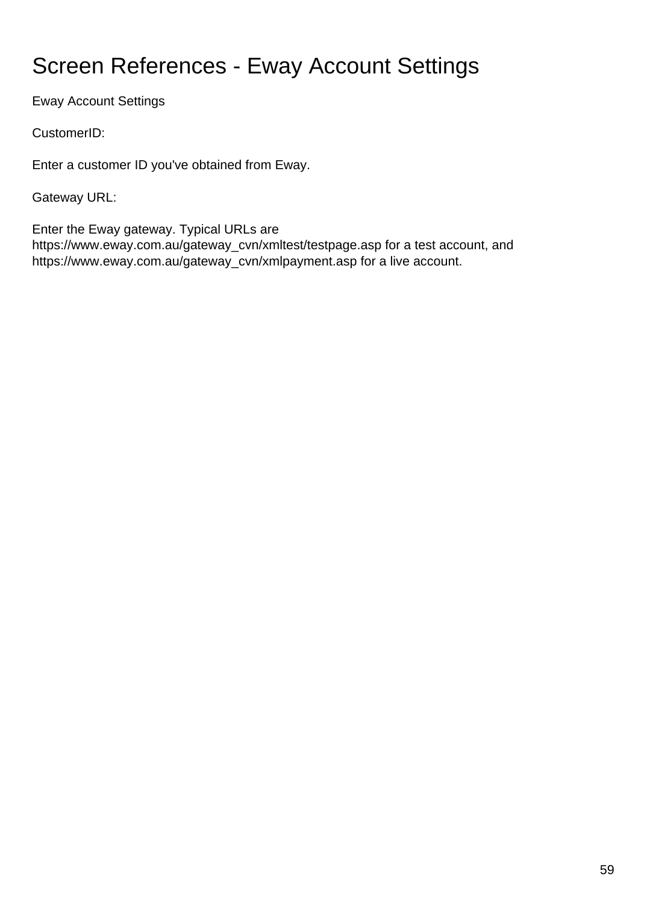# Screen References - Eway Account Settings

Eway Account Settings

CustomerID:

Enter a customer ID you've obtained from Eway.

Gateway URL:

Enter the Eway gateway. Typical URLs are https://www.eway.com.au/gateway_cvn/xmltest/testpage.asp for a test account, and https://www.eway.com.au/gateway_cvn/xmlpayment.asp for a live account.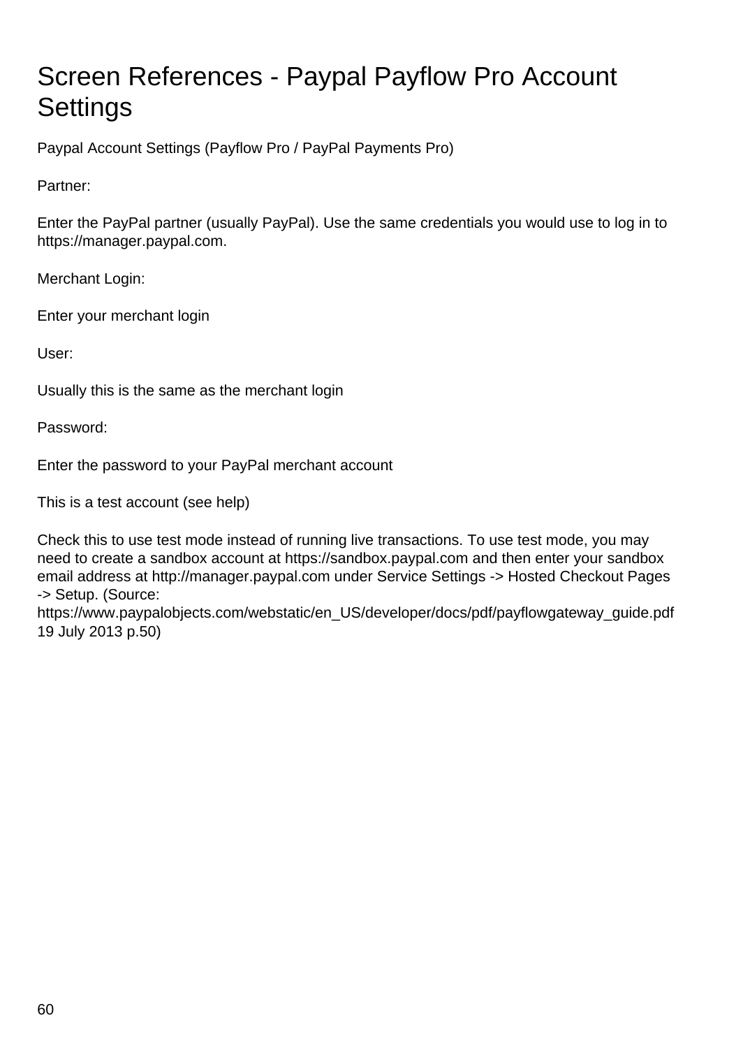# Screen References - Paypal Payflow Pro Account Settings

Paypal Account Settings (Payflow Pro / PayPal Payments Pro)

Partner:

Enter the PayPal partner (usually PayPal). Use the same credentials you would use to log in to https://manager.paypal.com.

Merchant Login:

Enter your merchant login

User:

Usually this is the same as the merchant login

Password:

Enter the password to your PayPal merchant account

This is a test account (see help)

Check this to use test mode instead of running live transactions. To use test mode, you may need to create a sandbox account at https://sandbox.paypal.com and then enter your sandbox email address at http://manager.paypal.com under Service Settings -> Hosted Checkout Pages -> Setup. (Source: https://www.paypalobjects.com/webstatic/en_US/developer/docs/pdf/payflowgateway_guide.pdf 19 July 2013 p.50)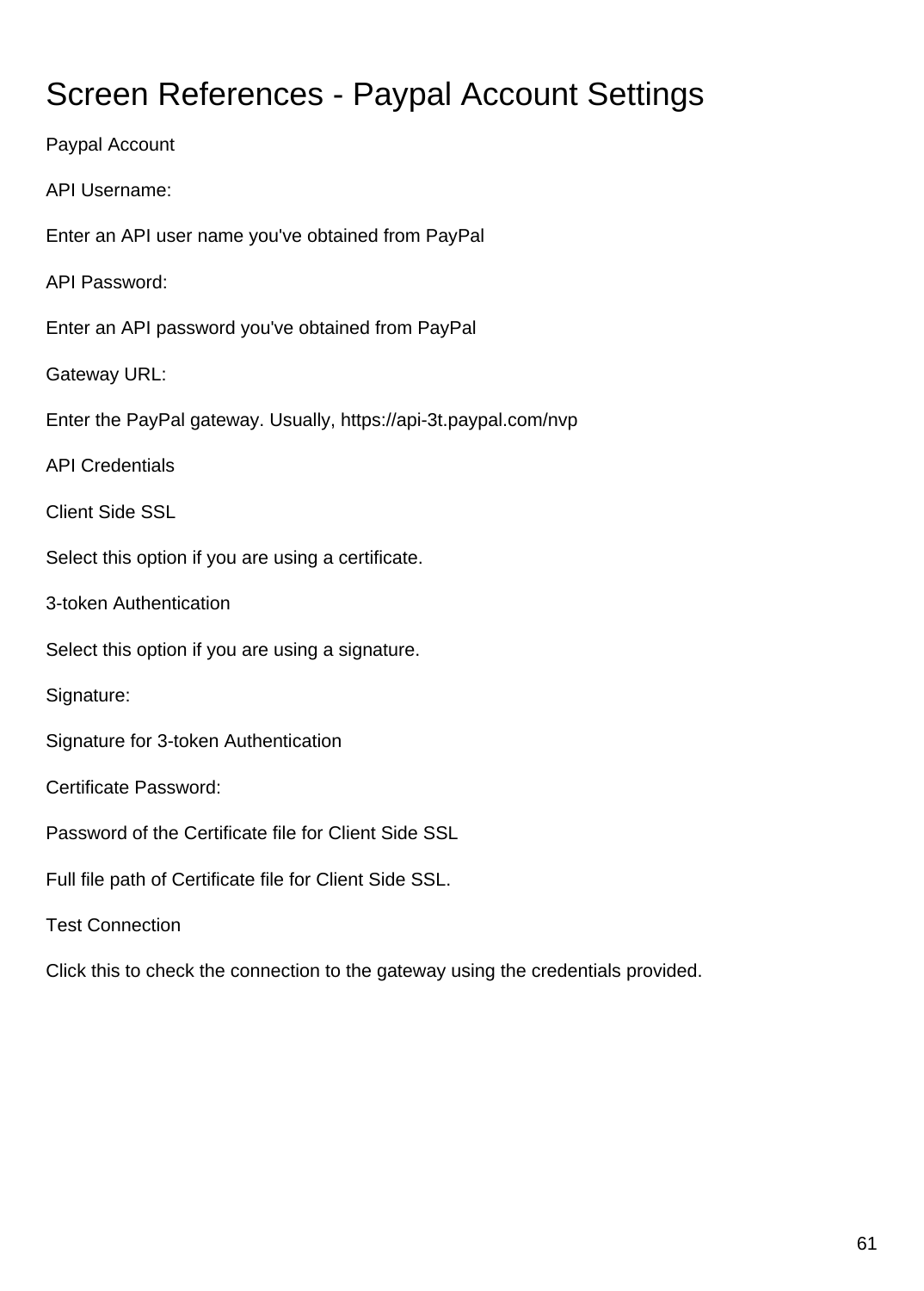# Screen References - Paypal Account Settings

Paypal Account

API Username:

Enter an API user name you've obtained from PayPal

API Password:

Enter an API password you've obtained from PayPal

Gateway URL:

Enter the PayPal gateway. Usually, https://api-3t.paypal.com/nvp

API Credentials

Client Side SSL

Select this option if you are using a certificate.

3-token Authentication

Select this option if you are using a signature.

Signature:

Signature for 3-token Authentication

Certificate Password:

Password of the Certificate file for Client Side SSL

Full file path of Certificate file for Client Side SSL.

Test Connection

Click this to check the connection to the gateway using the credentials provided.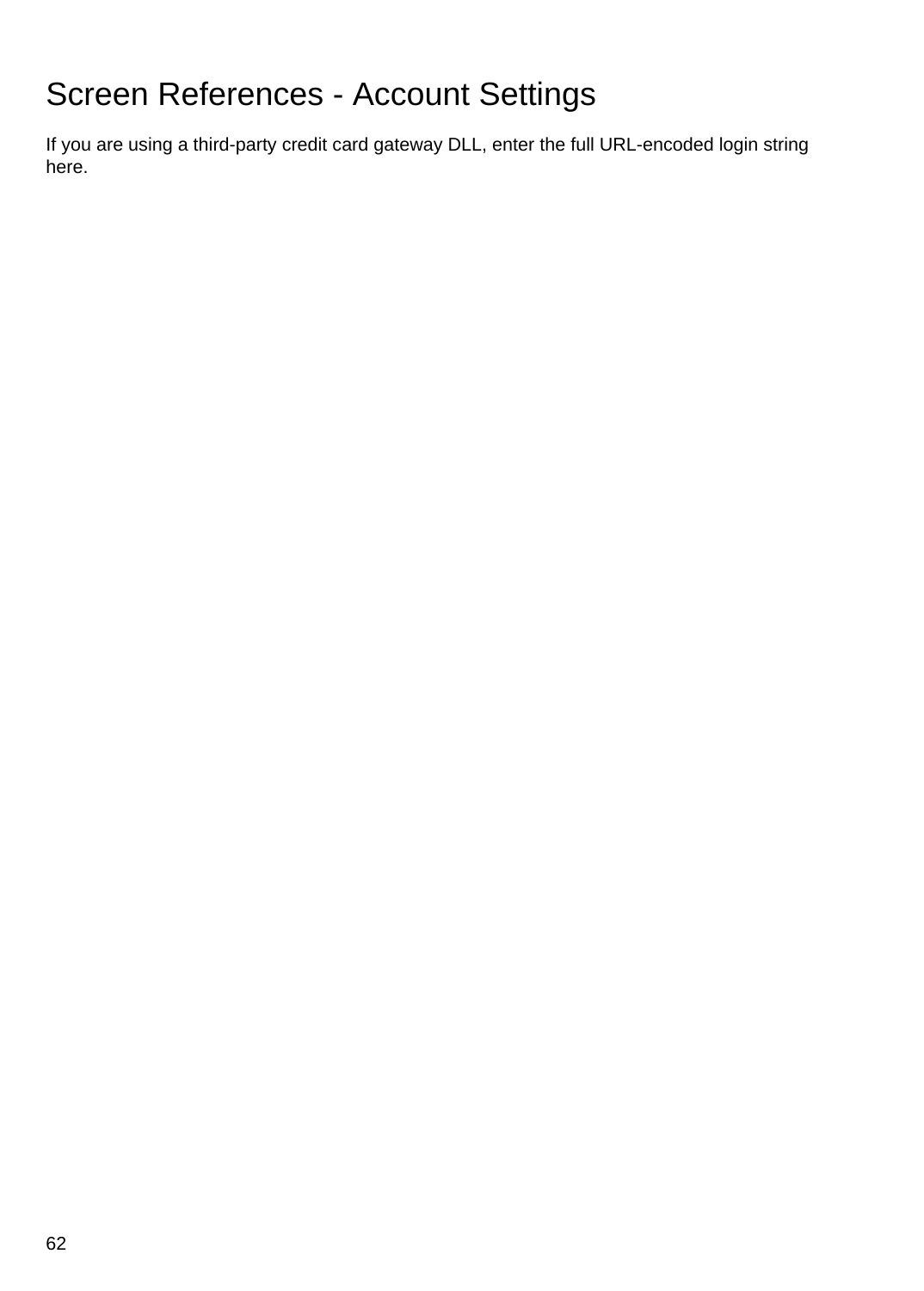# Screen References - Account Settings

If you are using a third-party credit card gateway DLL, enter the full URL-encoded login string here.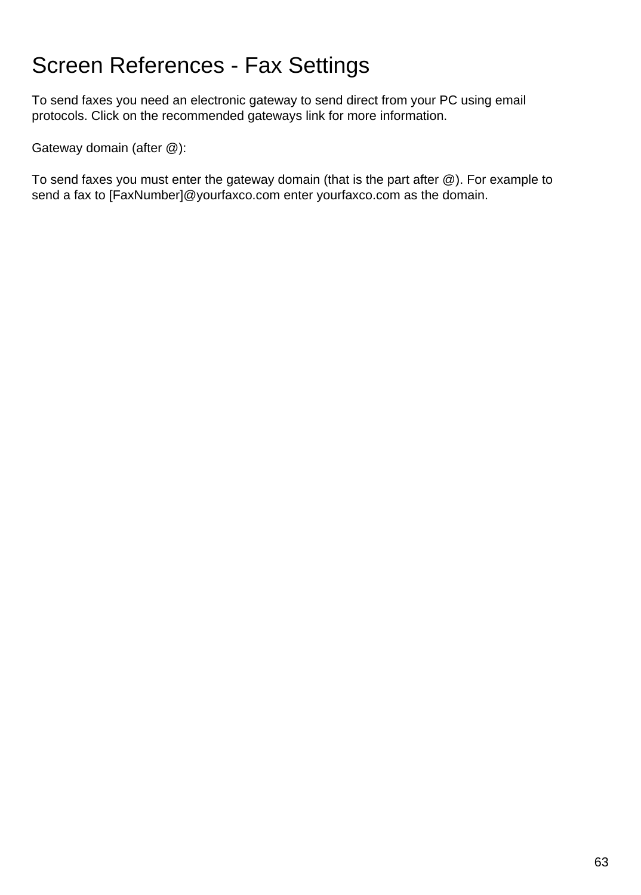# Screen References - Fax Settings

To send faxes you need an electronic gateway to send direct from your PC using email protocols. Click on the recommended gateways link for more information.

Gateway domain (after @):

To send faxes you must enter the gateway domain (that is the part after @). For example to send a fax to [FaxNumber]@yourfaxco.com enter yourfaxco.com as the domain.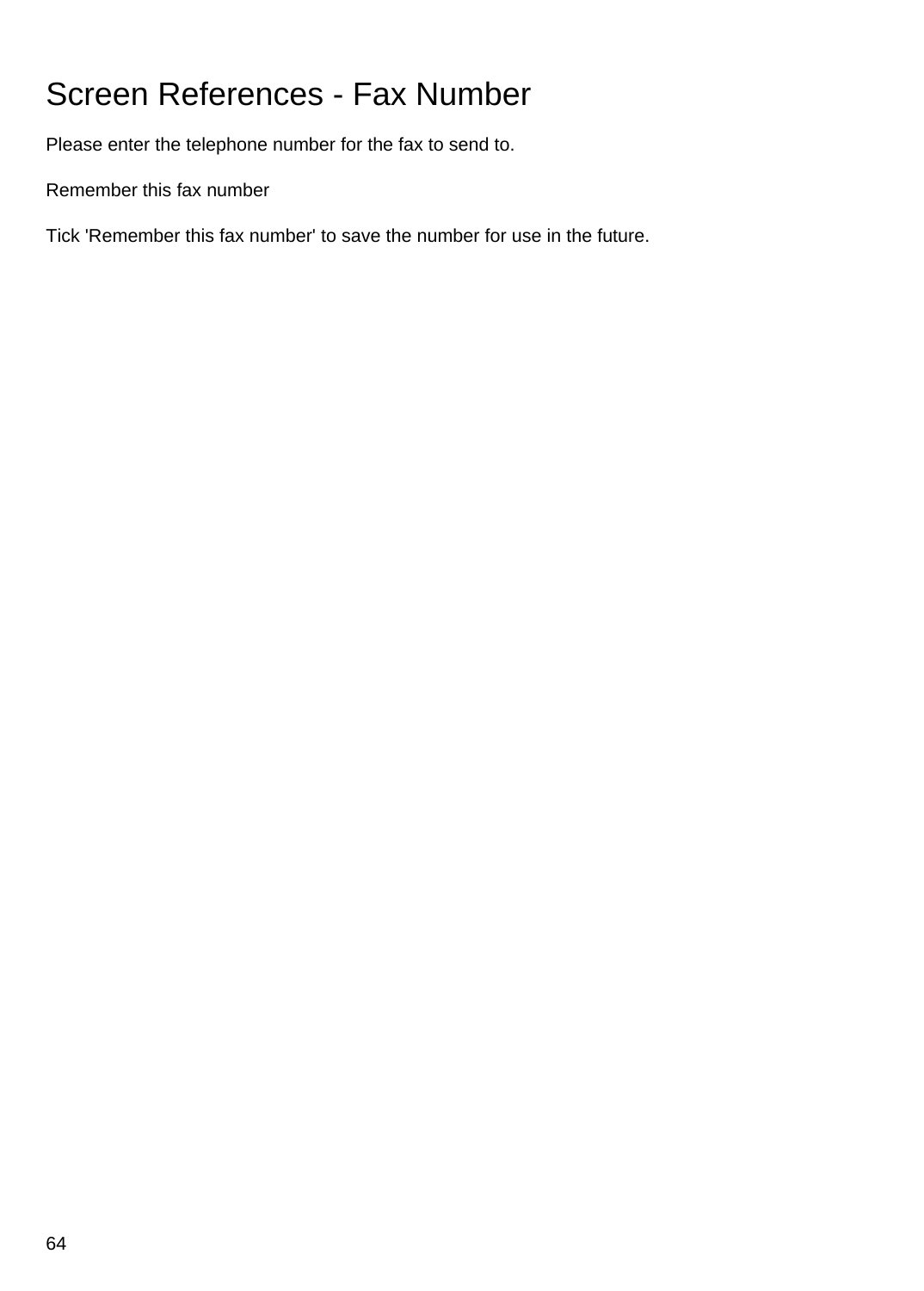# Screen References - Fax Number

Please enter the telephone number for the fax to send to.

Remember this fax number

Tick 'Remember this fax number' to save the number for use in the future.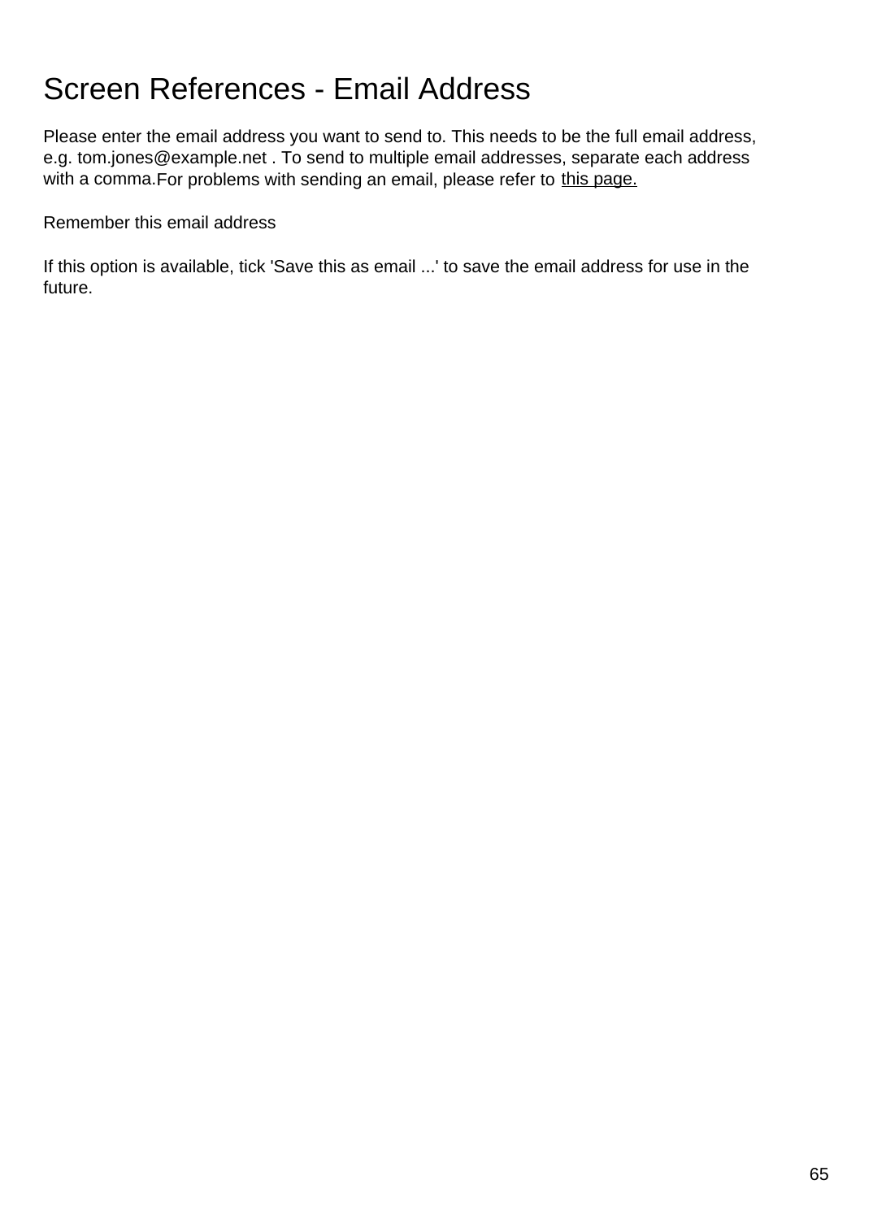# Screen References - Email Address

Please enter the email address you want to send to. This needs to be the full email address, e.g. tom.jones@example.net . To send to multiple email addresses, separate each address with a comma.For problems with sending an email, please refer to this page.

Remember this email address

If this option is available, tick 'Save this as email ...' to save the email address for use in the future.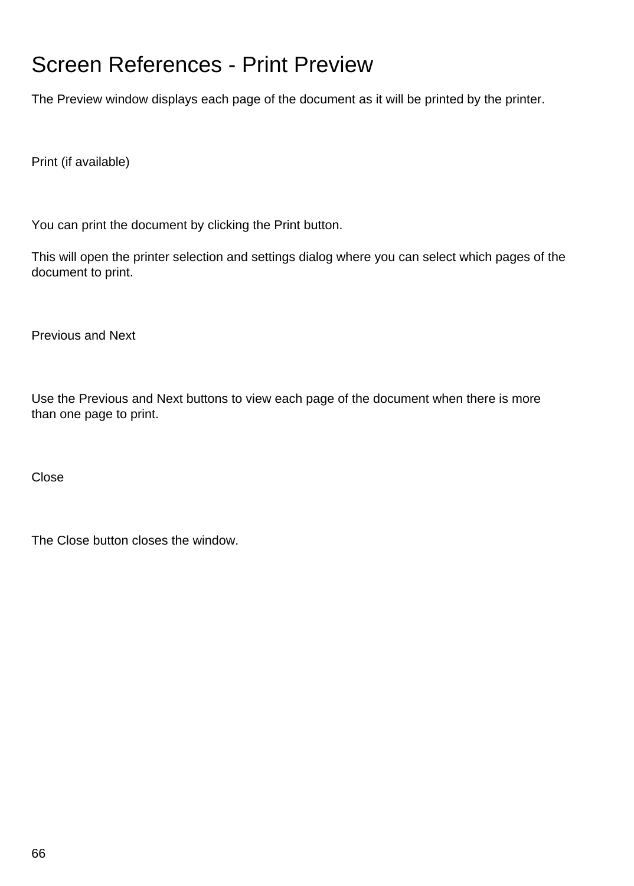# Screen References - Print Preview

The Preview window displays each page of the document as it will be printed by the printer.

## Print (if available)

You can print the document by clicking the Print button.

This will open the printer selection and settings dialog where you can select which pages of the document to print.

## Previous and Next

Use the Previous and Next buttons to view each page of the document when there is more than one page to print.

## Close

The Close button closes the window.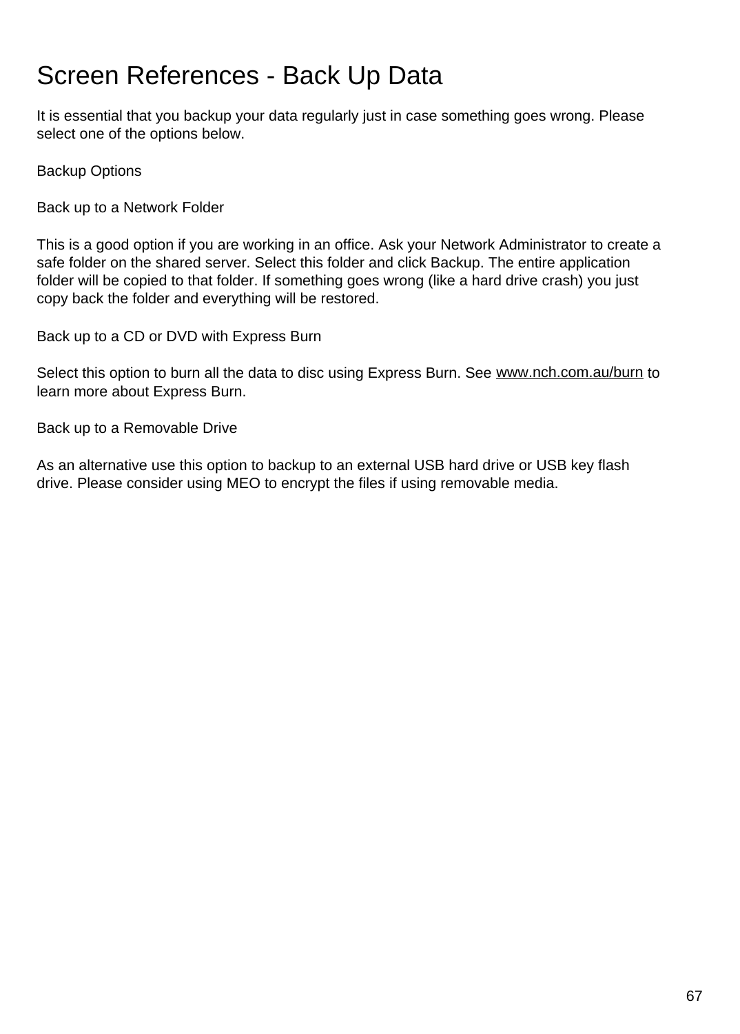# Screen References - Back Up Data

It is essential that you backup your data regularly just in case something goes wrong. Please select one of the options below.

Backup Options

Back up to a Network Folder

This is a good option if you are working in an office. Ask your Network Administrator to create a safe folder on the shared server. Select this folder and click Backup. The entire application folder will be copied to that folder. If something goes wrong (like a hard drive crash) you just copy back the folder and everything will be restored.

Back up to a CD or DVD with Express Burn

Select this option to burn all the data to disc using Express Burn. See www.nch.com.au/burn to learn more about Express Burn.

Back up to a Removable Drive

As an alternative use this option to backup to an external USB hard drive or USB key flash drive. Please consider using MEO to encrypt the files if using removable media.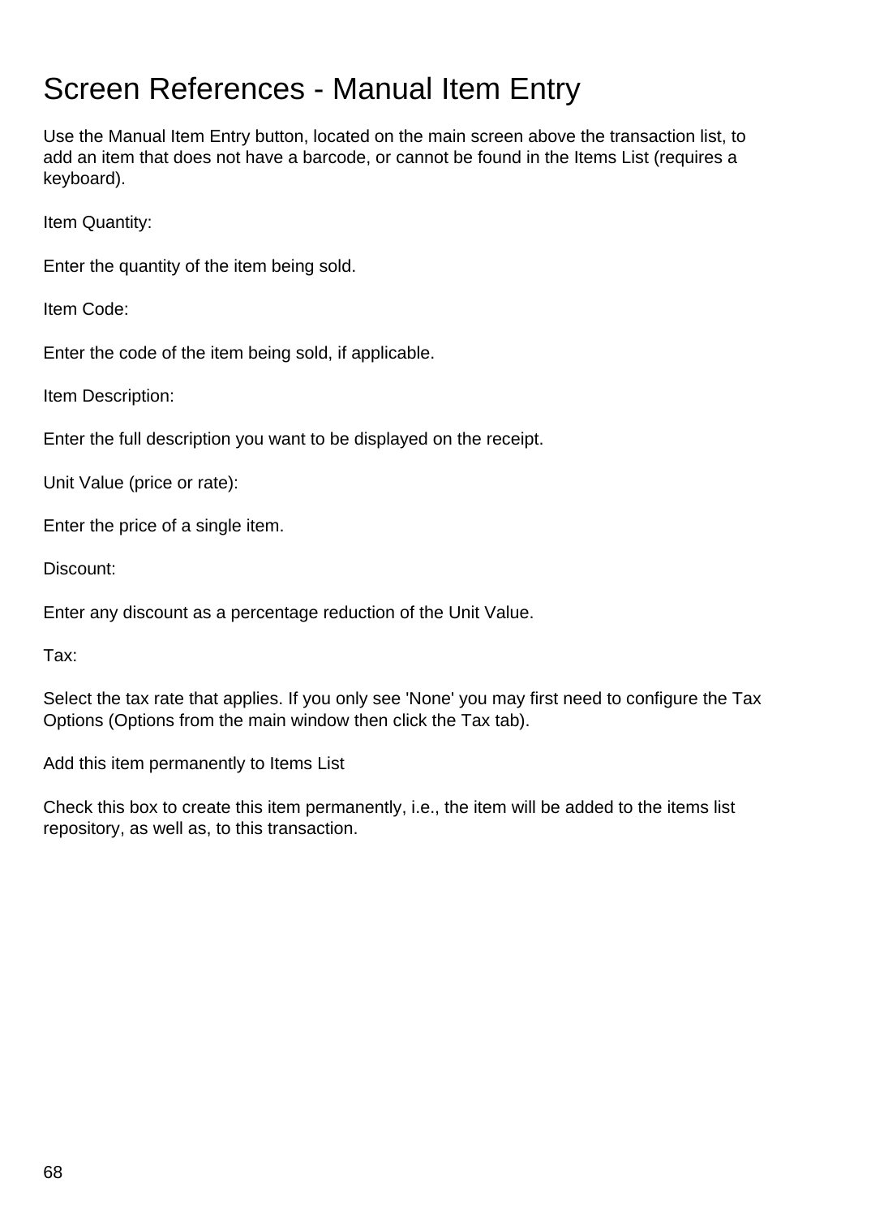# Screen References - Manual Item Entry

Use the Manual Item Entry button, located on the main screen above the transaction list, to add an item that does not have a barcode, or cannot be found in the Items List (requires a keyboard).

Item Quantity:

Enter the quantity of the item being sold.

Item Code:

Enter the code of the item being sold, if applicable.

Item Description:

Enter the full description you want to be displayed on the receipt.

Unit Value (price or rate):

Enter the price of a single item.

Discount:

Enter any discount as a percentage reduction of the Unit Value.

Tax:

Select the tax rate that applies. If you only see 'None' you may first need to configure the Tax Options (Options from the main window then click the Tax tab).

Add this item permanently to Items List

Check this box to create this item permanently, i.e., the item will be added to the items list repository, as well as, to this transaction.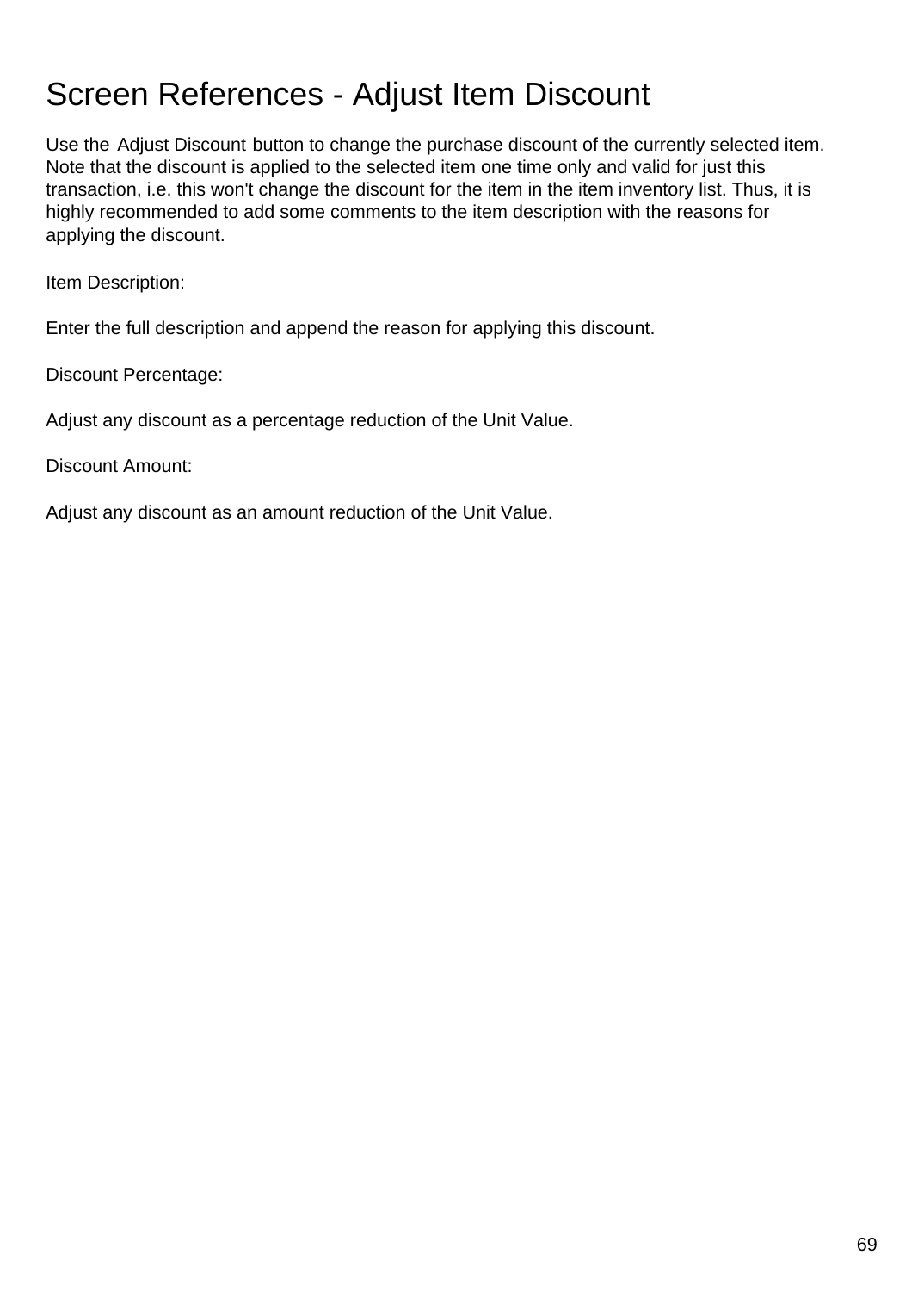# Screen References - Adjust Item Discount

Use the Adjust Discount button to change the purchase discount of the currently selected item. Note that the discount is applied to the selected item one time only and valid for just this transaction, i.e. this won't change the discount for the item in the item inventory list. Thus, it is highly recommended to add some comments to the item description with the reasons for applying the discount.

Item Description:

Enter the full description and append the reason for applying this discount.

Discount Percentage:

Adjust any discount as a percentage reduction of the Unit Value.

Discount Amount:

Adjust any discount as an amount reduction of the Unit Value.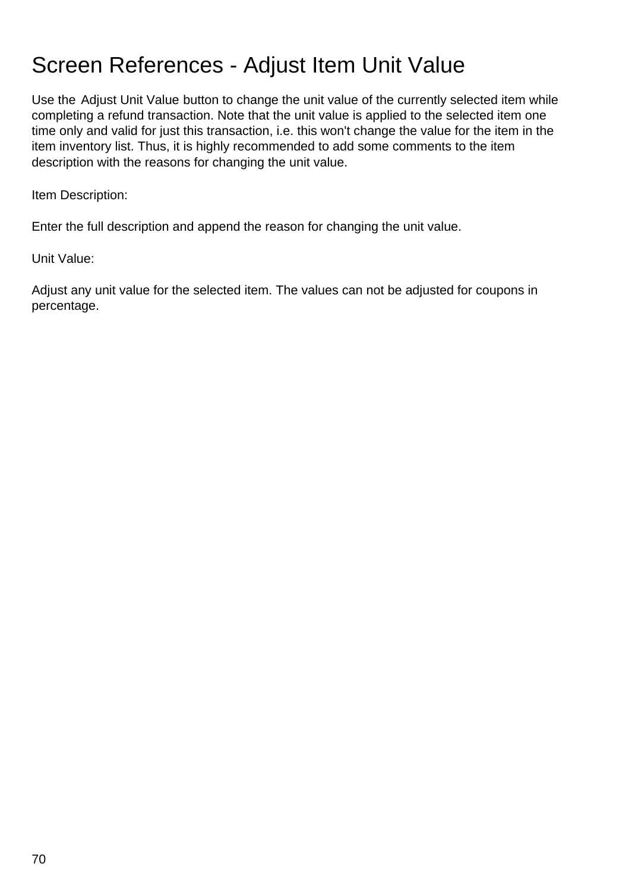# Screen References - Adjust Item Unit Value

Use the Adjust Unit Value button to change the unit value of the currently selected item while completing a refund transaction. Note that the unit value is applied to the selected item one time only and valid for just this transaction, i.e. this won't change the value for the item in the item inventory list. Thus, it is highly recommended to add some comments to the item description with the reasons for changing the unit value.

Item Description:

Enter the full description and append the reason for changing the unit value.

Unit Value:

Adjust any unit value for the selected item. The values can not be adjusted for coupons in percentage.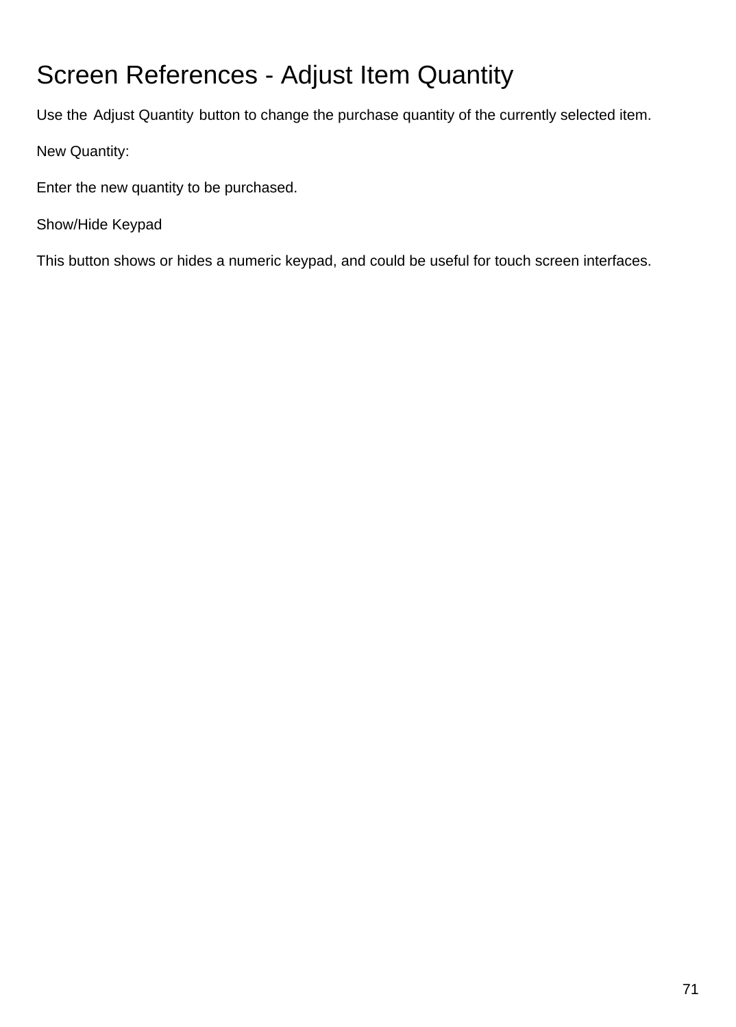# Screen References - Adjust Item Quantity

Use the Adjust Quantity button to change the purchase quantity of the currently selected item.

New Quantity:

Enter the new quantity to be purchased.

Show/Hide Keypad

This button shows or hides a numeric keypad, and could be useful for touch screen interfaces.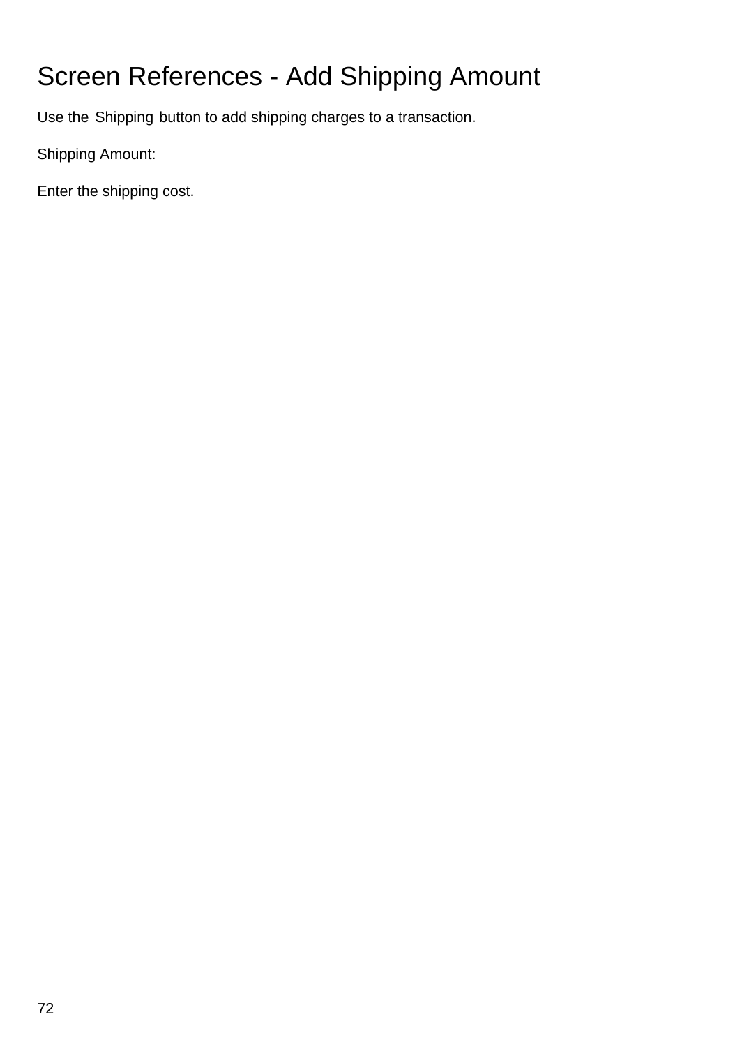# Screen References - Add Shipping Amount

Use the Shipping button to add shipping charges to a transaction.

Shipping Amount:

Enter the shipping cost.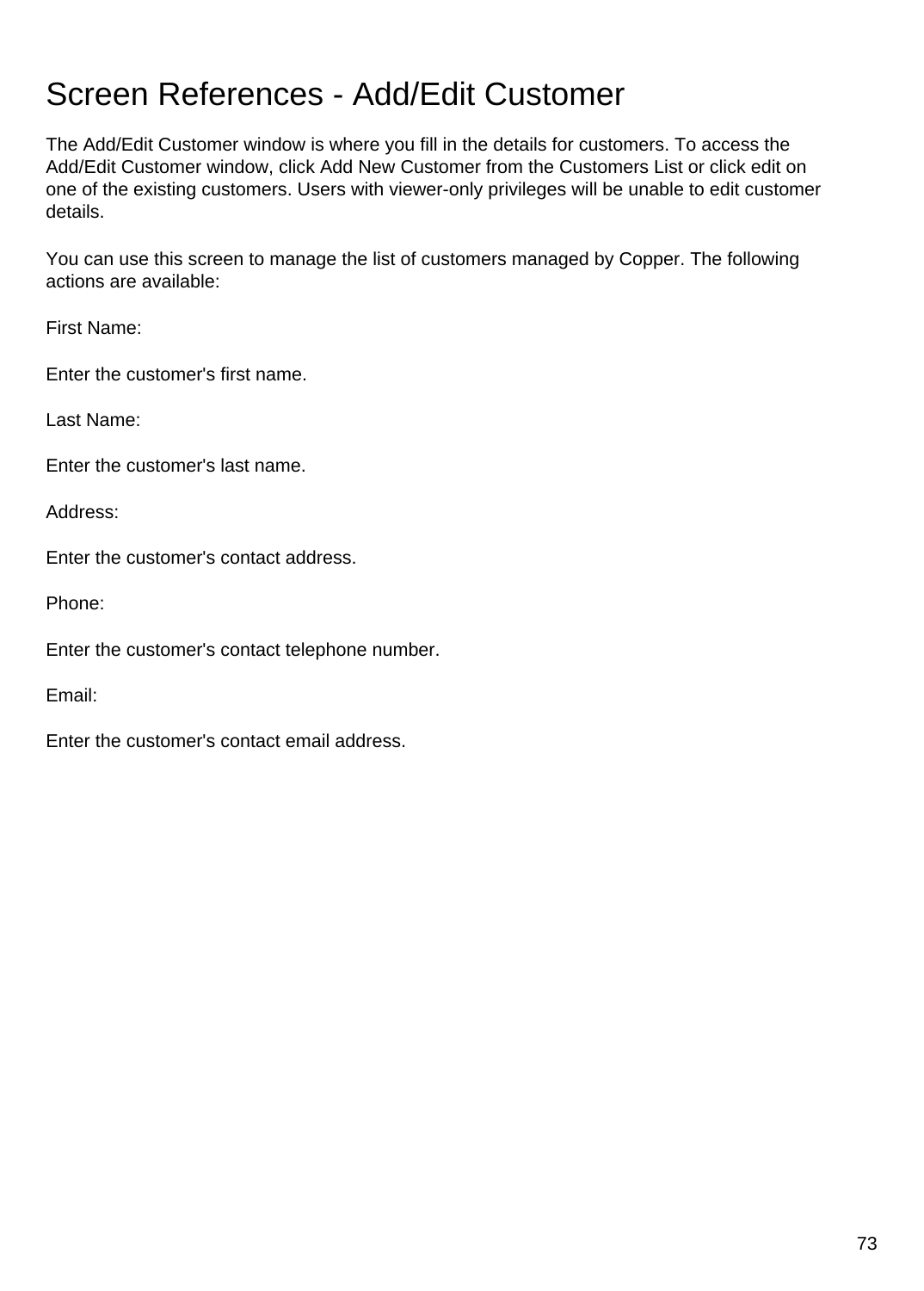# Screen References - Add/Edit Customer

The Add/Edit Customer window is where you fill in the details for customers. To access the Add/Edit Customer window, click Add New Customer from the Customers List or click edit on one of the existing customers. Users with viewer-only privileges will be unable to edit customer details.

You can use this screen to manage the list of customers managed by Copper. The following actions are available:

First Name:

Enter the customer's first name.

Last Name:

Enter the customer's last name.

Address:

Enter the customer's contact address.

Phone:

Enter the customer's contact telephone number.

Email:

Enter the customer's contact email address.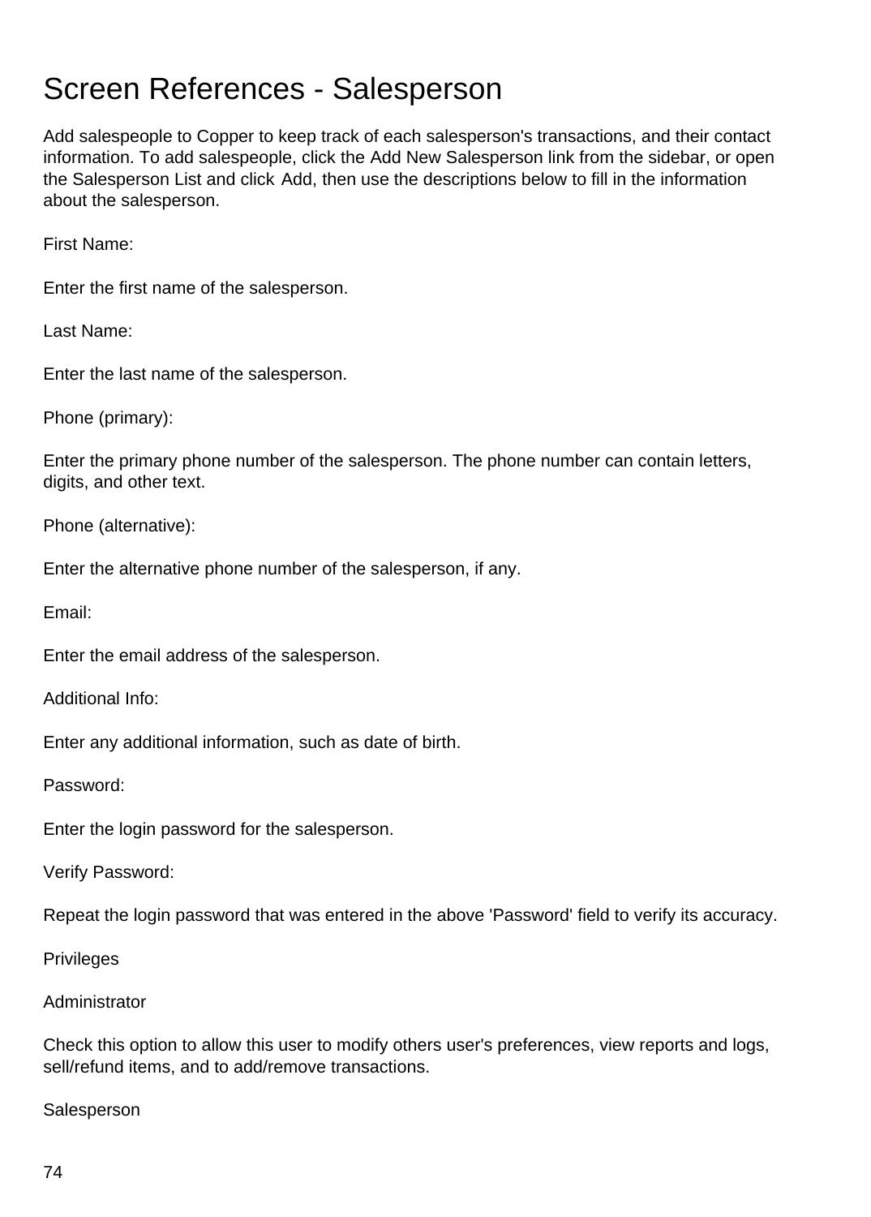# Screen References - Salesperson

Add salespeople to Copper to keep track of each salesperson's transactions, and their contact information. To add salespeople, click the Add New Salesperson link from the sidebar, or open the Salesperson List and click Add, then use the descriptions below to fill in the information about the salesperson.

First Name:

Enter the first name of the salesperson.

Last Name:

Enter the last name of the salesperson.

Phone (primary):

Enter the primary phone number of the salesperson. The phone number can contain letters, digits, and other text.

Phone (alternative):

Enter the alternative phone number of the salesperson, if any.

Email:

Enter the email address of the salesperson.

Additional Info:

Enter any additional information, such as date of birth.

Password:

Enter the login password for the salesperson.

Verify Password:

Repeat the login password that was entered in the above 'Password' field to verify its accuracy.

Privileges

Administrator

Check this option to allow this user to modify others user's preferences, view reports and logs, sell/refund items, and to add/remove transactions.

Salesperson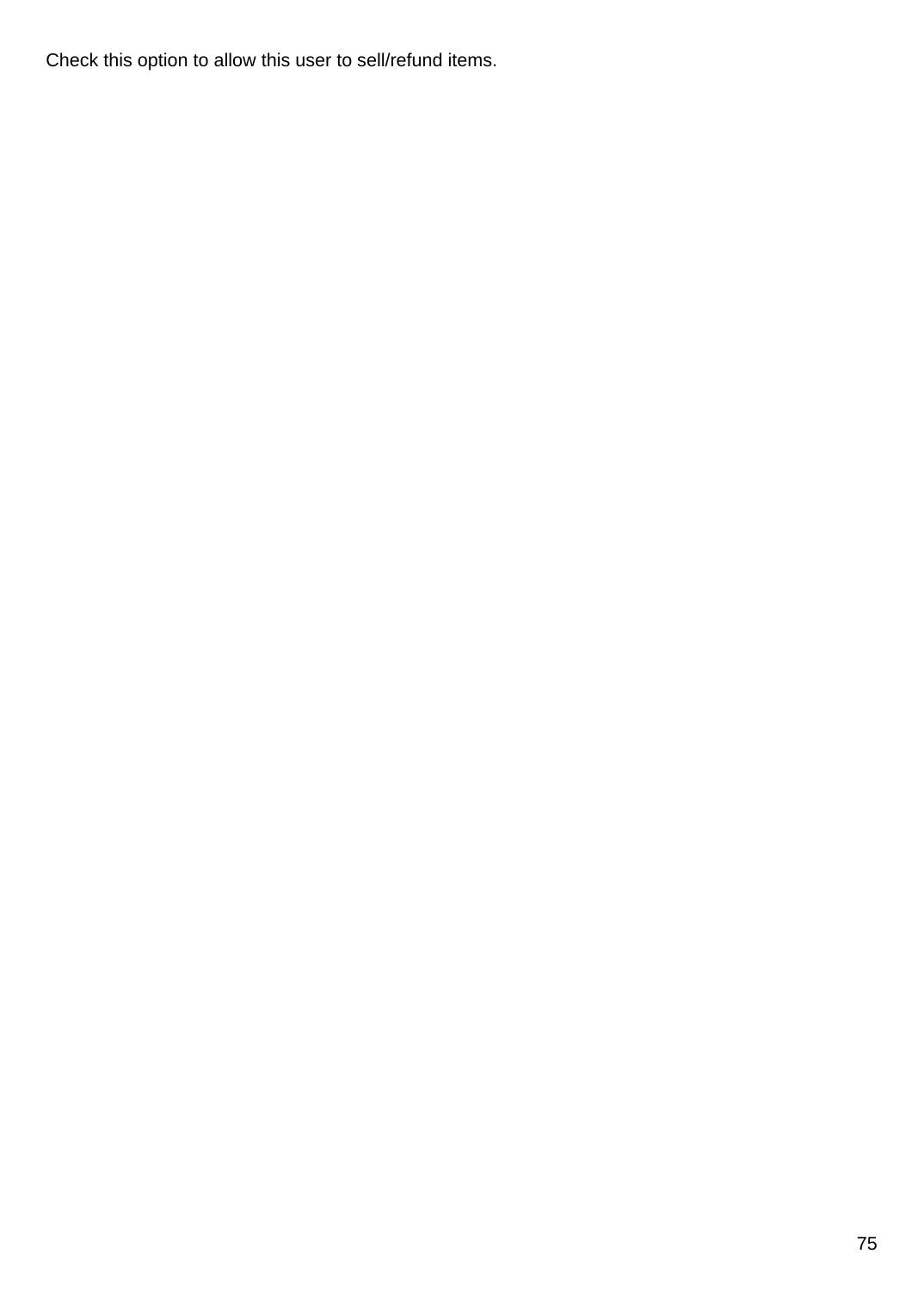Check this option to allow this user to sell/refund items.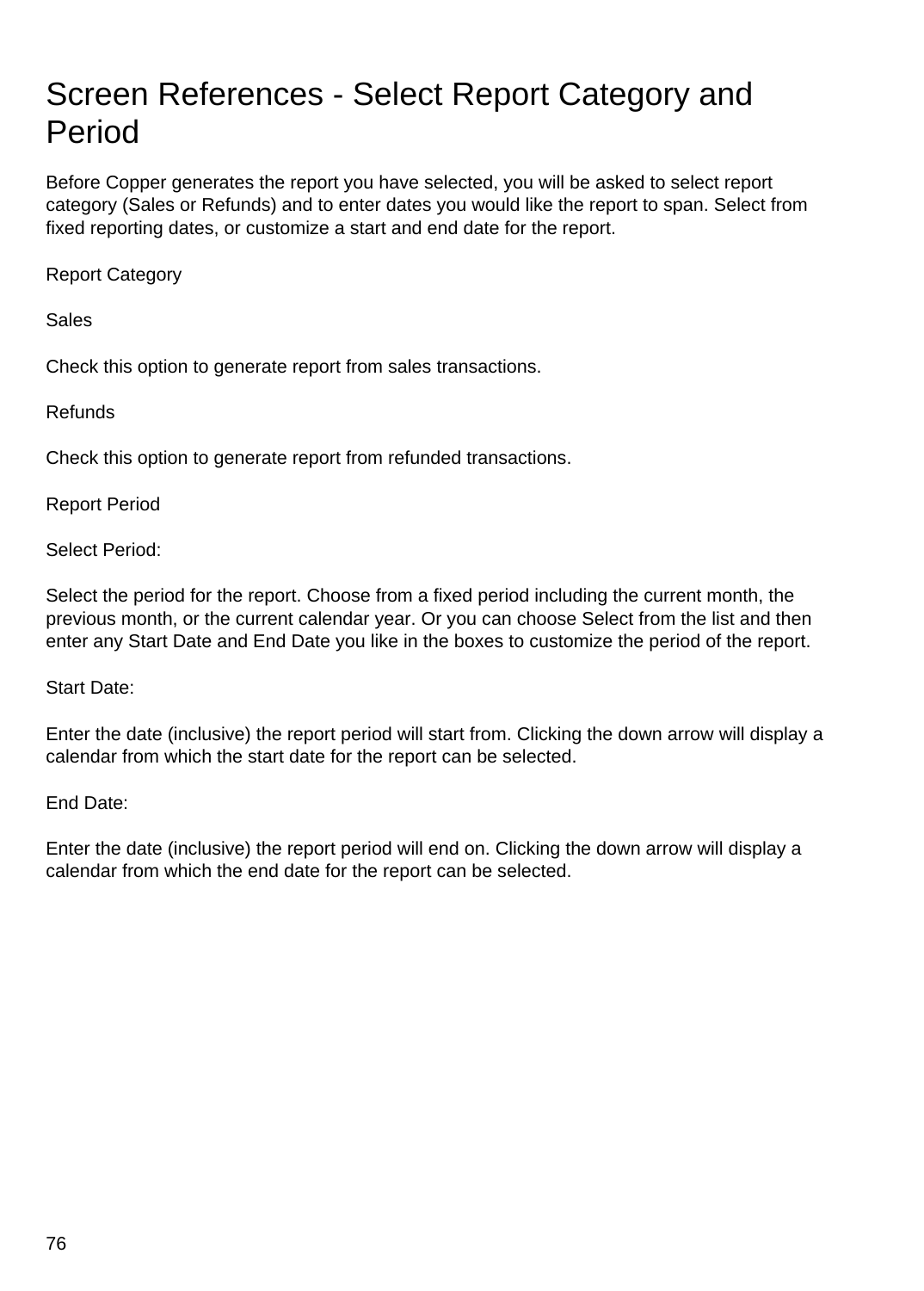# Screen References - Select Report Category and Period

Before Copper generates the report you have selected, you will be asked to select report category (Sales or Refunds) and to enter dates you would like the report to span. Select from fixed reporting dates, or customize a start and end date for the report.

Report Category

Sales

Check this option to generate report from sales transactions.

Refunds

Check this option to generate report from refunded transactions.

Report Period

Select Period:

Select the period for the report. Choose from a fixed period including the current month, the previous month, or the current calendar year. Or you can choose Select from the list and then enter any Start Date and End Date you like in the boxes to customize the period of the report.

Start Date:

Enter the date (inclusive) the report period will start from. Clicking the down arrow will display a calendar from which the start date for the report can be selected.

End Date:

Enter the date (inclusive) the report period will end on. Clicking the down arrow will display a calendar from which the end date for the report can be selected.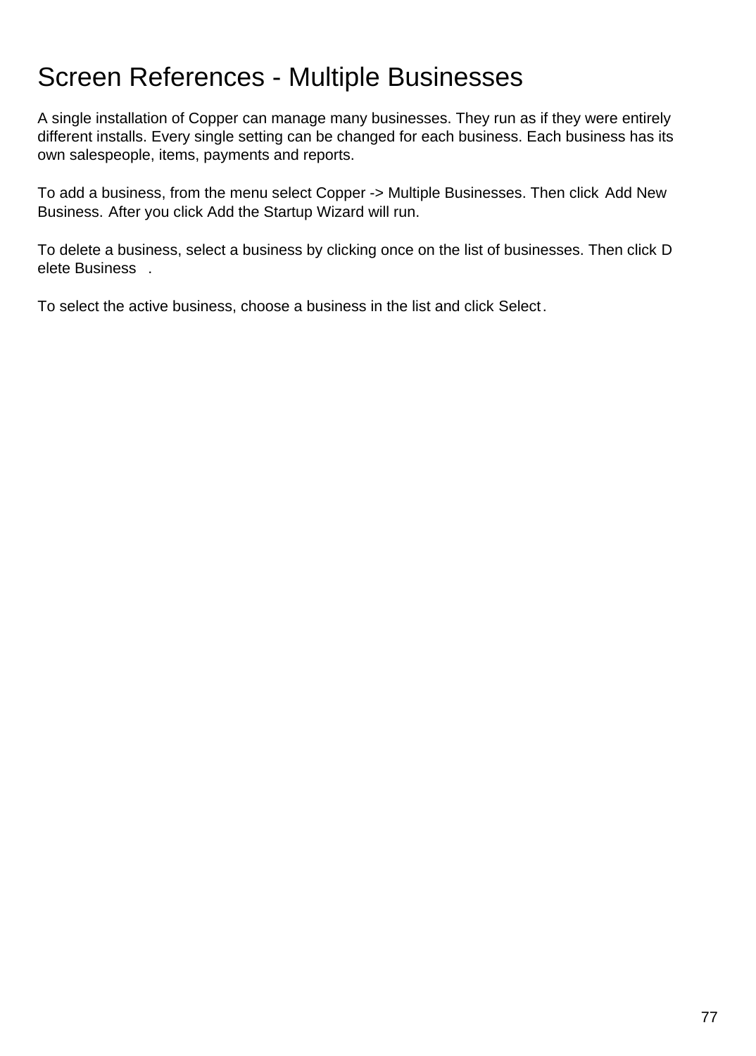# Screen References - Multiple Businesses

A single installation of Copper can manage many businesses. They run as if they were entirely different installs. Every single setting can be changed for each business. Each business has its own salespeople, items, payments and reports.

To add a business, from the menu select Copper -> Multiple Businesses. Then click Add New Business. After you click Add the Startup Wizard will run.

To delete a business, select a business by clicking once on the list of businesses. Then click Delete Business.

To select the active business, choose a business in the list and click Select.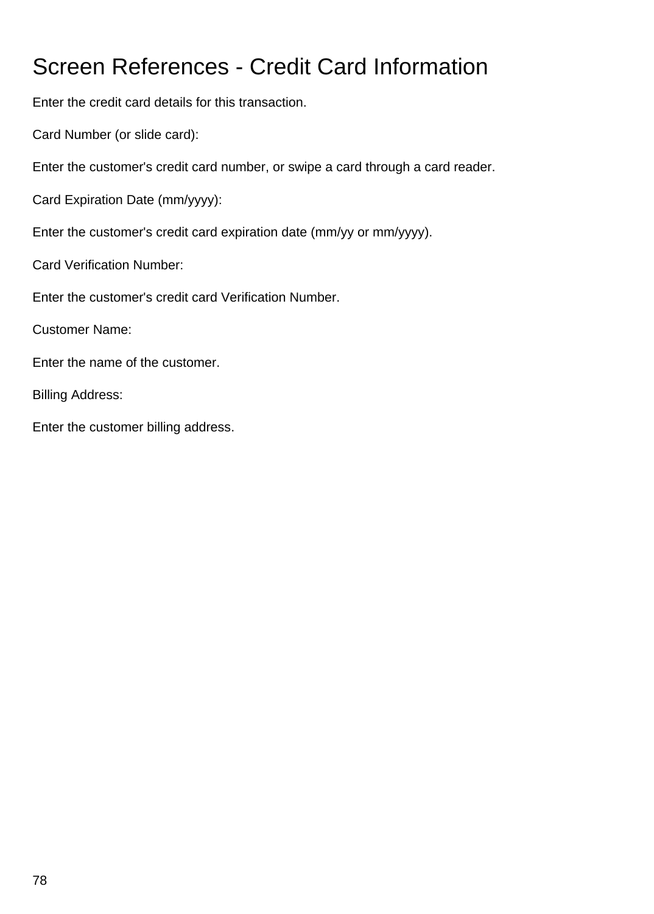# Screen References - Credit Card Information

Enter the credit card details for this transaction.

Card Number (or slide card):

Enter the customer's credit card number, or swipe a card through a card reader.

Card Expiration Date (mm/yyyy):

Enter the customer's credit card expiration date (mm/yy or mm/yyyy).

Card Verification Number:

Enter the customer's credit card Verification Number.

Customer Name:

Enter the name of the customer.

Billing Address:

Enter the customer billing address.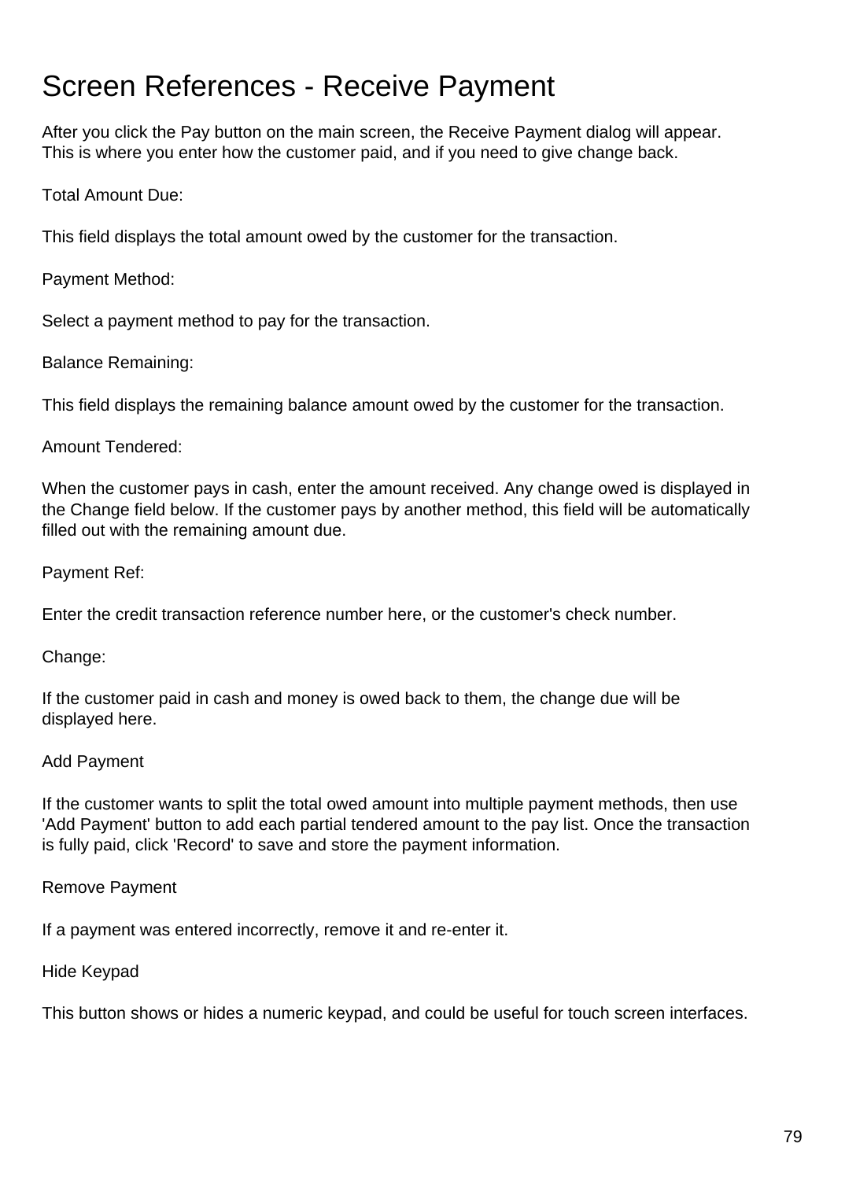# Screen References - Receive Payment

After you click the Pay button on the main screen, the Receive Payment dialog will appear. This is where you enter how the customer paid, and if you need to give change back.

Total Amount Due:

This field displays the total amount owed by the customer for the transaction.

Payment Method:

Select a payment method to pay for the transaction.

Balance Remaining:

This field displays the remaining balance amount owed by the customer for the transaction.

Amount Tendered:

When the customer pays in cash, enter the amount received. Any change owed is displayed in the Change field below. If the customer pays by another method, this field will be automatically filled out with the remaining amount due.

Payment Ref:

Enter the credit transaction reference number here, or the customer's check number.

Change:

If the customer paid in cash and money is owed back to them, the change due will be displayed here.

Add Payment

If the customer wants to split the total owed amount into multiple payment methods, then use 'Add Payment' button to add each partial tendered amount to the pay list. Once the transaction is fully paid, click 'Record' to save and store the payment information.

Remove Payment

If a payment was entered incorrectly, remove it and re-enter it.

Hide Keypad

This button shows or hides a numeric keypad, and could be useful for touch screen interfaces.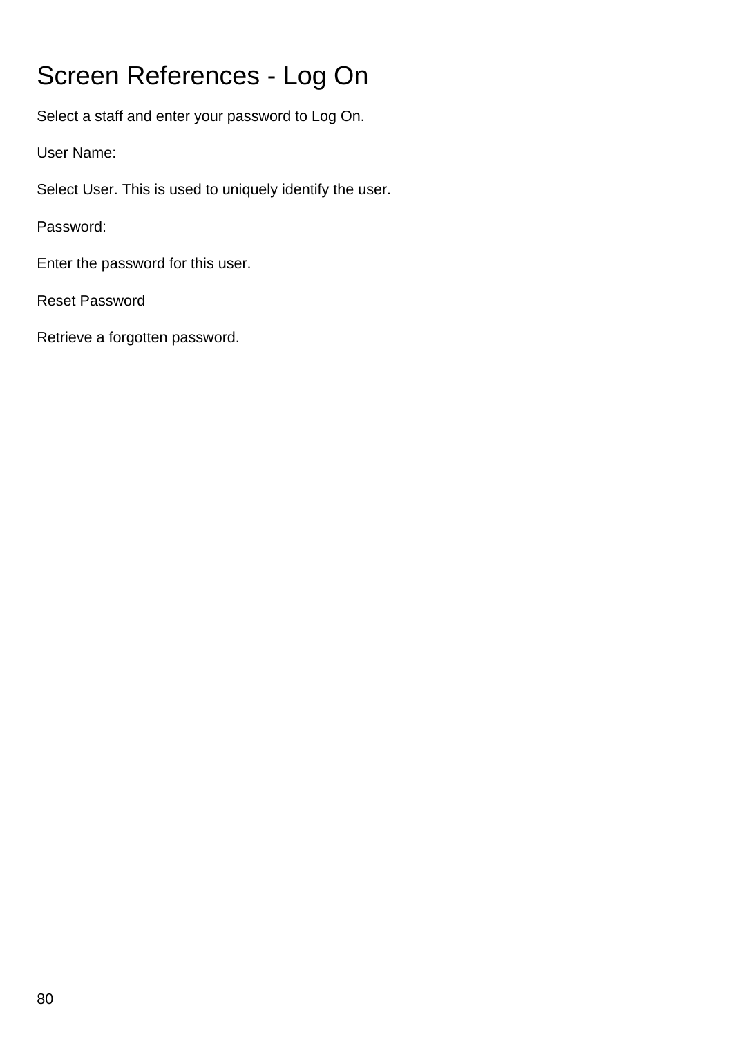# Screen References - Log On

Select a staff and enter your password to Log On.

User Name:

Select User. This is used to uniquely identify the user.

Password:

Enter the password for this user.

Reset Password

Retrieve a forgotten password.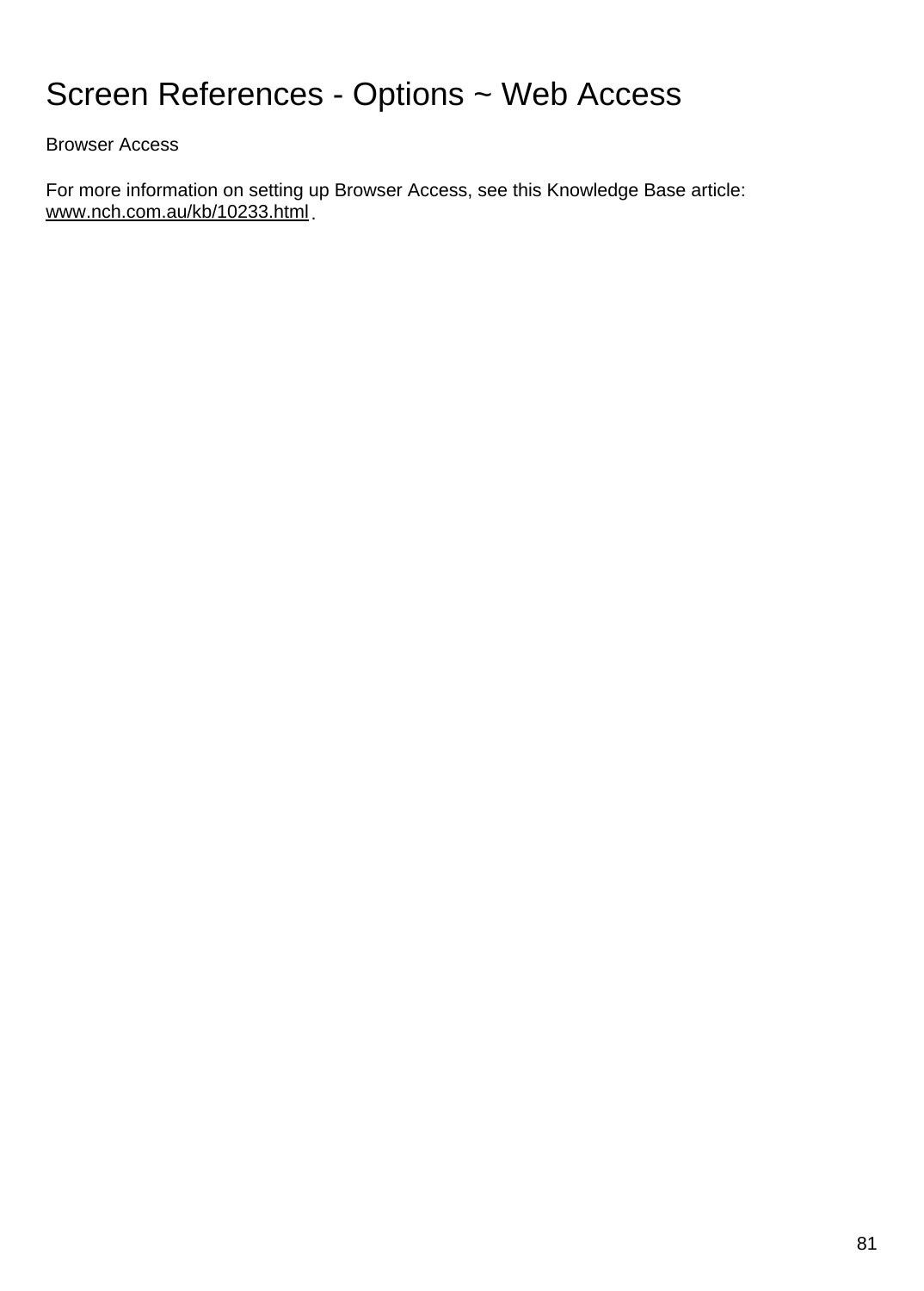# Screen References - Options ~ Web Access

Browser Access

For more information on setting up Browser Access, see this Knowledge Base article: www.nch.com.au/kb/10233.html.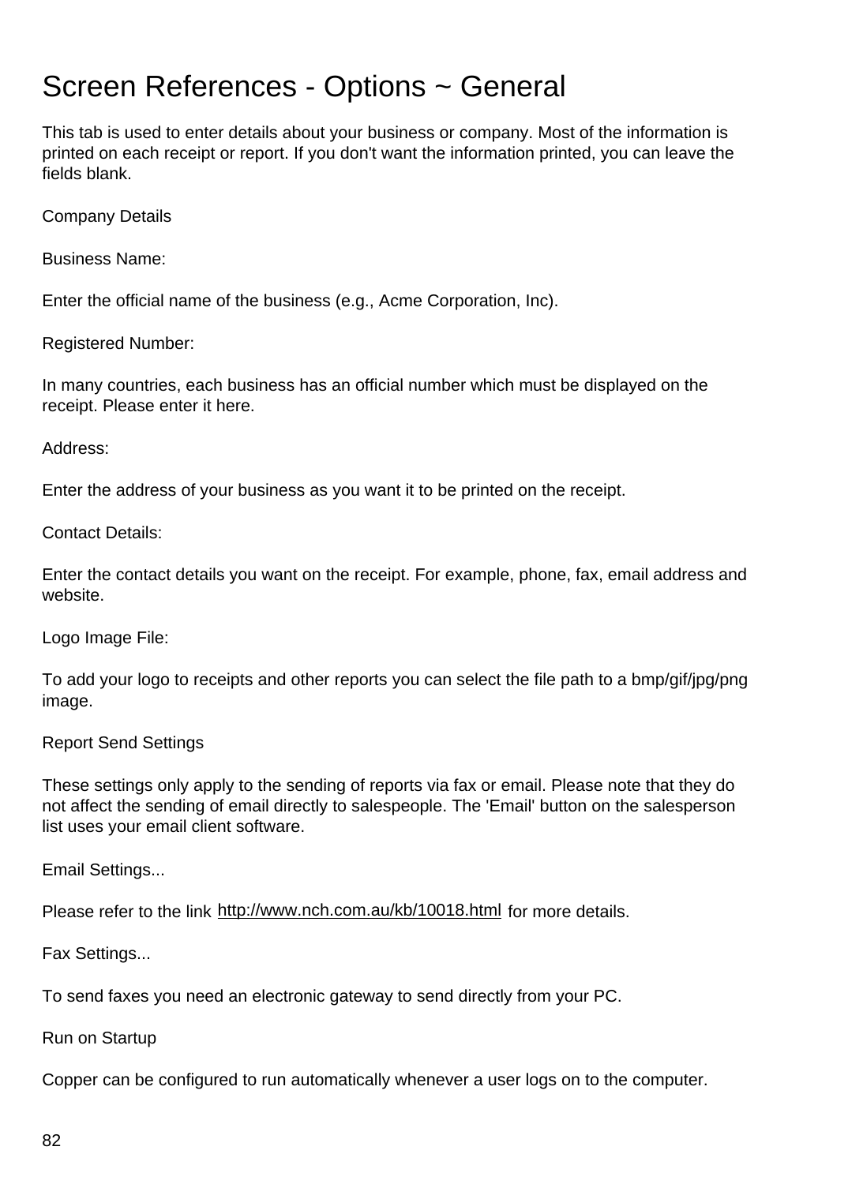# Screen References - Options ~ General

This tab is used to enter details about your business or company. Most of the information is printed on each receipt or report. If you don't want the information printed, you can leave the fields blank.

Company Details

Business Name:

Enter the official name of the business (e.g., Acme Corporation, Inc).

Registered Number:

In many countries, each business has an official number which must be displayed on the receipt. Please enter it here.

Address:

Enter the address of your business as you want it to be printed on the receipt.

Contact Details:

Enter the contact details you want on the receipt. For example, phone, fax, email address and website.

Logo Image File:

To add your logo to receipts and other reports you can select the file path to a bmp/gif/jpg/png image.

Report Send Settings

These settings only apply to the sending of reports via fax or email. Please note that they do not affect the sending of email directly to salespeople. The 'Email' button on the salesperson list uses your email client software.

Email Settings...

Please refer to the link http://www.nch.com.au/kb/10018.html for more details.

Fax Settings...

To send faxes you need an electronic gateway to send directly from your PC.

Run on Startup

Copper can be configured to run automatically whenever a user logs on to the computer.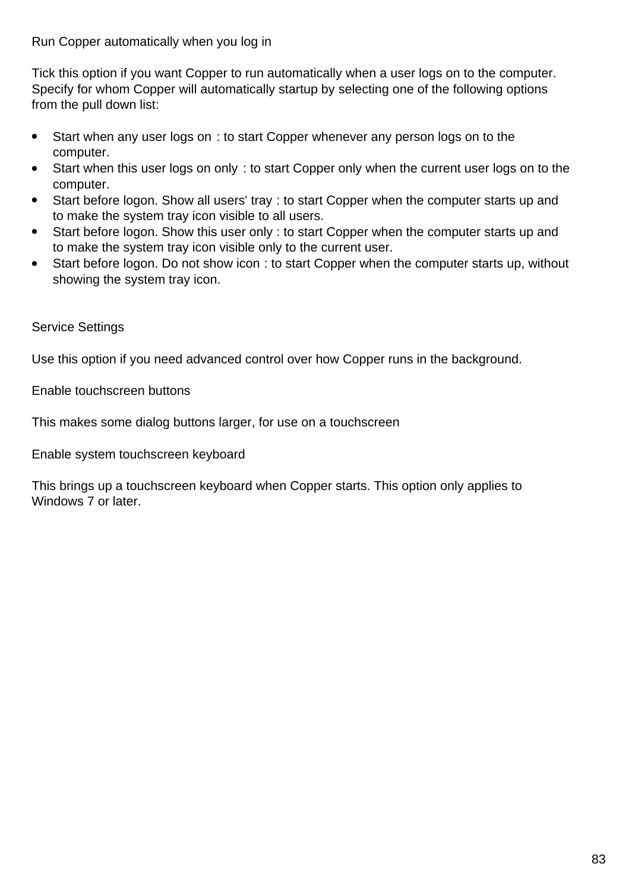Run Copper automatically when you log in

Tick this option if you want Copper to run automatically when a user logs on to the computer. Specify for whom Copper will automatically startup by selecting one of the following options from the pull down list:

- Start when any user logs on : to start Copper whenever any person logs on to the computer.
- Start when this user logs on only : to start Copper only when the current user logs on to the computer.
- Start before logon. Show all users' tray : to start Copper when the computer starts up and to make the system tray icon visible to all users.
- Start before logon. Show this user only : to start Copper when the computer starts up and to make the system tray icon visible only to the current user.
- Start before logon. Do not show icon : to start Copper when the computer starts up, without showing the system tray icon.

Service Settings

Use this option if you need advanced control over how Copper runs in the background.

Enable touchscreen buttons

This makes some dialog buttons larger, for use on a touchscreen

Enable system touchscreen keyboard

This brings up a touchscreen keyboard when Copper starts. This option only applies to Windows 7 or later.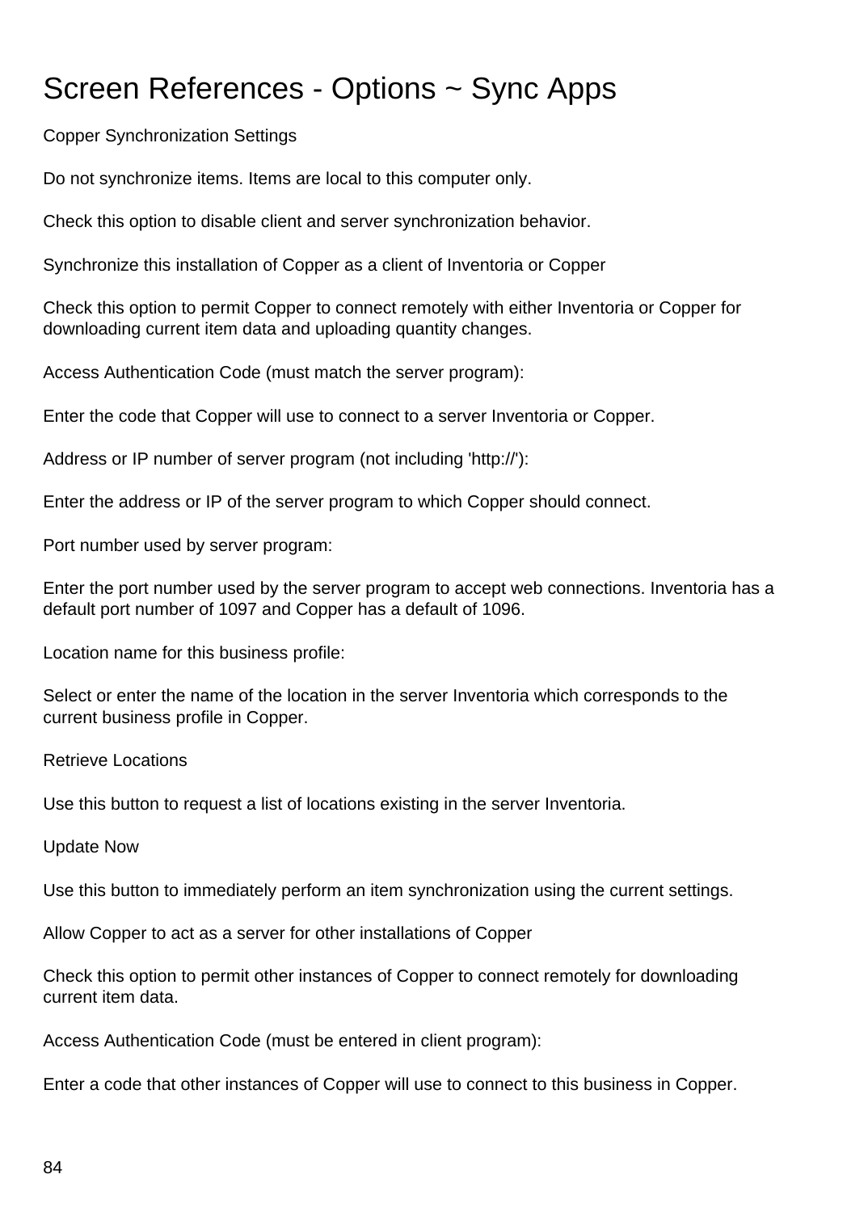# Screen References - Options ~ Sync Apps

Copper Synchronization Settings

Do not synchronize items. Items are local to this computer only.

Check this option to disable client and server synchronization behavior.

Synchronize this installation of Copper as a client of Inventoria or Copper

Check this option to permit Copper to connect remotely with either Inventoria or Copper for downloading current item data and uploading quantity changes.

Access Authentication Code (must match the server program):

Enter the code that Copper will use to connect to a server Inventoria or Copper.

Address or IP number of server program (not including 'http://'):

Enter the address or IP of the server program to which Copper should connect.

Port number used by server program:

Enter the port number used by the server program to accept web connections. Inventoria has a default port number of 1097 and Copper has a default of 1096.

Location name for this business profile:

Select or enter the name of the location in the server Inventoria which corresponds to the current business profile in Copper.

Retrieve Locations

Use this button to request a list of locations existing in the server Inventoria.

Update Now

Use this button to immediately perform an item synchronization using the current settings.

Allow Copper to act as a server for other installations of Copper

Check this option to permit other instances of Copper to connect remotely for downloading current item data.

Access Authentication Code (must be entered in client program):

Enter a code that other instances of Copper will use to connect to this business in Copper.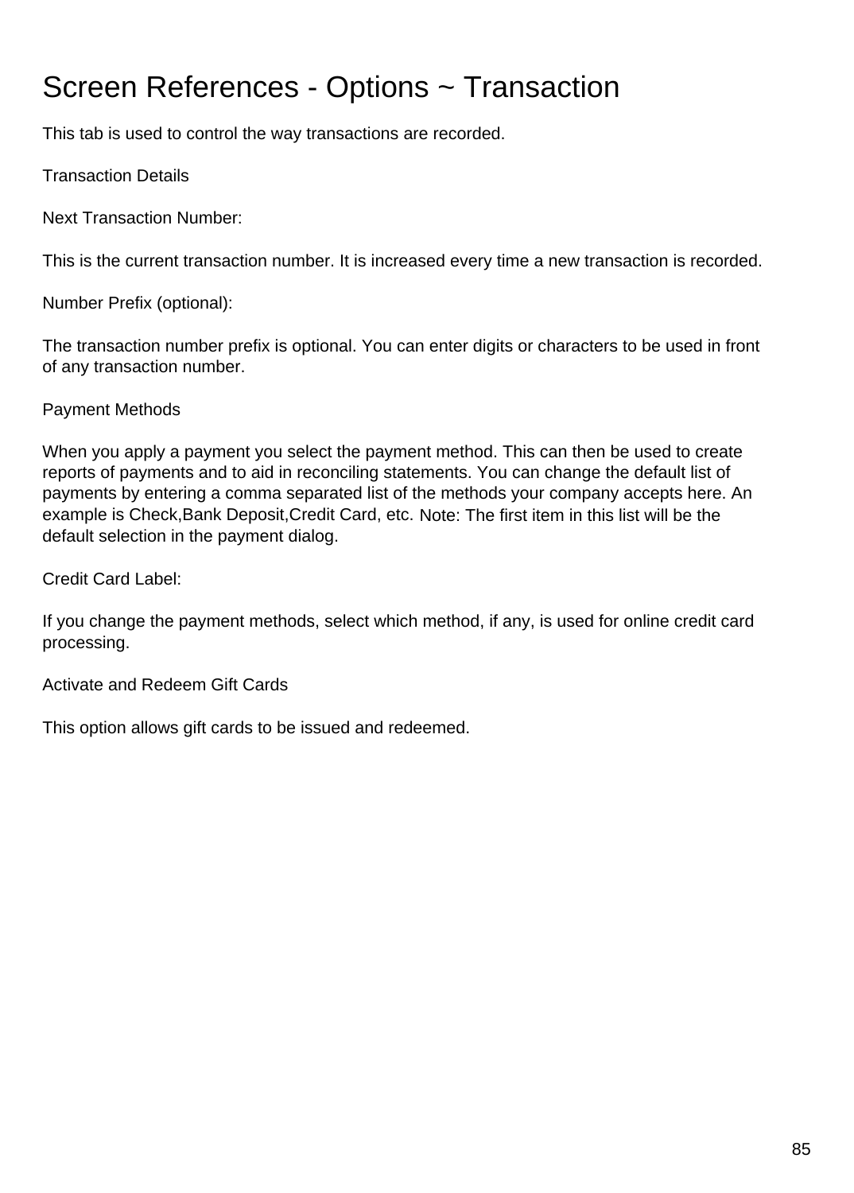# Screen References - Options ~ Transaction

This tab is used to control the way transactions are recorded.

Transaction Details

Next Transaction Number:

This is the current transaction number. It is increased every time a new transaction is recorded.

Number Prefix (optional):

The transaction number prefix is optional. You can enter digits or characters to be used in front of any transaction number.

Payment Methods

When you apply a payment you select the payment method. This can then be used to create reports of payments and to aid in reconciling statements. You can change the default list of payments by entering a comma separated list of the methods your company accepts here. An example is Check,Bank Deposit,Credit Card, etc. Note: The first item in this list will be the default selection in the payment dialog.

Credit Card Label:

If you change the payment methods, select which method, if any, is used for online credit card processing.

Activate and Redeem Gift Cards

This option allows gift cards to be issued and redeemed.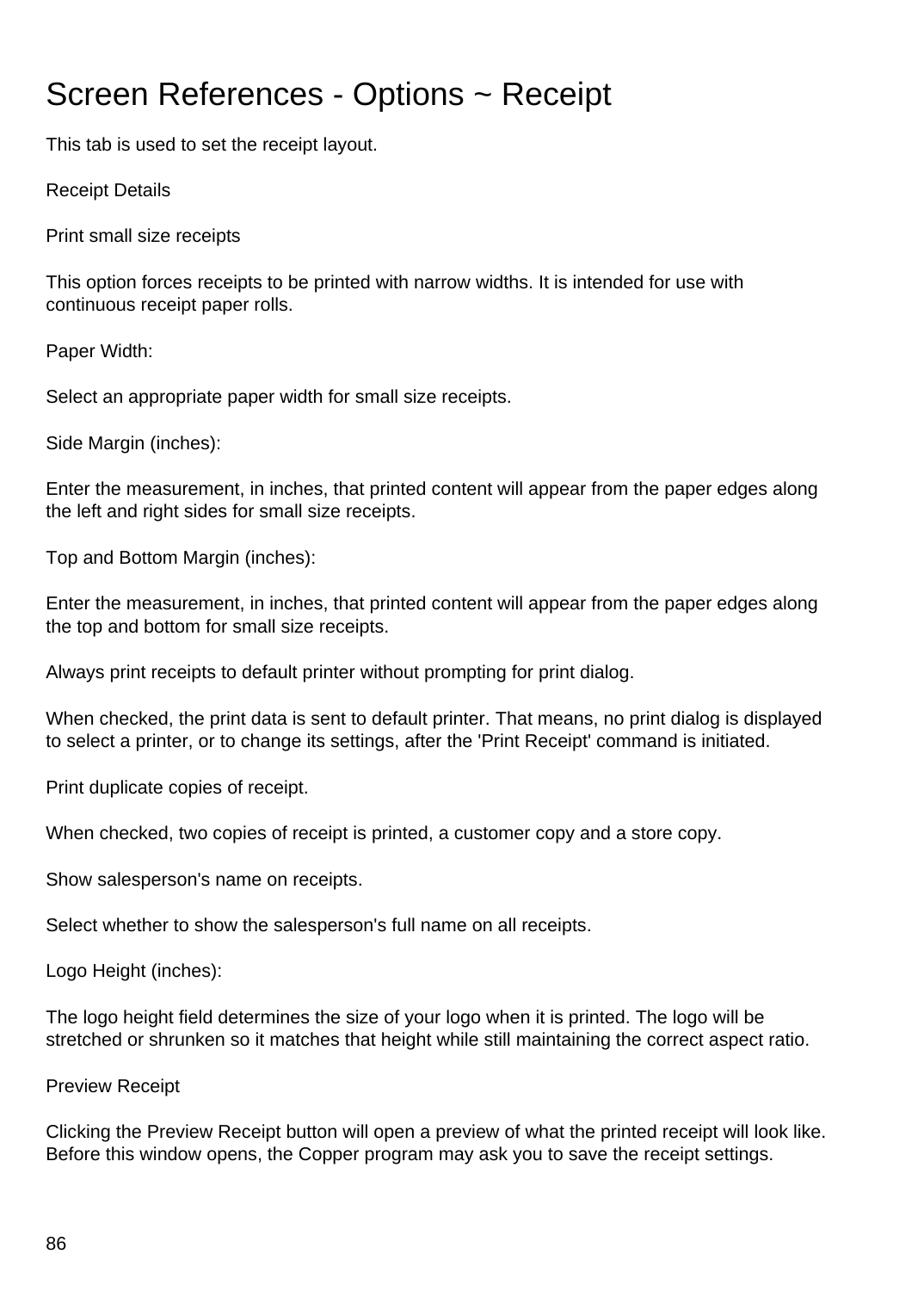# Screen References - Options ~ Receipt

This tab is used to set the receipt layout.

Receipt Details

Print small size receipts

This option forces receipts to be printed with narrow widths. It is intended for use with continuous receipt paper rolls.

Paper Width:

Select an appropriate paper width for small size receipts.

Side Margin (inches):

Enter the measurement, in inches, that printed content will appear from the paper edges along the left and right sides for small size receipts.

Top and Bottom Margin (inches):

Enter the measurement, in inches, that printed content will appear from the paper edges along the top and bottom for small size receipts.

Always print receipts to default printer without prompting for print dialog.

When checked, the print data is sent to default printer. That means, no print dialog is displayed to select a printer, or to change its settings, after the 'Print Receipt' command is initiated.

Print duplicate copies of receipt.

When checked, two copies of receipt is printed, a customer copy and a store copy.

Show salesperson's name on receipts.

Select whether to show the salesperson's full name on all receipts.

Logo Height (inches):

The logo height field determines the size of your logo when it is printed. The logo will be stretched or shrunken so it matches that height while still maintaining the correct aspect ratio.

Preview Receipt

Clicking the Preview Receipt button will open a preview of what the printed receipt will look like. Before this window opens, the Copper program may ask you to save the receipt settings.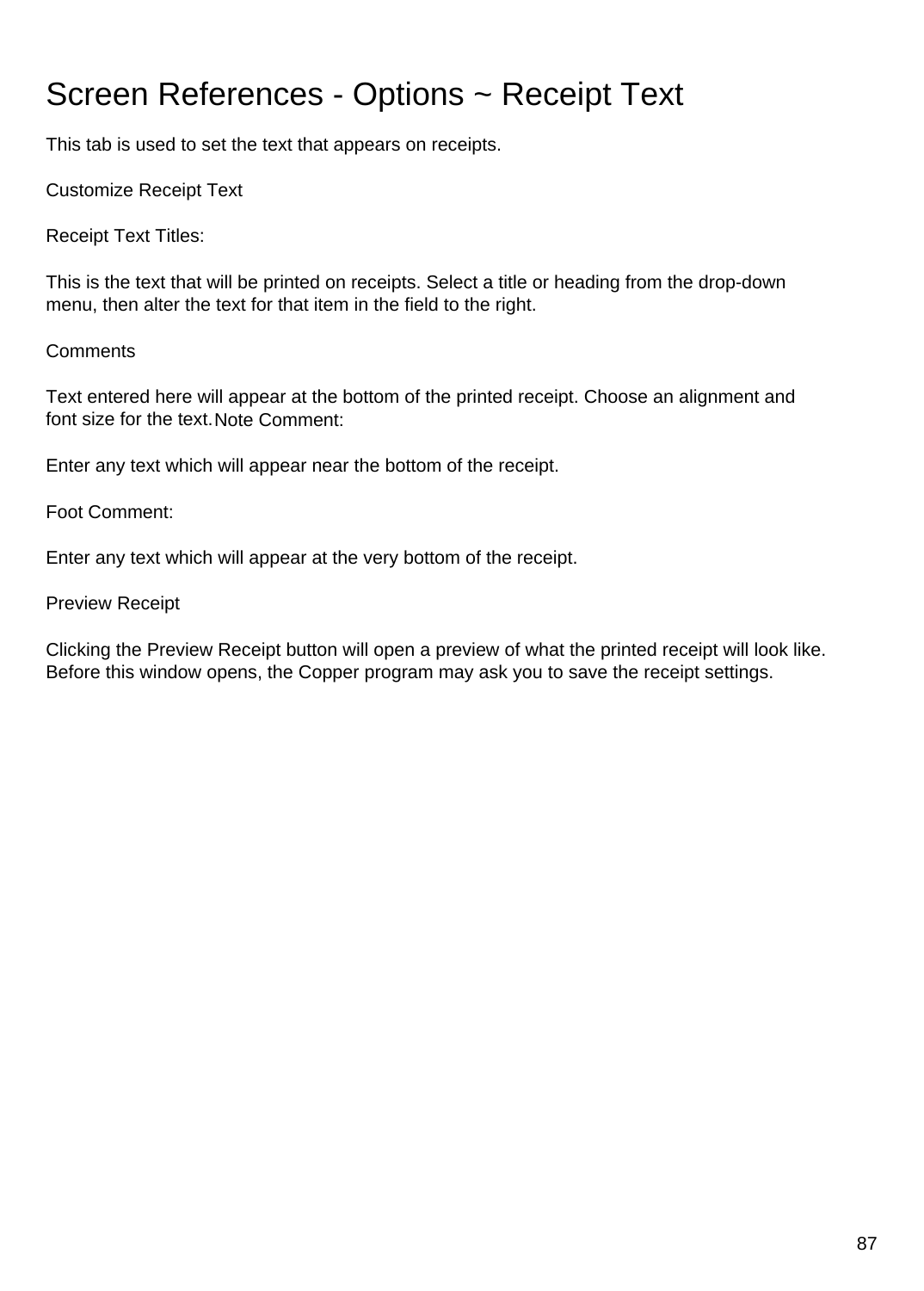# Screen References - Options ~ Receipt Text

This tab is used to set the text that appears on receipts.

Customize Receipt Text

Receipt Text Titles:

This is the text that will be printed on receipts. Select a title or heading from the drop-down menu, then alter the text for that item in the field to the right.

Comments

Text entered here will appear at the bottom of the printed receipt. Choose an alignment and font size for the text.

Note Comment:

Enter any text which will appear near the bottom of the receipt.

Foot Comment:

Enter any text which will appear at the very bottom of the receipt.

Preview Receipt

Clicking the Preview Receipt button will open a preview of what the printed receipt will look like. Before this window opens, the Copper program may ask you to save the receipt settings.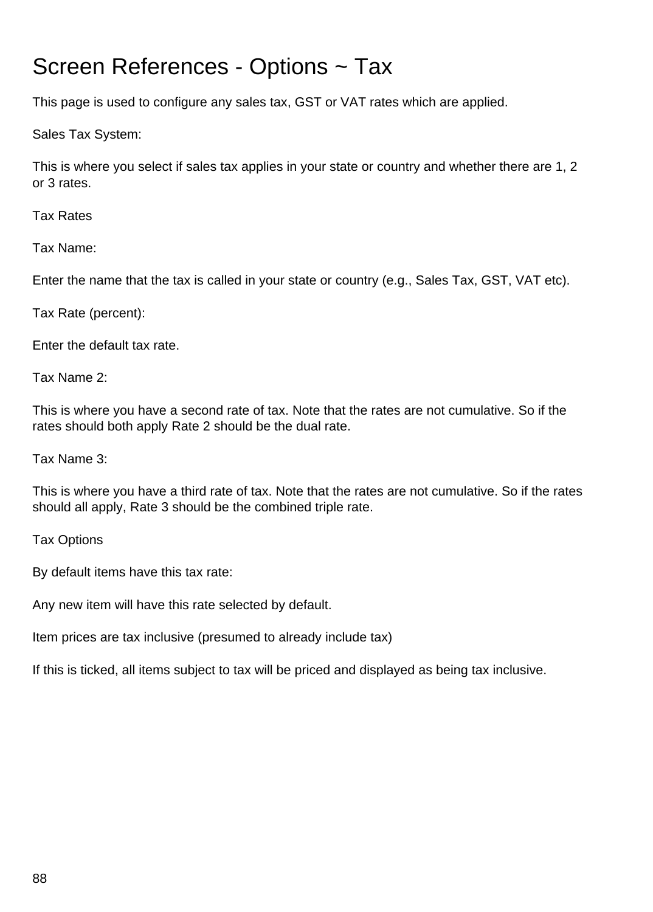# Screen References - Options ~ Tax

This page is used to configure any sales tax, GST or VAT rates which are applied.

Sales Tax System:

This is where you select if sales tax applies in your state or country and whether there are 1, 2 or 3 rates.

Tax Rates

Tax Name:

Enter the name that the tax is called in your state or country (e.g., Sales Tax, GST, VAT etc).

Tax Rate (percent):

Enter the default tax rate.

Tax Name 2:

This is where you have a second rate of tax. Note that the rates are not cumulative. So if the rates should both apply Rate 2 should be the dual rate.

Tax Name 3:

This is where you have a third rate of tax. Note that the rates are not cumulative. So if the rates should all apply, Rate 3 should be the combined triple rate.

Tax Options

By default items have this tax rate:

Any new item will have this rate selected by default.

Item prices are tax inclusive (presumed to already include tax)

If this is ticked, all items subject to tax will be priced and displayed as being tax inclusive.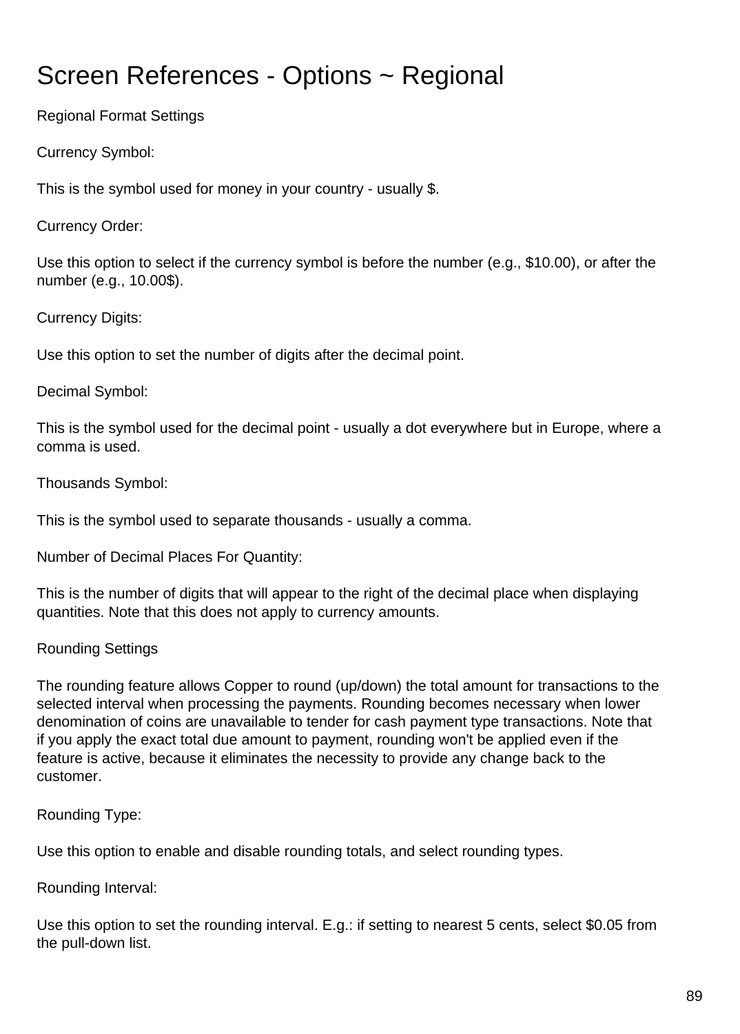# Screen References - Options ~ Regional

Regional Format Settings

Currency Symbol:

This is the symbol used for money in your country - usually $.

Currency Order:

Use this option to select if the currency symbol is before the number (e.g., $10.00), or after the number (e.g., 10.00$).

Currency Digits:

Use this option to set the number of digits after the decimal point.

Decimal Symbol:

This is the symbol used for the decimal point - usually a dot everywhere but in Europe, where a comma is used.

Thousands Symbol:

This is the symbol used to separate thousands - usually a comma.

Number of Decimal Places For Quantity:

This is the number of digits that will appear to the right of the decimal place when displaying quantities. Note that this does not apply to currency amounts.

Rounding Settings

The rounding feature allows Copper to round (up/down) the total amount for transactions to the selected interval when processing the payments. Rounding becomes necessary when lower denomination of coins are unavailable to tender for cash payment type transactions. Note that if you apply the exact total due amount to payment, rounding won't be applied even if the feature is active, because it eliminates the necessity to provide any change back to the customer.

Rounding Type:

Use this option to enable and disable rounding totals, and select rounding types.

Rounding Interval:

Use this option to set the rounding interval. E.g.: if setting to nearest 5 cents, select $0.05 from the pull-down list.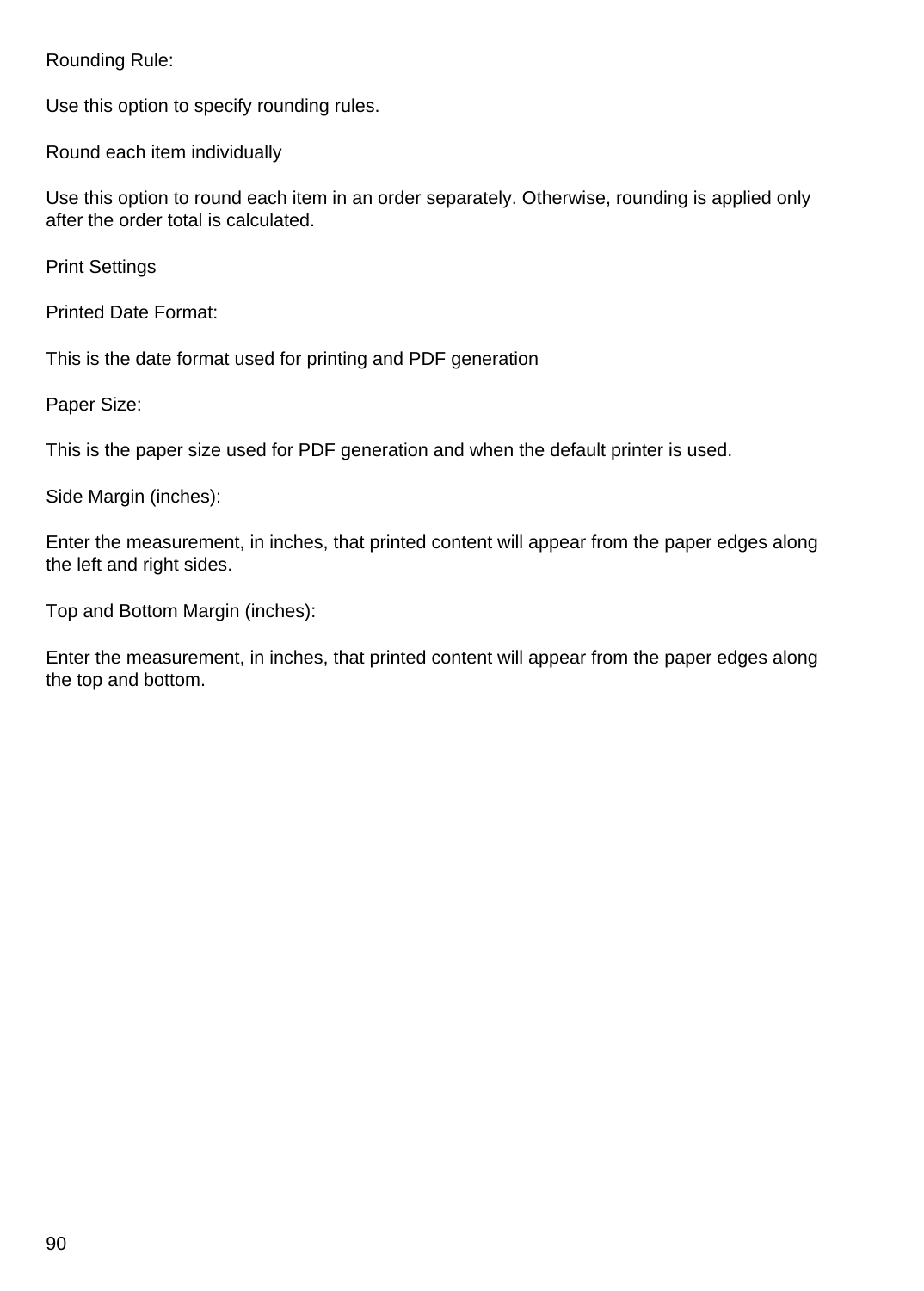Rounding Rule:

Use this option to specify rounding rules.

Round each item individually

Use this option to round each item in an order separately. Otherwise, rounding is applied only after the order total is calculated.

Print Settings

Printed Date Format:

This is the date format used for printing and PDF generation

Paper Size:

This is the paper size used for PDF generation and when the default printer is used.

Side Margin (inches):

Enter the measurement, in inches, that printed content will appear from the paper edges along the left and right sides.

Top and Bottom Margin (inches):

Enter the measurement, in inches, that printed content will appear from the paper edges along the top and bottom.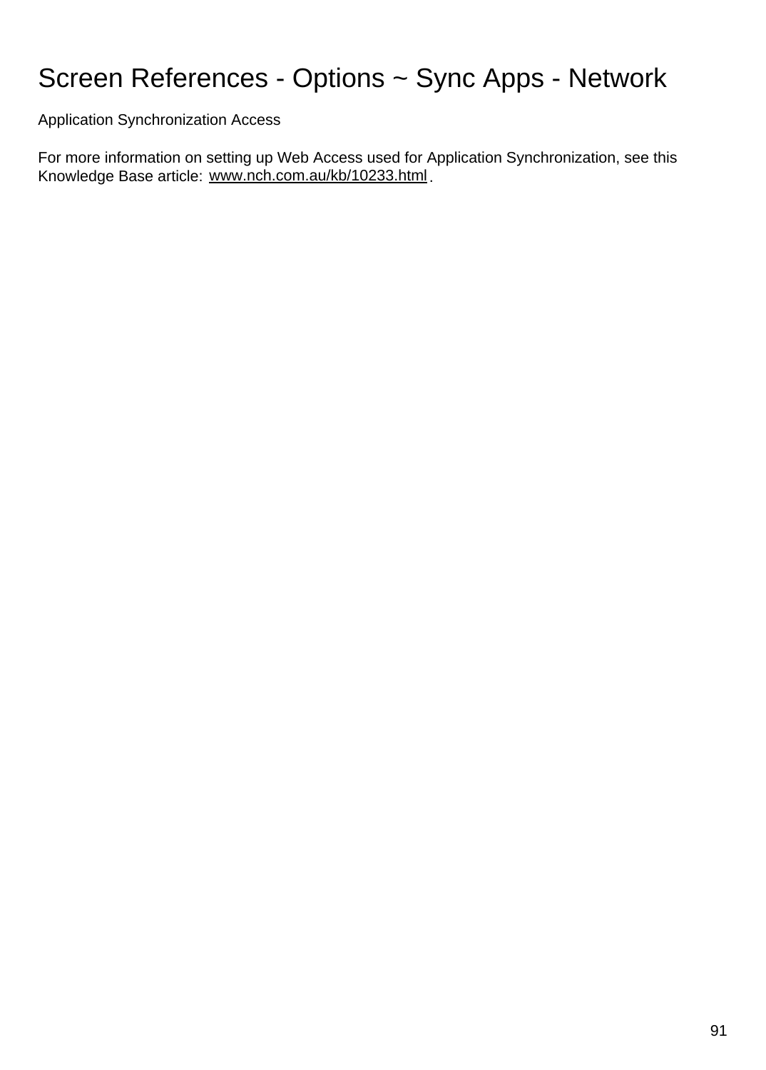# Screen References - Options ~ Sync Apps - Network

Application Synchronization Access

For more information on setting up Web Access used for Application Synchronization, see this Knowledge Base article: www.nch.com.au/kb/10233.html .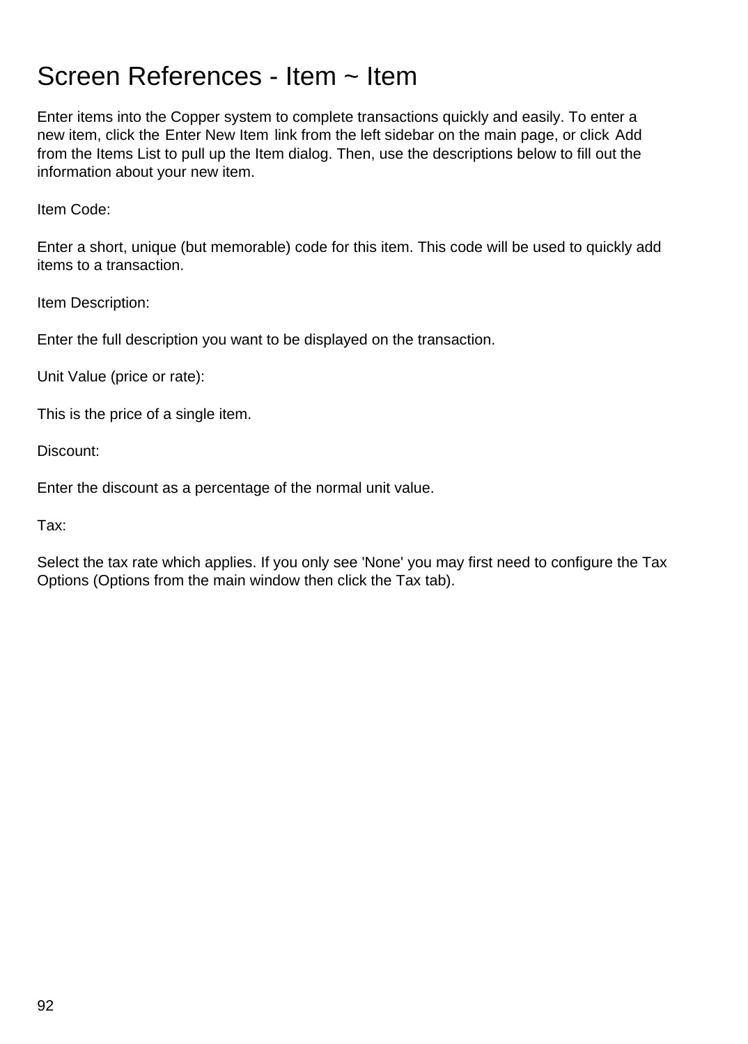# Screen References - Item ~ Item

Enter items into the Copper system to complete transactions quickly and easily. To enter a new item, click the Enter New Item link from the left sidebar on the main page, or click Add from the Items List to pull up the Item dialog. Then, use the descriptions below to fill out the information about your new item.

Item Code:

Enter a short, unique (but memorable) code for this item. This code will be used to quickly add items to a transaction.

Item Description:

Enter the full description you want to be displayed on the transaction.

Unit Value (price or rate):

This is the price of a single item.

Discount:

Enter the discount as a percentage of the normal unit value.

Tax:

Select the tax rate which applies. If you only see 'None' you may first need to configure the Tax Options (Options from the main window then click the Tax tab).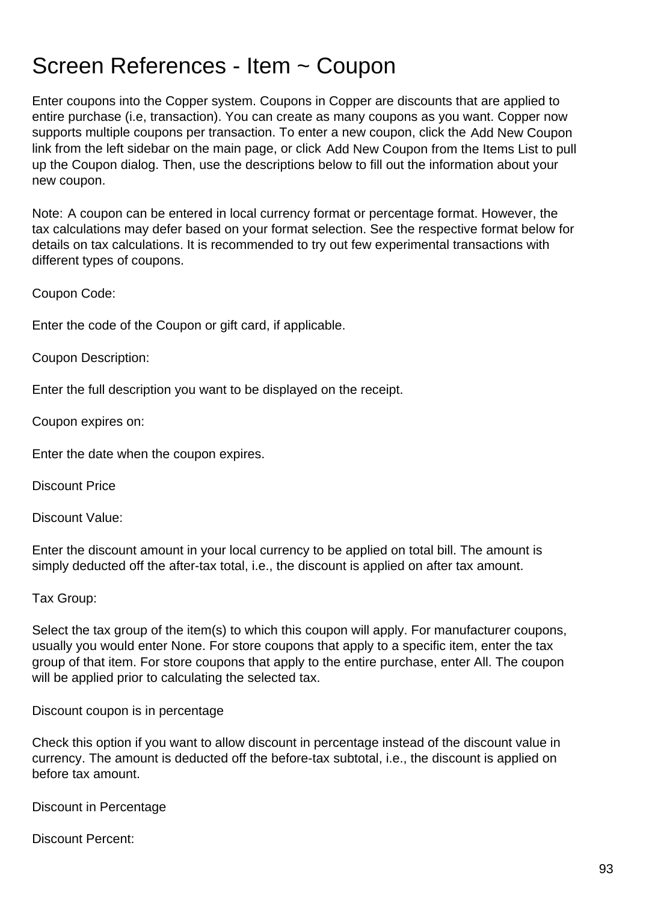# Screen References - Item ~ Coupon

Enter coupons into the Copper system. Coupons in Copper are discounts that are applied to entire purchase (i.e, transaction). You can create as many coupons as you want. Copper now supports multiple coupons per transaction. To enter a new coupon, click the Add New Coupon link from the left sidebar on the main page, or click Add New Coupon from the Items List to pull up the Coupon dialog. Then, use the descriptions below to fill out the information about your new coupon.

Note: A coupon can be entered in local currency format or percentage format. However, the tax calculations may defer based on your format selection. See the respective format below for details on tax calculations. It is recommended to try out few experimental transactions with different types of coupons.

Coupon Code:

Enter the code of the Coupon or gift card, if applicable.

Coupon Description:

Enter the full description you want to be displayed on the receipt.

Coupon expires on:

Enter the date when the coupon expires.

Discount Price

Discount Value:

Enter the discount amount in your local currency to be applied on total bill. The amount is simply deducted off the after-tax total, i.e., the discount is applied on after tax amount.

Tax Group:

Select the tax group of the item(s) to which this coupon will apply. For manufacturer coupons, usually you would enter None. For store coupons that apply to a specific item, enter the tax group of that item. For store coupons that apply to the entire purchase, enter All. The coupon will be applied prior to calculating the selected tax.

Discount coupon is in percentage

Check this option if you want to allow discount in percentage instead of the discount value in currency. The amount is deducted off the before-tax subtotal, i.e., the discount is applied on before tax amount.

Discount in Percentage

Discount Percent: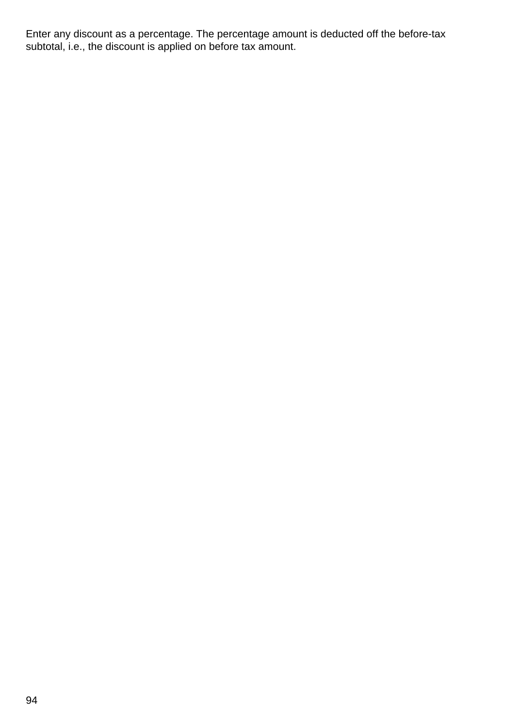Enter any discount as a percentage. The percentage amount is deducted off the before-tax subtotal, i.e., the discount is applied on before tax amount.